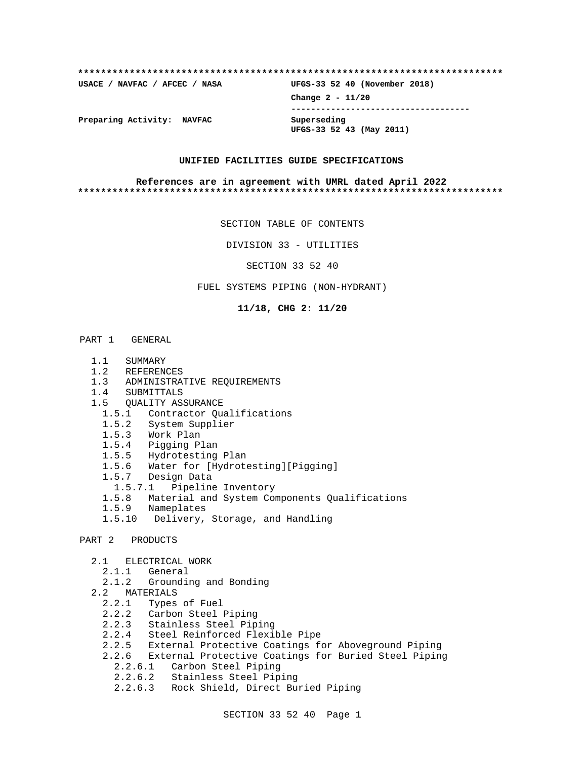**************************************************************************

USACE / NAVFAC / AFCEC / NASA                UFGS-33 52 40 (November 2018)

Change 2 - 11/20

-----------------------------------

Preparing Activity:  NAVFAC                  Superseding
UFGS-33 52 43 (May 2011)

**UNIFIED FACILITIES GUIDE SPECIFICATIONS**

**References are in agreement with UMRL dated April 2022**

**************************************************************************

SECTION TABLE OF CONTENTS

DIVISION 33 - UTILITIES

SECTION 33 52 40

FUEL SYSTEMS PIPING (NON-HYDRANT)

**11/18, CHG 2: 11/20**

PART 1   GENERAL

- 1.1   SUMMARY
- 1.2   REFERENCES
- 1.3   ADMINISTRATIVE REQUIREMENTS
- 1.4   SUBMITTALS
- 1.5   QUALITY ASSURANCE
  - 1.5.1   Contractor Qualifications
  - 1.5.2   System Supplier
  - 1.5.3   Work Plan
  - 1.5.4   Pigging Plan
  - 1.5.5   Hydrotesting Plan
  - 1.5.6   Water for [Hydrotesting][Pigging]
  - 1.5.7   Design Data
    - 1.5.7.1   Pipeline Inventory
  - 1.5.8   Material and System Components Qualifications
  - 1.5.9   Nameplates
  - 1.5.10   Delivery, Storage, and Handling

PART 2   PRODUCTS

- 2.1   ELECTRICAL WORK
  - 2.1.1   General
  - 2.1.2   Grounding and Bonding
- 2.2   MATERIALS
  - 2.2.1   Types of Fuel
  - 2.2.2   Carbon Steel Piping
  - 2.2.3   Stainless Steel Piping
  - 2.2.4   Steel Reinforced Flexible Pipe
  - 2.2.5   External Protective Coatings for Aboveground Piping
  - 2.2.6   External Protective Coatings for Buried Steel Piping
    - 2.2.6.1   Carbon Steel Piping
    - 2.2.6.2   Stainless Steel Piping
    - 2.2.6.3   Rock Shield, Direct Buried Piping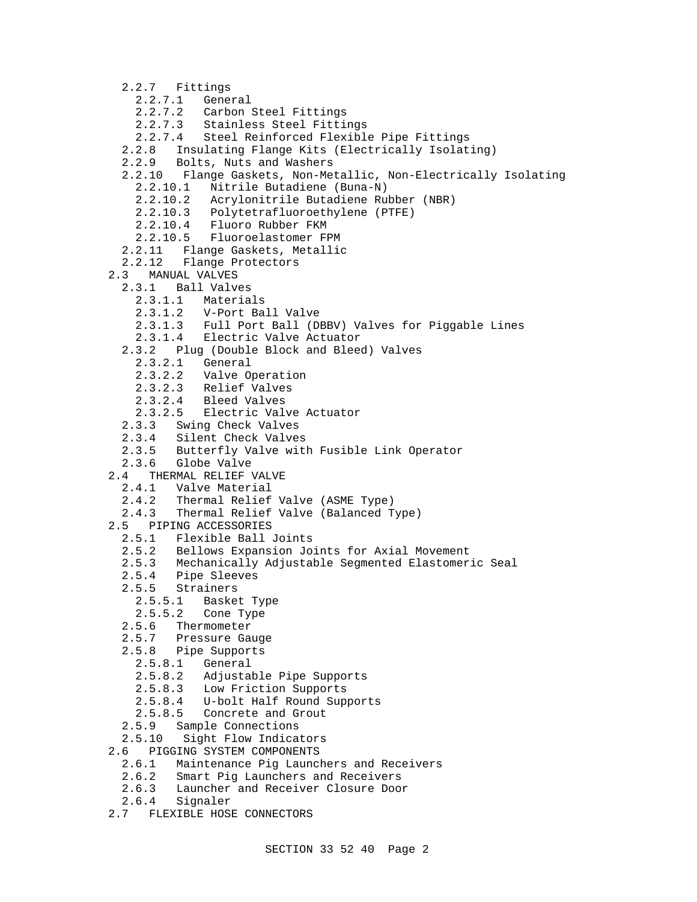- 2.2.7 Fittings
  - 2.2.7.1 General
  - 2.2.7.2 Carbon Steel Fittings
  - 2.2.7.3 Stainless Steel Fittings
  - 2.2.7.4 Steel Reinforced Flexible Pipe Fittings
- 2.2.8 Insulating Flange Kits (Electrically Isolating)
- 2.2.9 Bolts, Nuts and Washers
- 2.2.10 Flange Gaskets, Non-Metallic, Non-Electrically Isolating
  - 2.2.10.1 Nitrile Butadiene (Buna-N)
  - 2.2.10.2 Acrylonitrile Butadiene Rubber (NBR)
  - 2.2.10.3 Polytetrafluoroethylene (PTFE)
  - 2.2.10.4 Fluoro Rubber FKM
  - 2.2.10.5 Fluoroelastomer FPM
- 2.2.11 Flange Gaskets, Metallic
- 2.2.12 Flange Protectors

2.3 MANUAL VALVES
- 2.3.1 Ball Valves
  - 2.3.1.1 Materials
  - 2.3.1.2 V-Port Ball Valve
  - 2.3.1.3 Full Port Ball (DBBV) Valves for Piggable Lines
  - 2.3.1.4 Electric Valve Actuator
- 2.3.2 Plug (Double Block and Bleed) Valves
  - 2.3.2.1 General
  - 2.3.2.2 Valve Operation
  - 2.3.2.3 Relief Valves
  - 2.3.2.4 Bleed Valves
  - 2.3.2.5 Electric Valve Actuator
- 2.3.3 Swing Check Valves
- 2.3.4 Silent Check Valves
- 2.3.5 Butterfly Valve with Fusible Link Operator
- 2.3.6 Globe Valve

2.4 THERMAL RELIEF VALVE
- 2.4.1 Valve Material
- 2.4.2 Thermal Relief Valve (ASME Type)
- 2.4.3 Thermal Relief Valve (Balanced Type)

2.5 PIPING ACCESSORIES
- 2.5.1 Flexible Ball Joints
- 2.5.2 Bellows Expansion Joints for Axial Movement
- 2.5.3 Mechanically Adjustable Segmented Elastomeric Seal
- 2.5.4 Pipe Sleeves
- 2.5.5 Strainers
  - 2.5.5.1 Basket Type
  - 2.5.5.2 Cone Type
- 2.5.6 Thermometer
- 2.5.7 Pressure Gauge
- 2.5.8 Pipe Supports
  - 2.5.8.1 General
  - 2.5.8.2 Adjustable Pipe Supports
  - 2.5.8.3 Low Friction Supports
  - 2.5.8.4 U-bolt Half Round Supports
  - 2.5.8.5 Concrete and Grout
- 2.5.9 Sample Connections
- 2.5.10 Sight Flow Indicators

2.6 PIGGING SYSTEM COMPONENTS
- 2.6.1 Maintenance Pig Launchers and Receivers
- 2.6.2 Smart Pig Launchers and Receivers
- 2.6.3 Launcher and Receiver Closure Door
- 2.6.4 Signaler

2.7 FLEXIBLE HOSE CONNECTORS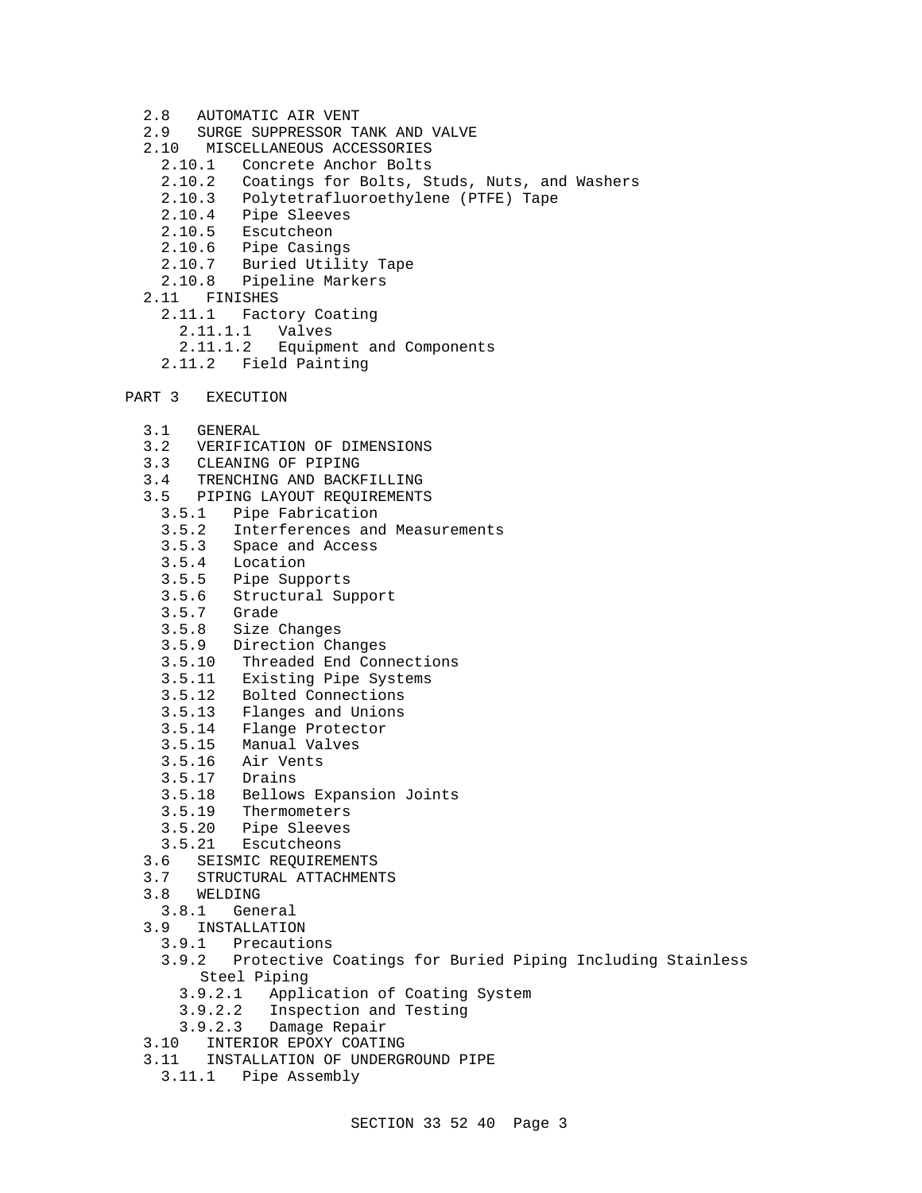- 2.8 AUTOMATIC AIR VENT
- 2.9 SURGE SUPPRESSOR TANK AND VALVE
- 2.10 MISCELLANEOUS ACCESSORIES
  - 2.10.1 Concrete Anchor Bolts
  - 2.10.2 Coatings for Bolts, Studs, Nuts, and Washers
  - 2.10.3 Polytetrafluoroethylene (PTFE) Tape
  - 2.10.4 Pipe Sleeves
  - 2.10.5 Escutcheon
  - 2.10.6 Pipe Casings
  - 2.10.7 Buried Utility Tape
  - 2.10.8 Pipeline Markers
- 2.11 FINISHES
  - 2.11.1 Factory Coating
    - 2.11.1.1 Valves
    - 2.11.1.2 Equipment and Components
  - 2.11.2 Field Painting

PART 3 EXECUTION

- 3.1 GENERAL
- 3.2 VERIFICATION OF DIMENSIONS
- 3.3 CLEANING OF PIPING
- 3.4 TRENCHING AND BACKFILLING
- 3.5 PIPING LAYOUT REQUIREMENTS
  - 3.5.1 Pipe Fabrication
  - 3.5.2 Interferences and Measurements
  - 3.5.3 Space and Access
  - 3.5.4 Location
  - 3.5.5 Pipe Supports
  - 3.5.6 Structural Support
  - 3.5.7 Grade
  - 3.5.8 Size Changes
  - 3.5.9 Direction Changes
  - 3.5.10 Threaded End Connections
  - 3.5.11 Existing Pipe Systems
  - 3.5.12 Bolted Connections
  - 3.5.13 Flanges and Unions
  - 3.5.14 Flange Protector
  - 3.5.15 Manual Valves
  - 3.5.16 Air Vents
  - 3.5.17 Drains
  - 3.5.18 Bellows Expansion Joints
  - 3.5.19 Thermometers
  - 3.5.20 Pipe Sleeves
  - 3.5.21 Escutcheons
- 3.6 SEISMIC REQUIREMENTS
- 3.7 STRUCTURAL ATTACHMENTS
- 3.8 WELDING
  - 3.8.1 General
- 3.9 INSTALLATION
  - 3.9.1 Precautions
  - 3.9.2 Protective Coatings for Buried Piping Including Stainless Steel Piping
    - 3.9.2.1 Application of Coating System
    - 3.9.2.2 Inspection and Testing
    - 3.9.2.3 Damage Repair
- 3.10 INTERIOR EPOXY COATING
- 3.11 INSTALLATION OF UNDERGROUND PIPE
  - 3.11.1 Pipe Assembly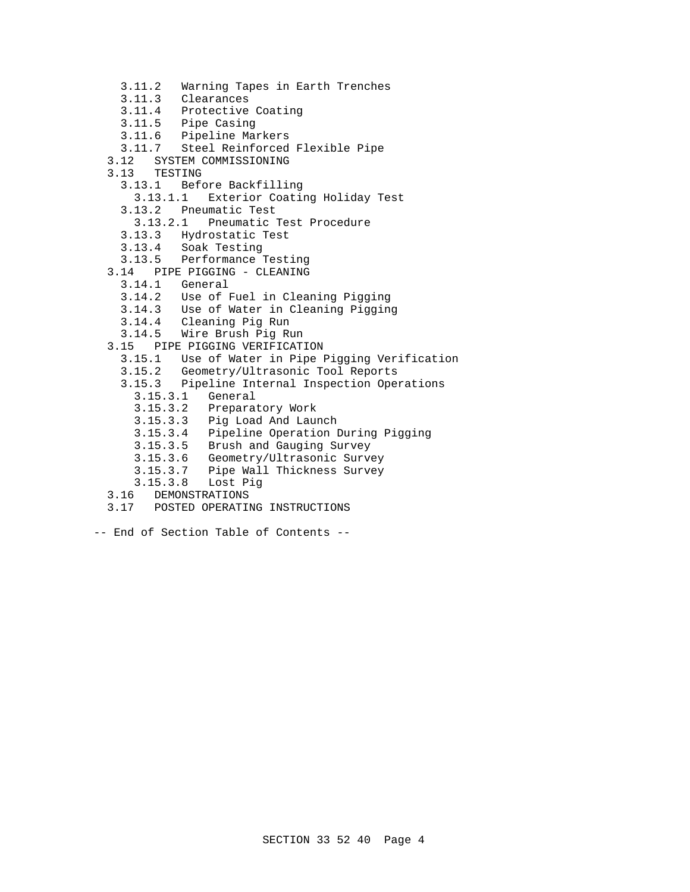- 3.11.2 Warning Tapes in Earth Trenches
- 3.11.3 Clearances
- 3.11.4 Protective Coating
- 3.11.5 Pipe Casing
- 3.11.6 Pipeline Markers
- 3.11.7 Steel Reinforced Flexible Pipe

3.12 SYSTEM COMMISSIONING

3.13 TESTING

- 3.13.1 Before Backfilling
  - 3.13.1.1 Exterior Coating Holiday Test
- 3.13.2 Pneumatic Test
  - 3.13.2.1 Pneumatic Test Procedure
- 3.13.3 Hydrostatic Test
- 3.13.4 Soak Testing
- 3.13.5 Performance Testing

3.14 PIPE PIGGING - CLEANING

- 3.14.1 General
- 3.14.2 Use of Fuel in Cleaning Pigging
- 3.14.3 Use of Water in Cleaning Pigging
- 3.14.4 Cleaning Pig Run
- 3.14.5 Wire Brush Pig Run

3.15 PIPE PIGGING VERIFICATION

- 3.15.1 Use of Water in Pipe Pigging Verification
- 3.15.2 Geometry/Ultrasonic Tool Reports
- 3.15.3 Pipeline Internal Inspection Operations
  - 3.15.3.1 General
  - 3.15.3.2 Preparatory Work
  - 3.15.3.3 Pig Load And Launch
  - 3.15.3.4 Pipeline Operation During Pigging
  - 3.15.3.5 Brush and Gauging Survey
  - 3.15.3.6 Geometry/Ultrasonic Survey
  - 3.15.3.7 Pipe Wall Thickness Survey
  - 3.15.3.8 Lost Pig

3.16 DEMONSTRATIONS

3.17 POSTED OPERATING INSTRUCTIONS

-- End of Section Table of Contents --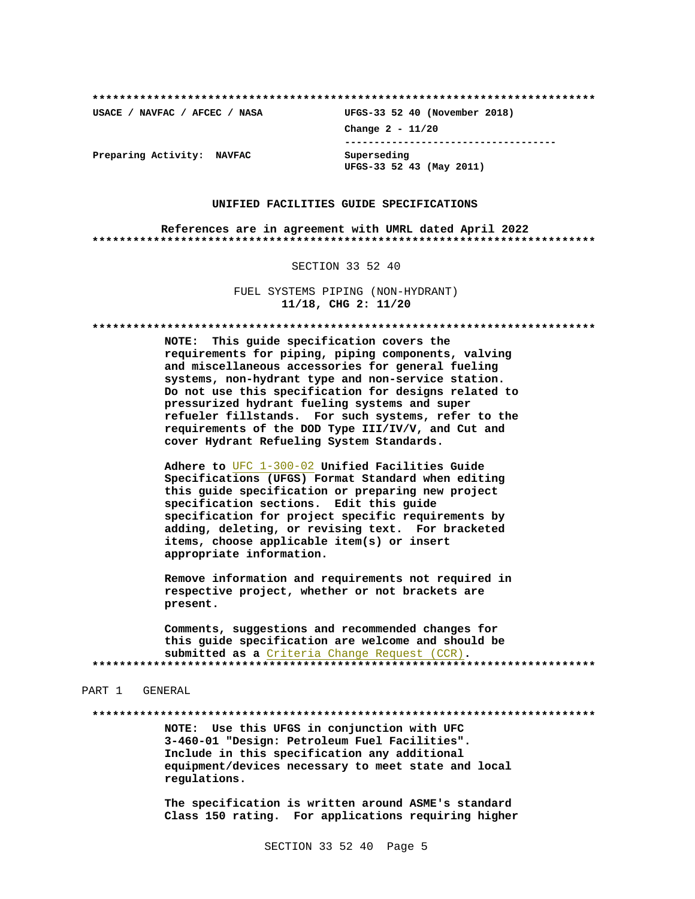**************************************************************************

USACE / NAVFAC / AFCEC / NASA UFGS-33 52 40 (November 2018)

Change 2 - 11/20

-----------------------------------

Preparing Activity: NAVFAC Superseding
UFGS-33 52 43 (May 2011)

**UNIFIED FACILITIES GUIDE SPECIFICATIONS**

**References are in agreement with UMRL dated April 2022**

**************************************************************************

SECTION 33 52 40

FUEL SYSTEMS PIPING (NON-HYDRANT)
**11/18, CHG 2: 11/20**

**************************************************************************

**NOTE: This guide specification covers the requirements for piping, piping components, valving and miscellaneous accessories for general fueling systems, non-hydrant type and non-service station. Do not use this specification for designs related to pressurized hydrant fueling systems and super refueler fillstands. For such systems, refer to the requirements of the DOD Type III/IV/V, and Cut and cover Hydrant Refueling System Standards.**

**Adhere to UFC 1-300-02 Unified Facilities Guide Specifications (UFGS) Format Standard when editing this guide specification or preparing new project specification sections. Edit this guide specification for project specific requirements by adding, deleting, or revising text. For bracketed items, choose applicable item(s) or insert appropriate information.**

**Remove information and requirements not required in respective project, whether or not brackets are present.**

**Comments, suggestions and recommended changes for this guide specification are welcome and should be submitted as a Criteria Change Request (CCR).**

**************************************************************************

PART 1 GENERAL

**************************************************************************

**NOTE: Use this UFGS in conjunction with UFC 3-460-01 "Design: Petroleum Fuel Facilities". Include in this specification any additional equipment/devices necessary to meet state and local regulations.**

**The specification is written around ASME's standard Class 150 rating. For applications requiring higher**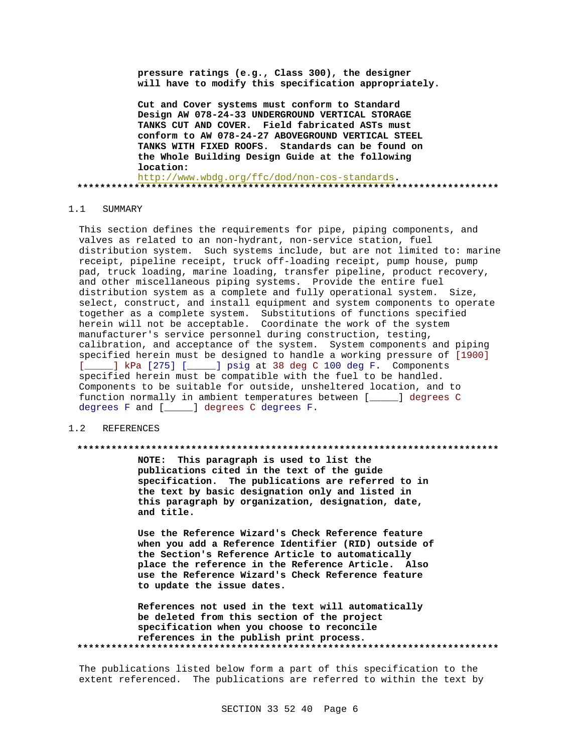**pressure ratings (e.g., Class 300), the designer will have to modify this specification appropriately.**

**Cut and Cover systems must conform to Standard Design AW 078-24-33 UNDERGROUND VERTICAL STORAGE TANKS CUT AND COVER. Field fabricated ASTs must conform to AW 078-24-27 ABOVEGROUND VERTICAL STEEL TANKS WITH FIXED ROOFS. Standards can be found on the Whole Building Design Guide at the following location:**
http://www.wbdg.org/ffc/dod/non-cos-standards.

**************************************************************************

## 1.1 SUMMARY

This section defines the requirements for pipe, piping components, and valves as related to an non-hydrant, non-service station, fuel distribution system. Such systems include, but are not limited to: marine receipt, pipeline receipt, truck off-loading receipt, pump house, pump pad, truck loading, marine loading, transfer pipeline, product recovery, and other miscellaneous piping systems. Provide the entire fuel distribution system as a complete and fully operational system. Size, select, construct, and install equipment and system components to operate together as a complete system. Substitutions of functions specified herein will not be acceptable. Coordinate the work of the system manufacturer's service personnel during construction, testing, calibration, and acceptance of the system. System components and piping specified herein must be designed to handle a working pressure of [1900] [_____] kPa [275] [_____] psig at 38 deg C 100 deg F. Components specified herein must be compatible with the fuel to be handled. Components to be suitable for outside, unsheltered location, and to function normally in ambient temperatures between [_____] degrees C degrees F and [_____] degrees C degrees F.

## 1.2 REFERENCES

**************************************************************************

**NOTE: This paragraph is used to list the publications cited in the text of the guide specification. The publications are referred to in the text by basic designation only and listed in this paragraph by organization, designation, date, and title.**

**Use the Reference Wizard's Check Reference feature when you add a Reference Identifier (RID) outside of the Section's Reference Article to automatically place the reference in the Reference Article. Also use the Reference Wizard's Check Reference feature to update the issue dates.**

**References not used in the text will automatically be deleted from this section of the project specification when you choose to reconcile references in the publish print process.**

**************************************************************************

The publications listed below form a part of this specification to the extent referenced. The publications are referred to within the text by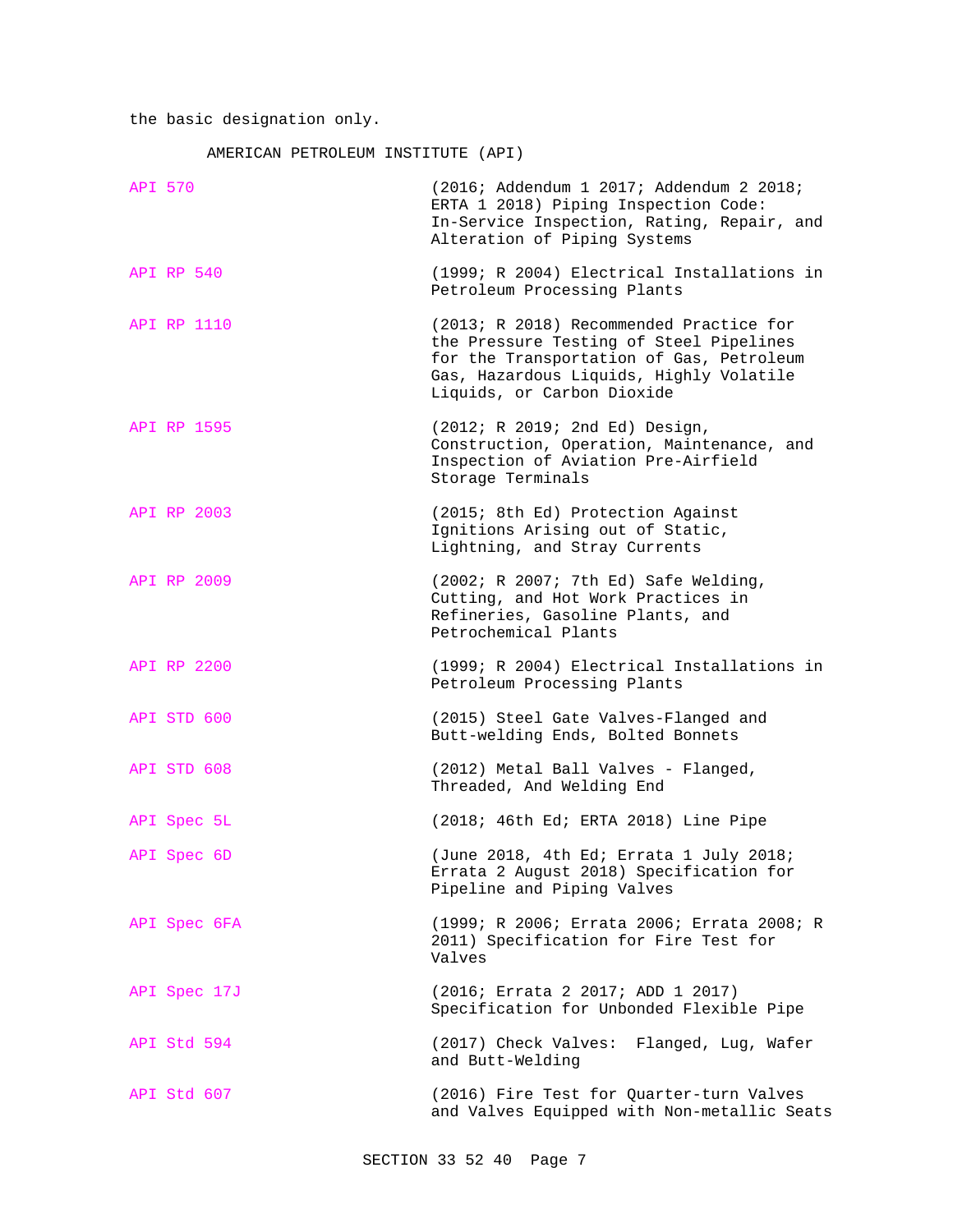the basic designation only.

AMERICAN PETROLEUM INSTITUTE (API)

| | |
|---|---|
| API 570 | (2016; Addendum 1 2017; Addendum 2 2018; ERTA 1 2018) Piping Inspection Code: In-Service Inspection, Rating, Repair, and Alteration of Piping Systems |
| API RP 540 | (1999; R 2004) Electrical Installations in Petroleum Processing Plants |
| API RP 1110 | (2013; R 2018) Recommended Practice for the Pressure Testing of Steel Pipelines for the Transportation of Gas, Petroleum Gas, Hazardous Liquids, Highly Volatile Liquids, or Carbon Dioxide |
| API RP 1595 | (2012; R 2019; 2nd Ed) Design, Construction, Operation, Maintenance, and Inspection of Aviation Pre-Airfield Storage Terminals |
| API RP 2003 | (2015; 8th Ed) Protection Against Ignitions Arising out of Static, Lightning, and Stray Currents |
| API RP 2009 | (2002; R 2007; 7th Ed) Safe Welding, Cutting, and Hot Work Practices in Refineries, Gasoline Plants, and Petrochemical Plants |
| API RP 2200 | (1999; R 2004) Electrical Installations in Petroleum Processing Plants |
| API STD 600 | (2015) Steel Gate Valves-Flanged and Butt-welding Ends, Bolted Bonnets |
| API STD 608 | (2012) Metal Ball Valves - Flanged, Threaded, And Welding End |
| API Spec 5L | (2018; 46th Ed; ERTA 2018) Line Pipe |
| API Spec 6D | (June 2018, 4th Ed; Errata 1 July 2018; Errata 2 August 2018) Specification for Pipeline and Piping Valves |
| API Spec 6FA | (1999; R 2006; Errata 2006; Errata 2008; R 2011) Specification for Fire Test for Valves |
| API Spec 17J | (2016; Errata 2 2017; ADD 1 2017) Specification for Unbonded Flexible Pipe |
| API Std 594 | (2017) Check Valves: Flanged, Lug, Wafer and Butt-Welding |
| API Std 607 | (2016) Fire Test for Quarter-turn Valves and Valves Equipped with Non-metallic Seats |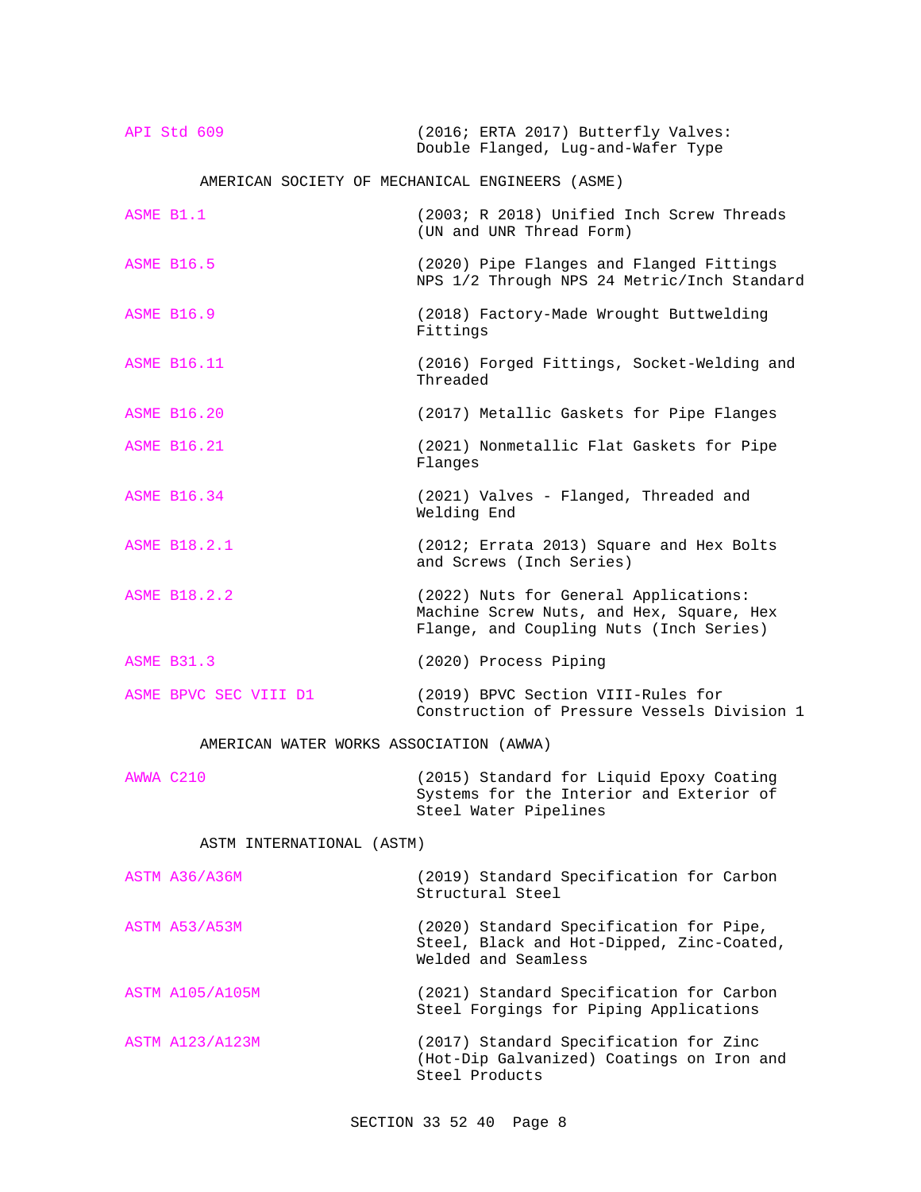API Std 609 (2016; ERTA 2017) Butterfly Valves: Double Flanged, Lug-and-Wafer Type

AMERICAN SOCIETY OF MECHANICAL ENGINEERS (ASME)

ASME B1.1 (2003; R 2018) Unified Inch Screw Threads (UN and UNR Thread Form)

ASME B16.5 (2020) Pipe Flanges and Flanged Fittings NPS 1/2 Through NPS 24 Metric/Inch Standard

ASME B16.9 (2018) Factory-Made Wrought Buttwelding Fittings

ASME B16.11 (2016) Forged Fittings, Socket-Welding and Threaded

ASME B16.20 (2017) Metallic Gaskets for Pipe Flanges

ASME B16.21 (2021) Nonmetallic Flat Gaskets for Pipe Flanges

ASME B16.34 (2021) Valves - Flanged, Threaded and Welding End

ASME B18.2.1 (2012; Errata 2013) Square and Hex Bolts and Screws (Inch Series)

ASME B18.2.2 (2022) Nuts for General Applications: Machine Screw Nuts, and Hex, Square, Hex Flange, and Coupling Nuts (Inch Series)

ASME B31.3 (2020) Process Piping

ASME BPVC SEC VIII D1 (2019) BPVC Section VIII-Rules for Construction of Pressure Vessels Division 1

AMERICAN WATER WORKS ASSOCIATION (AWWA)

AWWA C210 (2015) Standard for Liquid Epoxy Coating Systems for the Interior and Exterior of Steel Water Pipelines

ASTM INTERNATIONAL (ASTM)

ASTM A36/A36M (2019) Standard Specification for Carbon Structural Steel

ASTM A53/A53M (2020) Standard Specification for Pipe, Steel, Black and Hot-Dipped, Zinc-Coated, Welded and Seamless

ASTM A105/A105M (2021) Standard Specification for Carbon Steel Forgings for Piping Applications

ASTM A123/A123M (2017) Standard Specification for Zinc (Hot-Dip Galvanized) Coatings on Iron and Steel Products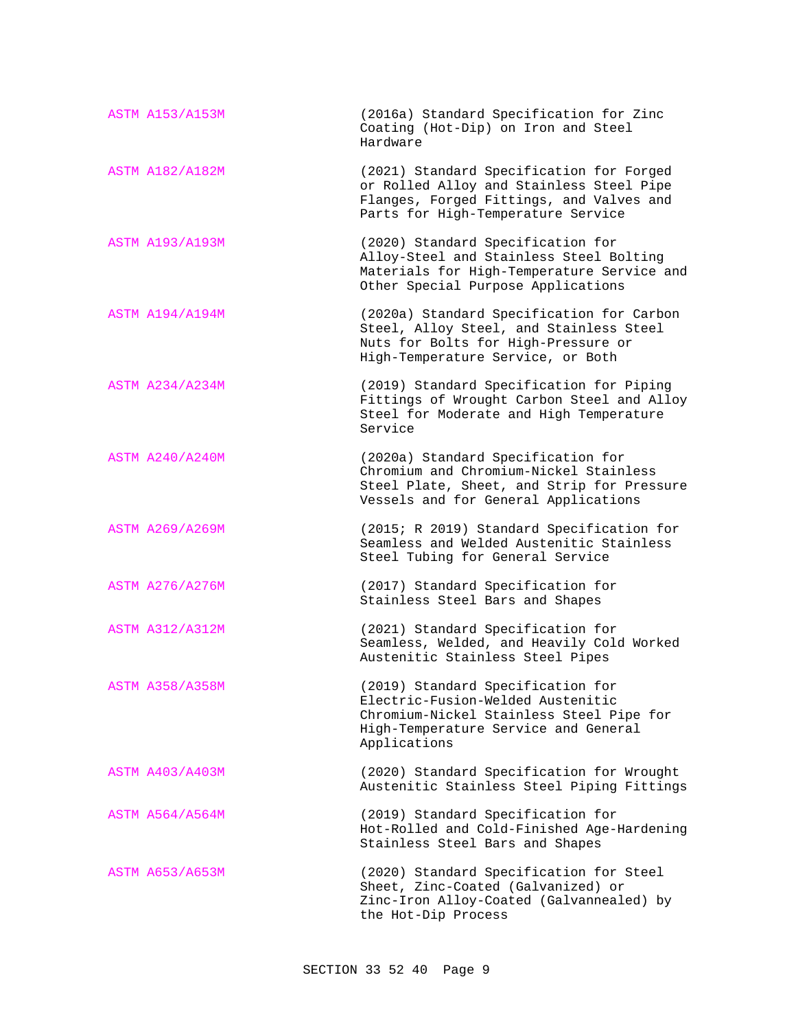| | |
|---|---|
| ASTM A153/A153M | (2016a) Standard Specification for Zinc Coating (Hot-Dip) on Iron and Steel Hardware |
| ASTM A182/A182M | (2021) Standard Specification for Forged or Rolled Alloy and Stainless Steel Pipe Flanges, Forged Fittings, and Valves and Parts for High-Temperature Service |
| ASTM A193/A193M | (2020) Standard Specification for Alloy-Steel and Stainless Steel Bolting Materials for High-Temperature Service and Other Special Purpose Applications |
| ASTM A194/A194M | (2020a) Standard Specification for Carbon Steel, Alloy Steel, and Stainless Steel Nuts for Bolts for High-Pressure or High-Temperature Service, or Both |
| ASTM A234/A234M | (2019) Standard Specification for Piping Fittings of Wrought Carbon Steel and Alloy Steel for Moderate and High Temperature Service |
| ASTM A240/A240M | (2020a) Standard Specification for Chromium and Chromium-Nickel Stainless Steel Plate, Sheet, and Strip for Pressure Vessels and for General Applications |
| ASTM A269/A269M | (2015; R 2019) Standard Specification for Seamless and Welded Austenitic Stainless Steel Tubing for General Service |
| ASTM A276/A276M | (2017) Standard Specification for Stainless Steel Bars and Shapes |
| ASTM A312/A312M | (2021) Standard Specification for Seamless, Welded, and Heavily Cold Worked Austenitic Stainless Steel Pipes |
| ASTM A358/A358M | (2019) Standard Specification for Electric-Fusion-Welded Austenitic Chromium-Nickel Stainless Steel Pipe for High-Temperature Service and General Applications |
| ASTM A403/A403M | (2020) Standard Specification for Wrought Austenitic Stainless Steel Piping Fittings |
| ASTM A564/A564M | (2019) Standard Specification for Hot-Rolled and Cold-Finished Age-Hardening Stainless Steel Bars and Shapes |
| ASTM A653/A653M | (2020) Standard Specification for Steel Sheet, Zinc-Coated (Galvanized) or Zinc-Iron Alloy-Coated (Galvannealed) by the Hot-Dip Process |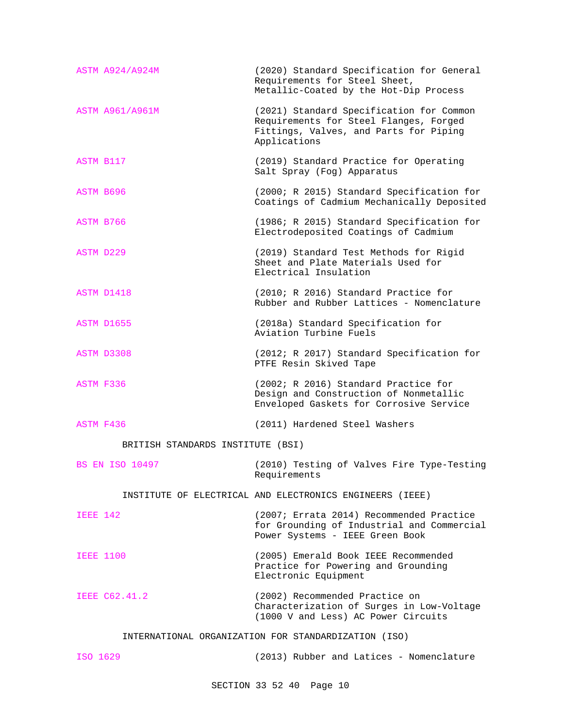| | |
|---|---|
| ASTM A924/A924M | (2020) Standard Specification for General Requirements for Steel Sheet, Metallic-Coated by the Hot-Dip Process |
| ASTM A961/A961M | (2021) Standard Specification for Common Requirements for Steel Flanges, Forged Fittings, Valves, and Parts for Piping Applications |
| ASTM B117 | (2019) Standard Practice for Operating Salt Spray (Fog) Apparatus |
| ASTM B696 | (2000; R 2015) Standard Specification for Coatings of Cadmium Mechanically Deposited |
| ASTM B766 | (1986; R 2015) Standard Specification for Electrodeposited Coatings of Cadmium |
| ASTM D229 | (2019) Standard Test Methods for Rigid Sheet and Plate Materials Used for Electrical Insulation |
| ASTM D1418 | (2010; R 2016) Standard Practice for Rubber and Rubber Lattices - Nomenclature |
| ASTM D1655 | (2018a) Standard Specification for Aviation Turbine Fuels |
| ASTM D3308 | (2012; R 2017) Standard Specification for PTFE Resin Skived Tape |
| ASTM F336 | (2002; R 2016) Standard Practice for Design and Construction of Nonmetallic Enveloped Gaskets for Corrosive Service |
| ASTM F436 | (2011) Hardened Steel Washers |

BRITISH STANDARDS INSTITUTE (BSI)

| | |
|---|---|
| BS EN ISO 10497 | (2010) Testing of Valves Fire Type-Testing Requirements |

INSTITUTE OF ELECTRICAL AND ELECTRONICS ENGINEERS (IEEE)

| | |
|---|---|
| IEEE 142 | (2007; Errata 2014) Recommended Practice for Grounding of Industrial and Commercial Power Systems - IEEE Green Book |
| IEEE 1100 | (2005) Emerald Book IEEE Recommended Practice for Powering and Grounding Electronic Equipment |
| IEEE C62.41.2 | (2002) Recommended Practice on Characterization of Surges in Low-Voltage (1000 V and Less) AC Power Circuits |

INTERNATIONAL ORGANIZATION FOR STANDARDIZATION (ISO)

| | |
|---|---|
| ISO 1629 | (2013) Rubber and Latices - Nomenclature |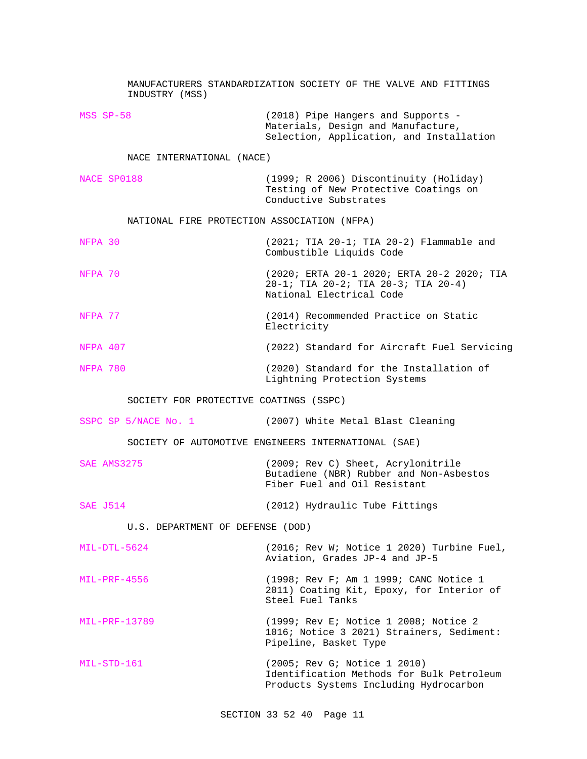MANUFACTURERS STANDARDIZATION SOCIETY OF THE VALVE AND FITTINGS INDUSTRY (MSS)

MSS SP-58 (2018) Pipe Hangers and Supports - Materials, Design and Manufacture, Selection, Application, and Installation

NACE INTERNATIONAL (NACE)

NACE SP0188 (1999; R 2006) Discontinuity (Holiday) Testing of New Protective Coatings on Conductive Substrates

NATIONAL FIRE PROTECTION ASSOCIATION (NFPA)

NFPA 30 (2021; TIA 20-1; TIA 20-2) Flammable and Combustible Liquids Code

NFPA 70 (2020; ERTA 20-1 2020; ERTA 20-2 2020; TIA 20-1; TIA 20-2; TIA 20-3; TIA 20-4) National Electrical Code

NFPA 77 (2014) Recommended Practice on Static Electricity

NFPA 407 (2022) Standard for Aircraft Fuel Servicing

NFPA 780 (2020) Standard for the Installation of Lightning Protection Systems

SOCIETY FOR PROTECTIVE COATINGS (SSPC)

SSPC SP 5/NACE No. 1 (2007) White Metal Blast Cleaning

SOCIETY OF AUTOMOTIVE ENGINEERS INTERNATIONAL (SAE)

SAE AMS3275 (2009; Rev C) Sheet, Acrylonitrile Butadiene (NBR) Rubber and Non-Asbestos Fiber Fuel and Oil Resistant

SAE J514 (2012) Hydraulic Tube Fittings

U.S. DEPARTMENT OF DEFENSE (DOD)

MIL-DTL-5624 (2016; Rev W; Notice 1 2020) Turbine Fuel, Aviation, Grades JP-4 and JP-5

MIL-PRF-4556 (1998; Rev F; Am 1 1999; CANC Notice 1 2011) Coating Kit, Epoxy, for Interior of Steel Fuel Tanks

MIL-PRF-13789 (1999; Rev E; Notice 1 2008; Notice 2 1016; Notice 3 2021) Strainers, Sediment: Pipeline, Basket Type

MIL-STD-161 (2005; Rev G; Notice 1 2010) Identification Methods for Bulk Petroleum Products Systems Including Hydrocarbon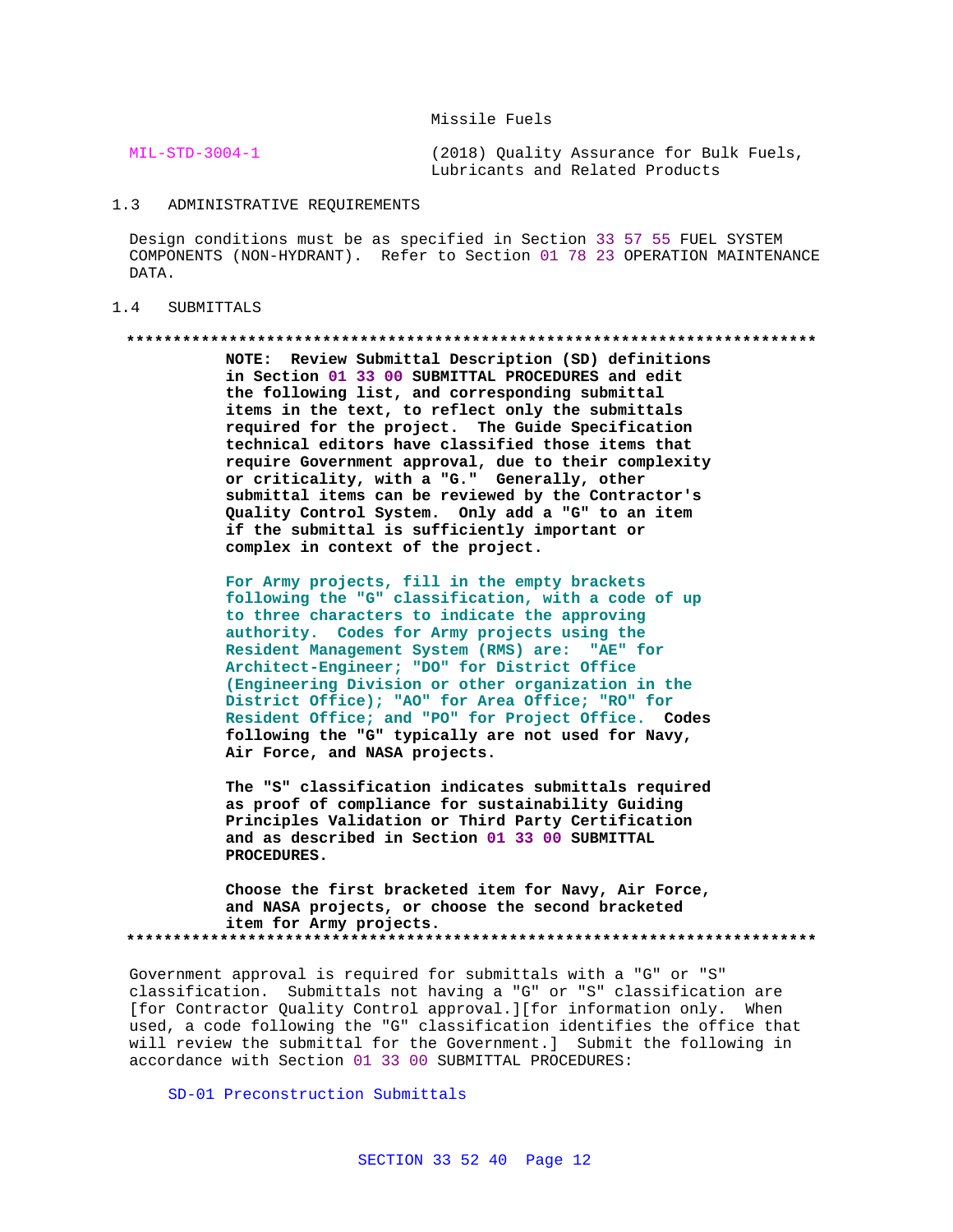Missile Fuels

MIL-STD-3004-1 (2018) Quality Assurance for Bulk Fuels, Lubricants and Related Products

## 1.3 ADMINISTRATIVE REQUIREMENTS

Design conditions must be as specified in Section 33 57 55 FUEL SYSTEM COMPONENTS (NON-HYDRANT). Refer to Section 01 78 23 OPERATION MAINTENANCE DATA.

## 1.4 SUBMITTALS

**************************************************************************

**NOTE: Review Submittal Description (SD) definitions in Section 01 33 00 SUBMITTAL PROCEDURES and edit the following list, and corresponding submittal items in the text, to reflect only the submittals required for the project. The Guide Specification technical editors have classified those items that require Government approval, due to their complexity or criticality, with a "G." Generally, other submittal items can be reviewed by the Contractor's Quality Control System. Only add a "G" to an item if the submittal is sufficiently important or complex in context of the project.**

**For Army projects, fill in the empty brackets following the "G" classification, with a code of up to three characters to indicate the approving authority. Codes for Army projects using the Resident Management System (RMS) are: "AE" for Architect-Engineer; "DO" for District Office (Engineering Division or other organization in the District Office); "AO" for Area Office; "RO" for Resident Office; and "PO" for Project Office. Codes following the "G" typically are not used for Navy, Air Force, and NASA projects.**

**The "S" classification indicates submittals required as proof of compliance for sustainability Guiding Principles Validation or Third Party Certification and as described in Section 01 33 00 SUBMITTAL PROCEDURES.**

**Choose the first bracketed item for Navy, Air Force, and NASA projects, or choose the second bracketed item for Army projects.**

**************************************************************************

Government approval is required for submittals with a "G" or "S" classification. Submittals not having a "G" or "S" classification are [for Contractor Quality Control approval.][for information only. When used, a code following the "G" classification identifies the office that will review the submittal for the Government.] Submit the following in accordance with Section 01 33 00 SUBMITTAL PROCEDURES:

SD-01 Preconstruction Submittals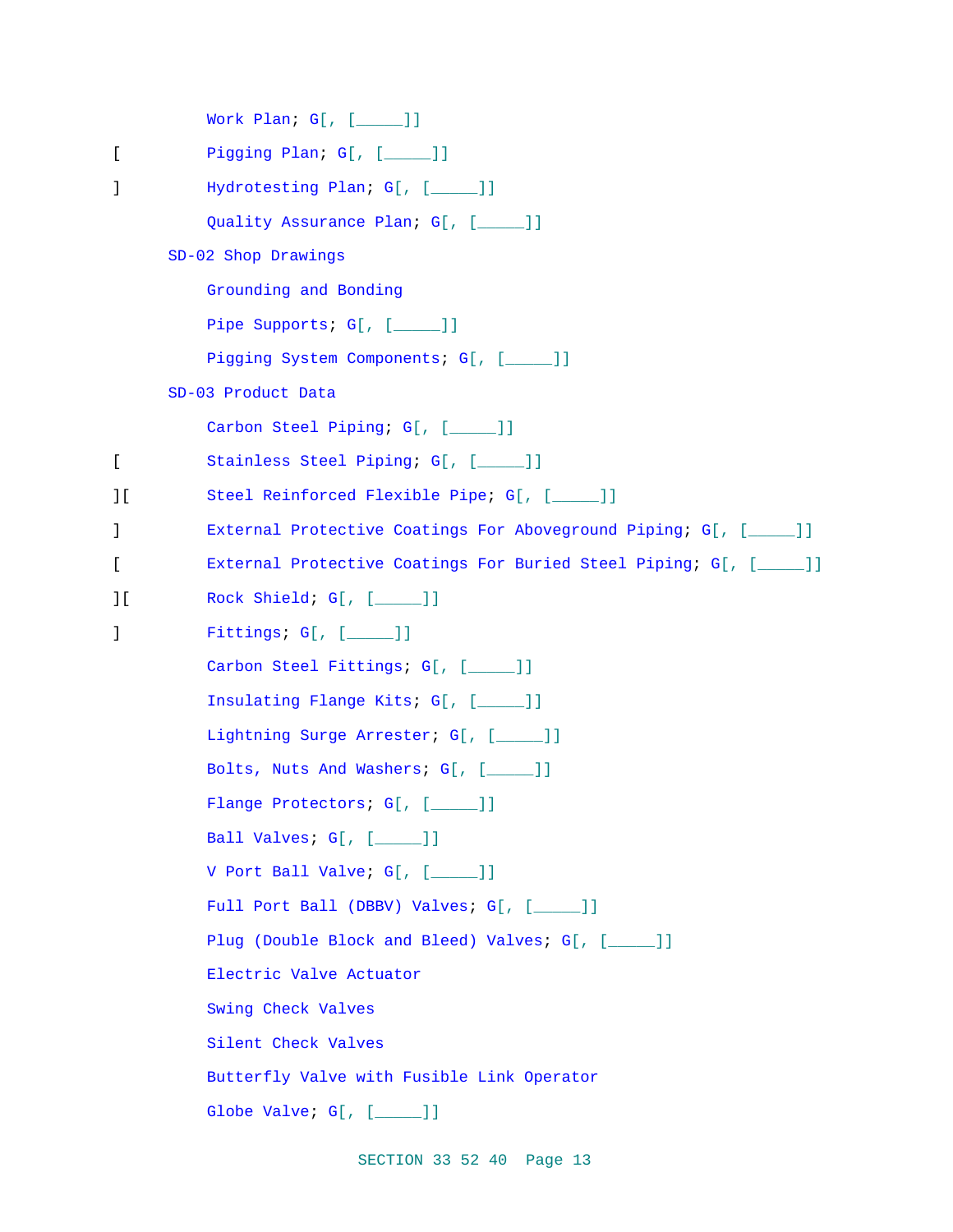Work Plan; G[, [_____]]

[ Pigging Plan; G[, [_____]]

] Hydrotesting Plan; G[, [_____]]

Quality Assurance Plan; G[, [_____]]

SD-02 Shop Drawings

Grounding and Bonding

Pipe Supports; G[, [_____]]

Pigging System Components; G[, [_____]]

SD-03 Product Data

Carbon Steel Piping; G[, [_____]]

[ Stainless Steel Piping; G[, [_____]]

][ Steel Reinforced Flexible Pipe; G[, [_____]]

] External Protective Coatings For Aboveground Piping; G[, [_____]]

[ External Protective Coatings For Buried Steel Piping; G[, [_____]]

][ Rock Shield; G[, [_____]]

] Fittings; G[, [_____]]

Carbon Steel Fittings; G[, [_____]]

Insulating Flange Kits; G[, [_____]]

Lightning Surge Arrester; G[, [_____]]

Bolts, Nuts And Washers; G[, [_____]]

Flange Protectors; G[, [_____]]

Ball Valves; G[, [_____]]

V Port Ball Valve; G[, [_____]]

Full Port Ball (DBBV) Valves; G[, [_____]]

Plug (Double Block and Bleed) Valves; G[, [_____]]

Electric Valve Actuator

Swing Check Valves

Silent Check Valves

Butterfly Valve with Fusible Link Operator

Globe Valve; G[, [_____]]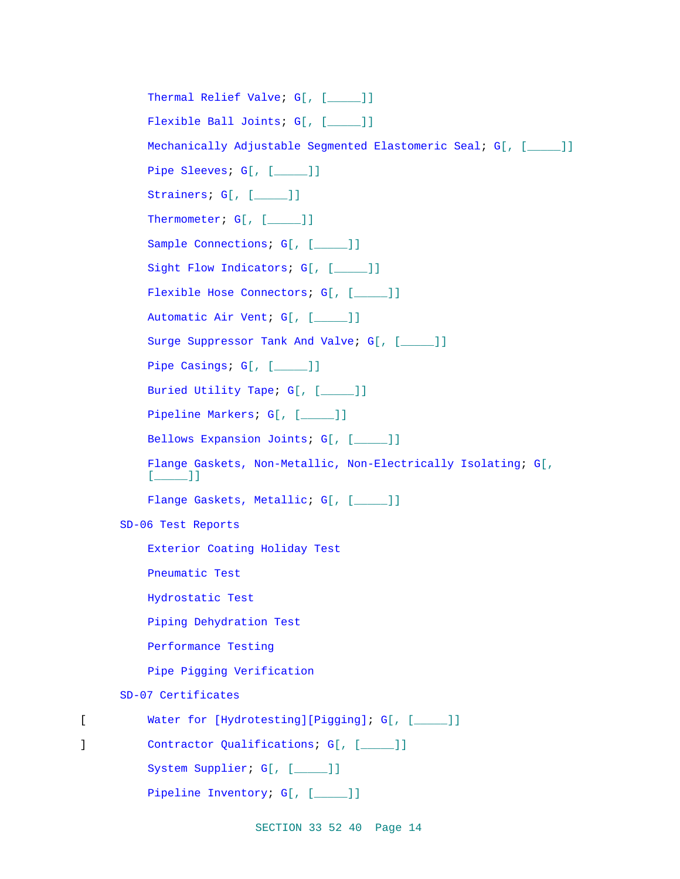Thermal Relief Valve; G[, [_____]]

Flexible Ball Joints; G[, [_____]]

Mechanically Adjustable Segmented Elastomeric Seal; G[, [_____]]

Pipe Sleeves; G[, [_____]]

Strainers; G[, [_____]]

Thermometer; G[, [_____]]

Sample Connections; G[, [_____]]

Sight Flow Indicators; G[, [_____]]

Flexible Hose Connectors; G[, [_____]]

Automatic Air Vent; G[, [_____]]

Surge Suppressor Tank And Valve; G[, [_____]]

Pipe Casings; G[, [_____]]

Buried Utility Tape; G[, [_____]]

Pipeline Markers; G[, [_____]]

Bellows Expansion Joints; G[, [_____]]

Flange Gaskets, Non-Metallic, Non-Electrically Isolating; G[, [_____]]

Flange Gaskets, Metallic; G[, [_____]]

SD-06 Test Reports

Exterior Coating Holiday Test

Pneumatic Test

Hydrostatic Test

Piping Dehydration Test

Performance Testing

Pipe Pigging Verification

SD-07 Certificates

[ Water for [Hydrotesting][Pigging]; G[, [_____]]

] Contractor Qualifications; G[, [_____]]

System Supplier; G[, [_____]]

Pipeline Inventory; G[, [_____]]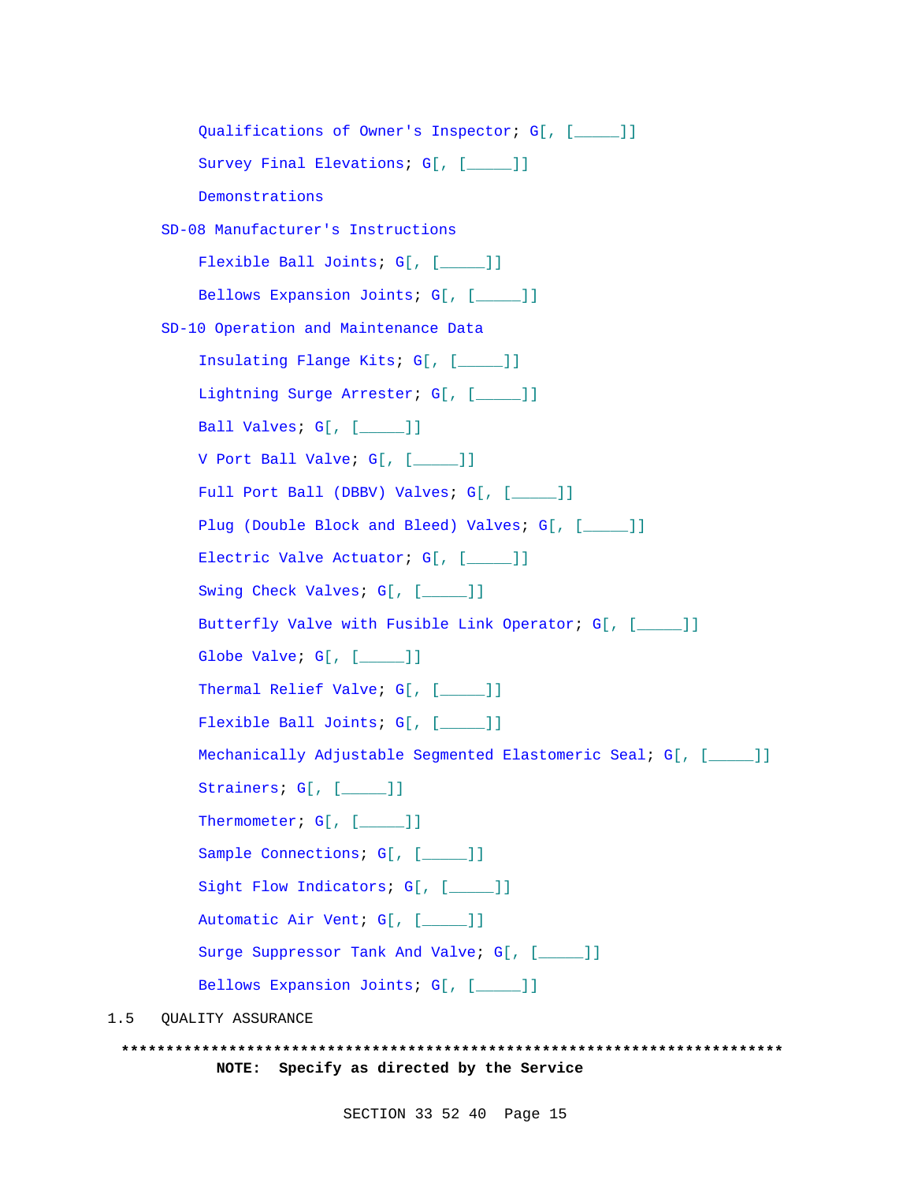Qualifications of Owner's Inspector; G[, [_____]]

Survey Final Elevations; G[, [_____]]

Demonstrations

SD-08 Manufacturer's Instructions

Flexible Ball Joints; G[, [_____]]

Bellows Expansion Joints; G[, [_____]]

SD-10 Operation and Maintenance Data

Insulating Flange Kits; G[, [_____]]

Lightning Surge Arrester; G[, [_____]]

Ball Valves; G[, [_____]]

V Port Ball Valve; G[, [_____]]

Full Port Ball (DBBV) Valves; G[, [_____]]

Plug (Double Block and Bleed) Valves; G[, [_____]]

Electric Valve Actuator; G[, [_____]]

Swing Check Valves; G[, [_____]]

Butterfly Valve with Fusible Link Operator; G[, [_____]]

Globe Valve; G[, [_____]]

Thermal Relief Valve; G[, [_____]]

Flexible Ball Joints; G[, [_____]]

Mechanically Adjustable Segmented Elastomeric Seal; G[, [_____]]

Strainers; G[, [_____]]

Thermometer; G[, [_____]]

Sample Connections; G[, [_____]]

Sight Flow Indicators; G[, [_____]]

Automatic Air Vent; G[, [_____]]

Surge Suppressor Tank And Valve; G[, [_____]]

Bellows Expansion Joints; G[, [_____]]

## 1.5 QUALITY ASSURANCE

**************************************************************************

**NOTE: Specify as directed by the Service**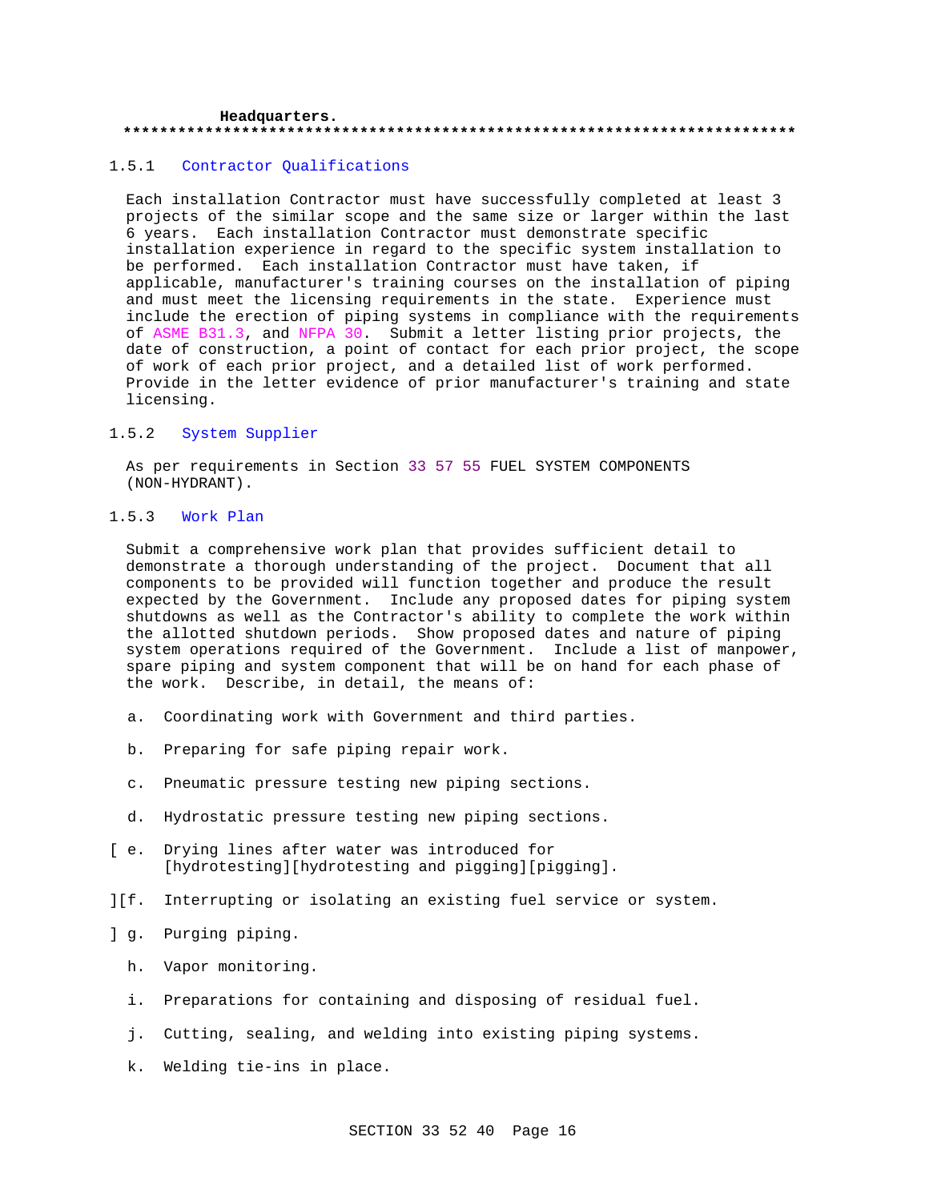Headquarters.
**************************************************************************

### 1.5.1 Contractor Qualifications

Each installation Contractor must have successfully completed at least 3 projects of the similar scope and the same size or larger within the last 6 years. Each installation Contractor must demonstrate specific installation experience in regard to the specific system installation to be performed. Each installation Contractor must have taken, if applicable, manufacturer's training courses on the installation of piping and must meet the licensing requirements in the state. Experience must include the erection of piping systems in compliance with the requirements of ASME B31.3, and NFPA 30. Submit a letter listing prior projects, the date of construction, a point of contact for each prior project, the scope of work of each prior project, and a detailed list of work performed. Provide in the letter evidence of prior manufacturer's training and state licensing.

### 1.5.2 System Supplier

As per requirements in Section 33 57 55 FUEL SYSTEM COMPONENTS (NON-HYDRANT).

### 1.5.3 Work Plan

Submit a comprehensive work plan that provides sufficient detail to demonstrate a thorough understanding of the project. Document that all components to be provided will function together and produce the result expected by the Government. Include any proposed dates for piping system shutdowns as well as the Contractor's ability to complete the work within the allotted shutdown periods. Show proposed dates and nature of piping system operations required of the Government. Include a list of manpower, spare piping and system component that will be on hand for each phase of the work. Describe, in detail, the means of:

a. Coordinating work with Government and third parties.

b. Preparing for safe piping repair work.

c. Pneumatic pressure testing new piping sections.

d. Hydrostatic pressure testing new piping sections.

[ e. Drying lines after water was introduced for [hydrotesting][hydrotesting and pigging][pigging].

][f. Interrupting or isolating an existing fuel service or system.

] g. Purging piping.

h. Vapor monitoring.

i. Preparations for containing and disposing of residual fuel.

j. Cutting, sealing, and welding into existing piping systems.

k. Welding tie-ins in place.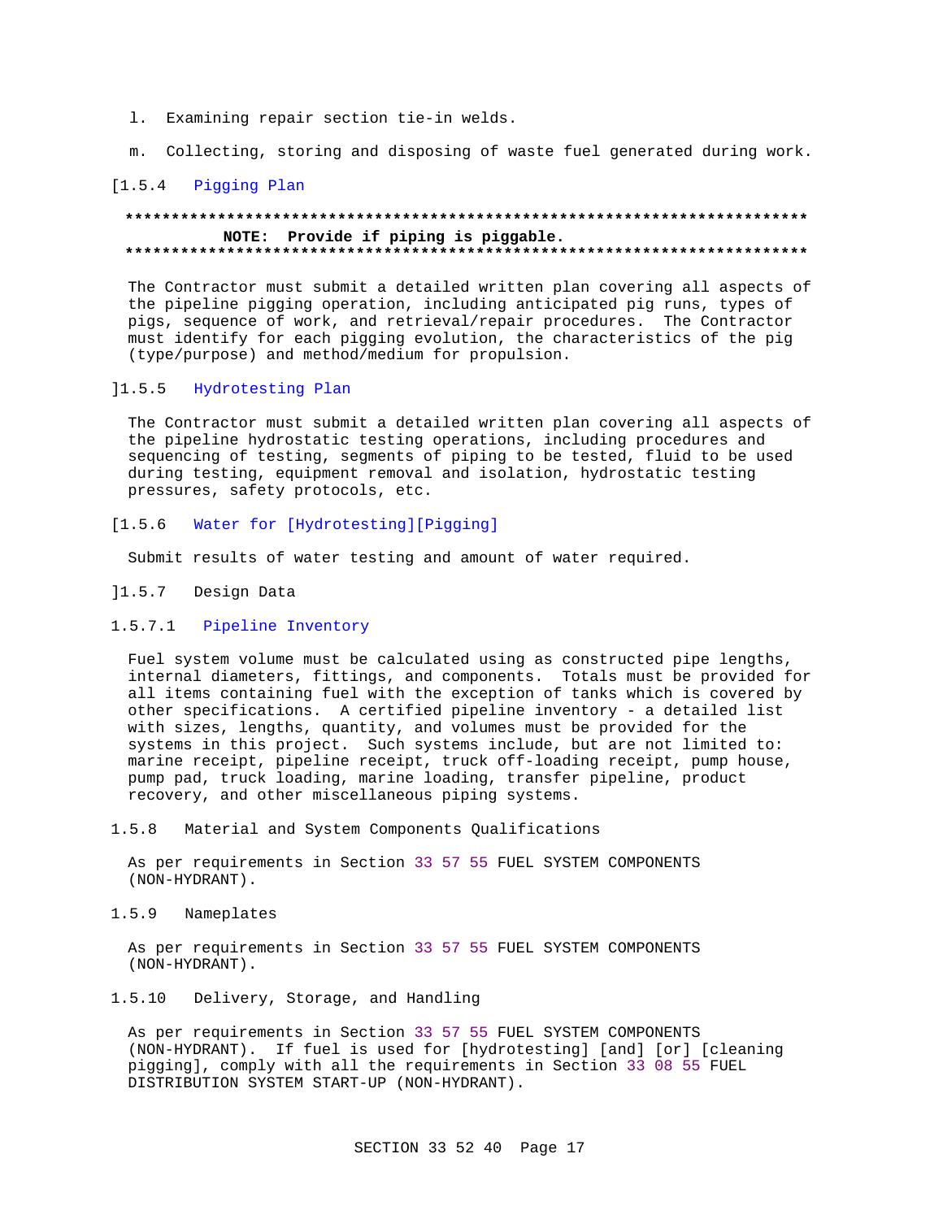l. Examining repair section tie-in welds.

m. Collecting, storing and disposing of waste fuel generated during work.

[1.5.4 Pigging Plan

**************************************************************************
**NOTE: Provide if piping is piggable.**
**************************************************************************

The Contractor must submit a detailed written plan covering all aspects of the pipeline pigging operation, including anticipated pig runs, types of pigs, sequence of work, and retrieval/repair procedures. The Contractor must identify for each pigging evolution, the characteristics of the pig (type/purpose) and method/medium for propulsion.

]1.5.5 Hydrotesting Plan

The Contractor must submit a detailed written plan covering all aspects of the pipeline hydrostatic testing operations, including procedures and sequencing of testing, segments of piping to be tested, fluid to be used during testing, equipment removal and isolation, hydrostatic testing pressures, safety protocols, etc.

[1.5.6 Water for [Hydrotesting][Pigging]

Submit results of water testing and amount of water required.

]1.5.7 Design Data

1.5.7.1 Pipeline Inventory

Fuel system volume must be calculated using as constructed pipe lengths, internal diameters, fittings, and components. Totals must be provided for all items containing fuel with the exception of tanks which is covered by other specifications. A certified pipeline inventory - a detailed list with sizes, lengths, quantity, and volumes must be provided for the systems in this project. Such systems include, but are not limited to: marine receipt, pipeline receipt, truck off-loading receipt, pump house, pump pad, truck loading, marine loading, transfer pipeline, product recovery, and other miscellaneous piping systems.

1.5.8 Material and System Components Qualifications

As per requirements in Section 33 57 55 FUEL SYSTEM COMPONENTS (NON-HYDRANT).

1.5.9 Nameplates

As per requirements in Section 33 57 55 FUEL SYSTEM COMPONENTS (NON-HYDRANT).

1.5.10 Delivery, Storage, and Handling

As per requirements in Section 33 57 55 FUEL SYSTEM COMPONENTS (NON-HYDRANT). If fuel is used for [hydrotesting] [and] [or] [cleaning pigging], comply with all the requirements in Section 33 08 55 FUEL DISTRIBUTION SYSTEM START-UP (NON-HYDRANT).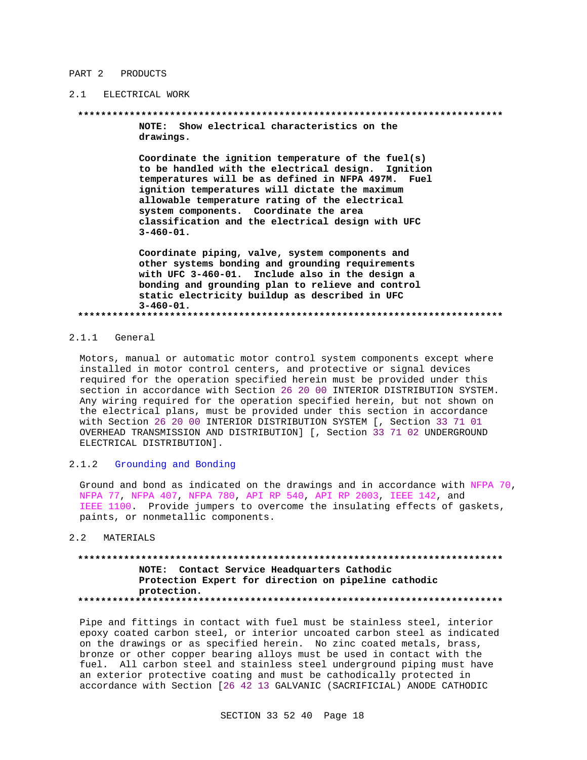## PART 2 PRODUCTS

### 2.1 ELECTRICAL WORK

**************************************************************************

**NOTE: Show electrical characteristics on the drawings.**

**Coordinate the ignition temperature of the fuel(s) to be handled with the electrical design. Ignition temperatures will be as defined in NFPA 497M. Fuel ignition temperatures will dictate the maximum allowable temperature rating of the electrical system components. Coordinate the area classification and the electrical design with UFC 3-460-01.**

**Coordinate piping, valve, system components and other systems bonding and grounding requirements with UFC 3-460-01. Include also in the design a bonding and grounding plan to relieve and control static electricity buildup as described in UFC 3-460-01.**

**************************************************************************

#### 2.1.1 General

Motors, manual or automatic motor control system components except where installed in motor control centers, and protective or signal devices required for the operation specified herein must be provided under this section in accordance with Section 26 20 00 INTERIOR DISTRIBUTION SYSTEM. Any wiring required for the operation specified herein, but not shown on the electrical plans, must be provided under this section in accordance with Section 26 20 00 INTERIOR DISTRIBUTION SYSTEM [, Section 33 71 01 OVERHEAD TRANSMISSION AND DISTRIBUTION] [, Section 33 71 02 UNDERGROUND ELECTRICAL DISTRIBUTION].

#### 2.1.2 Grounding and Bonding

Ground and bond as indicated on the drawings and in accordance with NFPA 70, NFPA 77, NFPA 407, NFPA 780, API RP 540, API RP 2003, IEEE 142, and IEEE 1100. Provide jumpers to overcome the insulating effects of gaskets, paints, or nonmetallic components.

### 2.2 MATERIALS

**************************************************************************

**NOTE: Contact Service Headquarters Cathodic Protection Expert for direction on pipeline cathodic protection.**

**************************************************************************

Pipe and fittings in contact with fuel must be stainless steel, interior epoxy coated carbon steel, or interior uncoated carbon steel as indicated on the drawings or as specified herein. No zinc coated metals, brass, bronze or other copper bearing alloys must be used in contact with the fuel. All carbon steel and stainless steel underground piping must have an exterior protective coating and must be cathodically protected in accordance with Section [26 42 13 GALVANIC (SACRIFICIAL) ANODE CATHODIC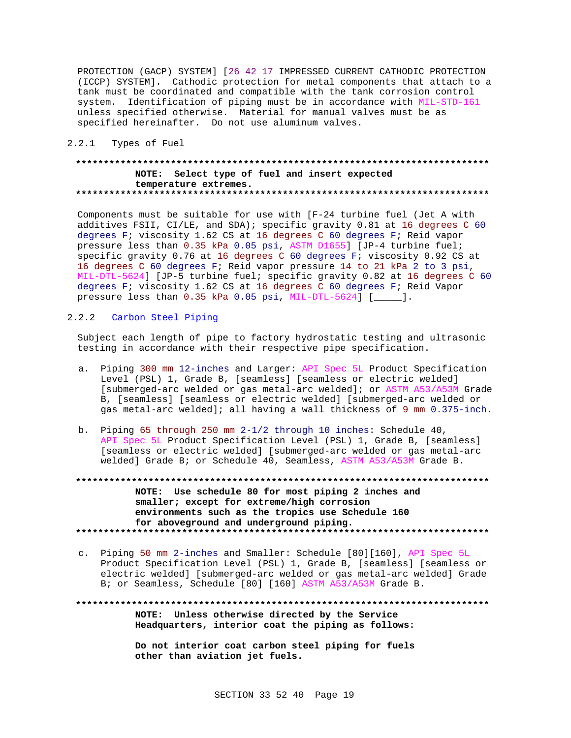PROTECTION (GACP) SYSTEM] [26 42 17 IMPRESSED CURRENT CATHODIC PROTECTION (ICCP) SYSTEM]. Cathodic protection for metal components that attach to a tank must be coordinated and compatible with the tank corrosion control system. Identification of piping must be in accordance with MIL-STD-161 unless specified otherwise. Material for manual valves must be as specified hereinafter. Do not use aluminum valves.

### 2.2.1 Types of Fuel

**************************************************************************

**NOTE: Select type of fuel and insert expected temperature extremes.**

**************************************************************************

Components must be suitable for use with [F-24 turbine fuel (Jet A with additives FSII, CI/LE, and SDA); specific gravity 0.81 at 16 degrees C 60 degrees F; viscosity 1.62 CS at 16 degrees C 60 degrees F; Reid vapor pressure less than 0.35 kPa 0.05 psi, ASTM D1655] [JP-4 turbine fuel; specific gravity 0.76 at 16 degrees C 60 degrees F; viscosity 0.92 CS at 16 degrees C 60 degrees F; Reid vapor pressure 14 to 21 kPa 2 to 3 psi, MIL-DTL-5624] [JP-5 turbine fuel; specific gravity 0.82 at 16 degrees C 60 degrees F; viscosity 1.62 CS at 16 degrees C 60 degrees F; Reid Vapor pressure less than 0.35 kPa 0.05 psi, MIL-DTL-5624] [_____].

### 2.2.2 Carbon Steel Piping

Subject each length of pipe to factory hydrostatic testing and ultrasonic testing in accordance with their respective pipe specification.

a. Piping 300 mm 12-inches and Larger: API Spec 5L Product Specification Level (PSL) 1, Grade B, [seamless] [seamless or electric welded] [submerged-arc welded or gas metal-arc welded]; or ASTM A53/A53M Grade B, [seamless] [seamless or electric welded] [submerged-arc welded or gas metal-arc welded]; all having a wall thickness of 9 mm 0.375-inch.

b. Piping 65 through 250 mm 2-1/2 through 10 inches: Schedule 40, API Spec 5L Product Specification Level (PSL) 1, Grade B, [seamless] [seamless or electric welded] [submerged-arc welded or gas metal-arc welded] Grade B; or Schedule 40, Seamless, ASTM A53/A53M Grade B.

**************************************************************************

**NOTE: Use schedule 80 for most piping 2 inches and smaller; except for extreme/high corrosion environments such as the tropics use Schedule 160 for aboveground and underground piping.**

**************************************************************************

c. Piping 50 mm 2-inches and Smaller: Schedule [80][160], API Spec 5L Product Specification Level (PSL) 1, Grade B, [seamless] [seamless or electric welded] [submerged-arc welded or gas metal-arc welded] Grade B; or Seamless, Schedule [80] [160] ASTM A53/A53M Grade B.

**************************************************************************

**NOTE: Unless otherwise directed by the Service Headquarters, interior coat the piping as follows:**

**Do not interior coat carbon steel piping for fuels other than aviation jet fuels.**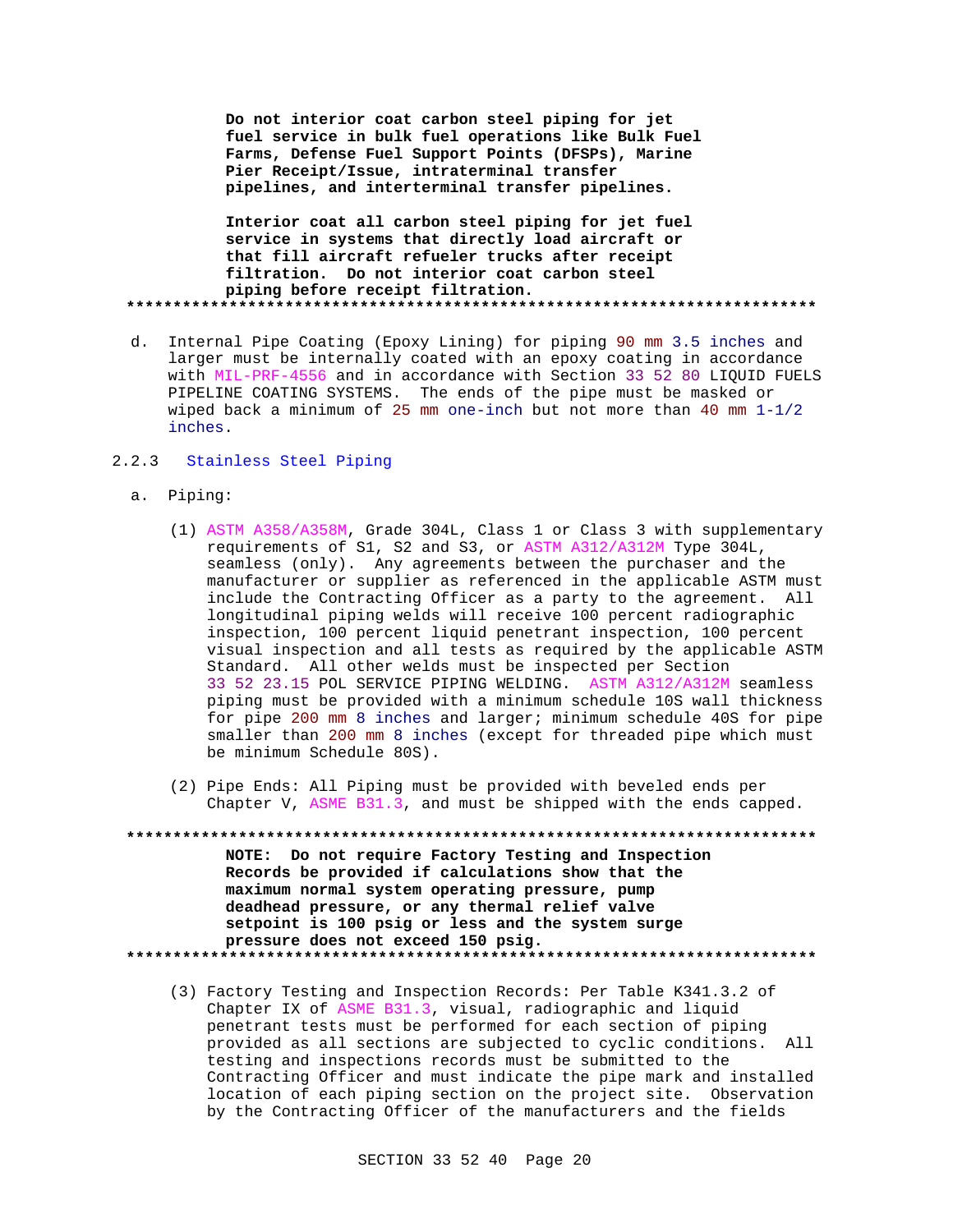**Do not interior coat carbon steel piping for jet fuel service in bulk fuel operations like Bulk Fuel Farms, Defense Fuel Support Points (DFSPs), Marine Pier Receipt/Issue, intraterminal transfer pipelines, and interterminal transfer pipelines.**

**Interior coat all carbon steel piping for jet fuel service in systems that directly load aircraft or that fill aircraft refueler trucks after receipt filtration. Do not interior coat carbon steel piping before receipt filtration.**

**************************************************************************

d. Internal Pipe Coating (Epoxy Lining) for piping 90 mm 3.5 inches and larger must be internally coated with an epoxy coating in accordance with MIL-PRF-4556 and in accordance with Section 33 52 80 LIQUID FUELS PIPELINE COATING SYSTEMS. The ends of the pipe must be masked or wiped back a minimum of 25 mm one-inch but not more than 40 mm 1-1/2 inches.

### 2.2.3 Stainless Steel Piping

a. Piping:

(1) ASTM A358/A358M, Grade 304L, Class 1 or Class 3 with supplementary requirements of S1, S2 and S3, or ASTM A312/A312M Type 304L, seamless (only). Any agreements between the purchaser and the manufacturer or supplier as referenced in the applicable ASTM must include the Contracting Officer as a party to the agreement. All longitudinal piping welds will receive 100 percent radiographic inspection, 100 percent liquid penetrant inspection, 100 percent visual inspection and all tests as required by the applicable ASTM Standard. All other welds must be inspected per Section 33 52 23.15 POL SERVICE PIPING WELDING. ASTM A312/A312M seamless piping must be provided with a minimum schedule 10S wall thickness for pipe 200 mm 8 inches and larger; minimum schedule 40S for pipe smaller than 200 mm 8 inches (except for threaded pipe which must be minimum Schedule 80S).

(2) Pipe Ends: All Piping must be provided with beveled ends per Chapter V, ASME B31.3, and must be shipped with the ends capped.

**************************************************************************

**NOTE: Do not require Factory Testing and Inspection Records be provided if calculations show that the maximum normal system operating pressure, pump deadhead pressure, or any thermal relief valve setpoint is 100 psig or less and the system surge pressure does not exceed 150 psig.**

**************************************************************************

(3) Factory Testing and Inspection Records: Per Table K341.3.2 of Chapter IX of ASME B31.3, visual, radiographic and liquid penetrant tests must be performed for each section of piping provided as all sections are subjected to cyclic conditions. All testing and inspections records must be submitted to the Contracting Officer and must indicate the pipe mark and installed location of each piping section on the project site. Observation by the Contracting Officer of the manufacturers and the fields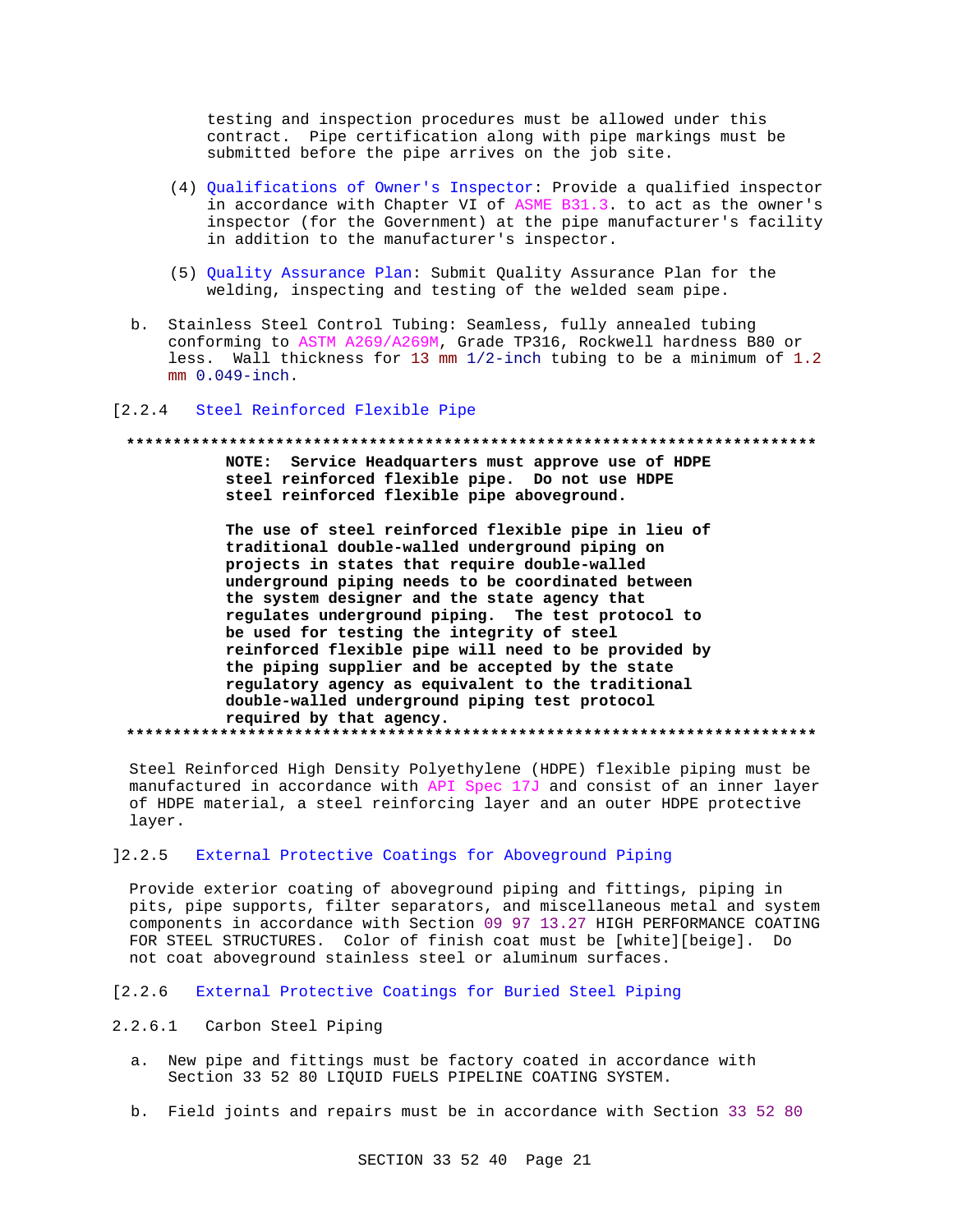testing and inspection procedures must be allowed under this contract. Pipe certification along with pipe markings must be submitted before the pipe arrives on the job site.

(4) Qualifications of Owner's Inspector: Provide a qualified inspector in accordance with Chapter VI of ASME B31.3. to act as the owner's inspector (for the Government) at the pipe manufacturer's facility in addition to the manufacturer's inspector.

(5) Quality Assurance Plan: Submit Quality Assurance Plan for the welding, inspecting and testing of the welded seam pipe.

b. Stainless Steel Control Tubing: Seamless, fully annealed tubing conforming to ASTM A269/A269M, Grade TP316, Rockwell hardness B80 or less. Wall thickness for 13 mm 1/2-inch tubing to be a minimum of 1.2 mm 0.049-inch.

[2.2.4 Steel Reinforced Flexible Pipe

**************************************************************************

**NOTE: Service Headquarters must approve use of HDPE steel reinforced flexible pipe. Do not use HDPE steel reinforced flexible pipe aboveground.**

**The use of steel reinforced flexible pipe in lieu of traditional double-walled underground piping on projects in states that require double-walled underground piping needs to be coordinated between the system designer and the state agency that regulates underground piping. The test protocol to be used for testing the integrity of steel reinforced flexible pipe will need to be provided by the piping supplier and be accepted by the state regulatory agency as equivalent to the traditional double-walled underground piping test protocol required by that agency.**

**************************************************************************

Steel Reinforced High Density Polyethylene (HDPE) flexible piping must be manufactured in accordance with API Spec 17J and consist of an inner layer of HDPE material, a steel reinforcing layer and an outer HDPE protective layer.

]2.2.5 External Protective Coatings for Aboveground Piping

Provide exterior coating of aboveground piping and fittings, piping in pits, pipe supports, filter separators, and miscellaneous metal and system components in accordance with Section 09 97 13.27 HIGH PERFORMANCE COATING FOR STEEL STRUCTURES. Color of finish coat must be [white][beige]. Do not coat aboveground stainless steel or aluminum surfaces.

[2.2.6 External Protective Coatings for Buried Steel Piping

2.2.6.1 Carbon Steel Piping

a. New pipe and fittings must be factory coated in accordance with Section 33 52 80 LIQUID FUELS PIPELINE COATING SYSTEM.

b. Field joints and repairs must be in accordance with Section 33 52 80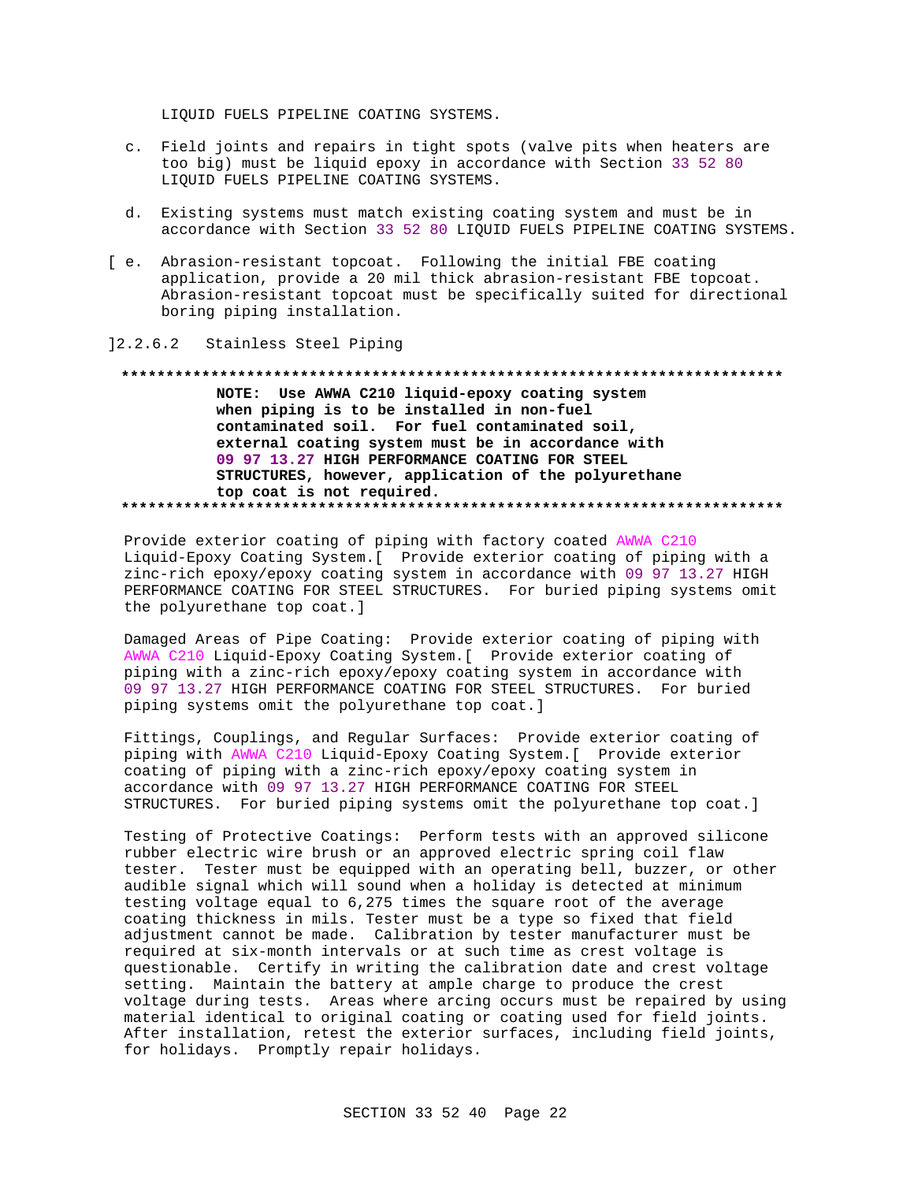LIQUID FUELS PIPELINE COATING SYSTEMS.

c. Field joints and repairs in tight spots (valve pits when heaters are too big) must be liquid epoxy in accordance with Section 33 52 80 LIQUID FUELS PIPELINE COATING SYSTEMS.

d. Existing systems must match existing coating system and must be in accordance with Section 33 52 80 LIQUID FUELS PIPELINE COATING SYSTEMS.

[ e. Abrasion-resistant topcoat. Following the initial FBE coating application, provide a 20 mil thick abrasion-resistant FBE topcoat. Abrasion-resistant topcoat must be specifically suited for directional boring piping installation.

]2.2.6.2 Stainless Steel Piping

**************************************************************************

**NOTE: Use AWWA C210 liquid-epoxy coating system when piping is to be installed in non-fuel contaminated soil. For fuel contaminated soil, external coating system must be in accordance with 09 97 13.27 HIGH PERFORMANCE COATING FOR STEEL STRUCTURES, however, application of the polyurethane top coat is not required.**

**************************************************************************

Provide exterior coating of piping with factory coated AWWA C210 Liquid-Epoxy Coating System.[ Provide exterior coating of piping with a zinc-rich epoxy/epoxy coating system in accordance with 09 97 13.27 HIGH PERFORMANCE COATING FOR STEEL STRUCTURES. For buried piping systems omit the polyurethane top coat.]

Damaged Areas of Pipe Coating: Provide exterior coating of piping with AWWA C210 Liquid-Epoxy Coating System.[ Provide exterior coating of piping with a zinc-rich epoxy/epoxy coating system in accordance with 09 97 13.27 HIGH PERFORMANCE COATING FOR STEEL STRUCTURES. For buried piping systems omit the polyurethane top coat.]

Fittings, Couplings, and Regular Surfaces: Provide exterior coating of piping with AWWA C210 Liquid-Epoxy Coating System.[ Provide exterior coating of piping with a zinc-rich epoxy/epoxy coating system in accordance with 09 97 13.27 HIGH PERFORMANCE COATING FOR STEEL STRUCTURES. For buried piping systems omit the polyurethane top coat.]

Testing of Protective Coatings: Perform tests with an approved silicone rubber electric wire brush or an approved electric spring coil flaw tester. Tester must be equipped with an operating bell, buzzer, or other audible signal which will sound when a holiday is detected at minimum testing voltage equal to 6,275 times the square root of the average coating thickness in mils. Tester must be a type so fixed that field adjustment cannot be made. Calibration by tester manufacturer must be required at six-month intervals or at such time as crest voltage is questionable. Certify in writing the calibration date and crest voltage setting. Maintain the battery at ample charge to produce the crest voltage during tests. Areas where arcing occurs must be repaired by using material identical to original coating or coating used for field joints. After installation, retest the exterior surfaces, including field joints, for holidays. Promptly repair holidays.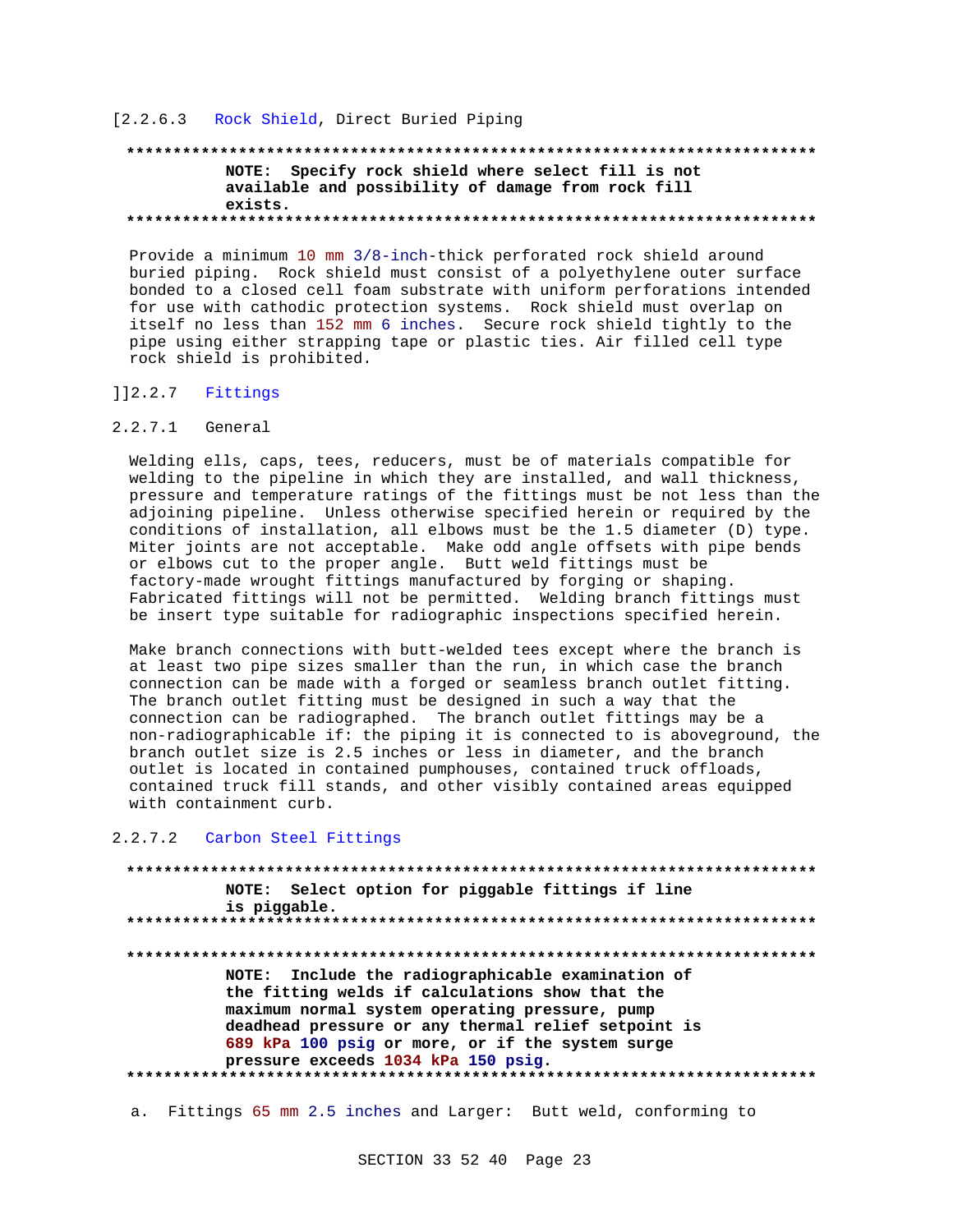[2.2.6.3 Rock Shield, Direct Buried Piping

**************************************************************************
**NOTE: Specify rock shield where select fill is not available and possibility of damage from rock fill exists.**
**************************************************************************

Provide a minimum 10 mm 3/8-inch-thick perforated rock shield around buried piping. Rock shield must consist of a polyethylene outer surface bonded to a closed cell foam substrate with uniform perforations intended for use with cathodic protection systems. Rock shield must overlap on itself no less than 152 mm 6 inches. Secure rock shield tightly to the pipe using either strapping tape or plastic ties. Air filled cell type rock shield is prohibited.

]]2.2.7 Fittings

2.2.7.1 General

Welding ells, caps, tees, reducers, must be of materials compatible for welding to the pipeline in which they are installed, and wall thickness, pressure and temperature ratings of the fittings must be not less than the adjoining pipeline. Unless otherwise specified herein or required by the conditions of installation, all elbows must be the 1.5 diameter (D) type. Miter joints are not acceptable. Make odd angle offsets with pipe bends or elbows cut to the proper angle. Butt weld fittings must be factory-made wrought fittings manufactured by forging or shaping. Fabricated fittings will not be permitted. Welding branch fittings must be insert type suitable for radiographic inspections specified herein.

Make branch connections with butt-welded tees except where the branch is at least two pipe sizes smaller than the run, in which case the branch connection can be made with a forged or seamless branch outlet fitting. The branch outlet fitting must be designed in such a way that the connection can be radiographed. The branch outlet fittings may be a non-radiographicable if: the piping it is connected to is aboveground, the branch outlet size is 2.5 inches or less in diameter, and the branch outlet is located in contained pumphouses, contained truck offloads, contained truck fill stands, and other visibly contained areas equipped with containment curb.

2.2.7.2 Carbon Steel Fittings

**************************************************************************
**NOTE: Select option for piggable fittings if line is piggable.**
**************************************************************************

**************************************************************************
**NOTE: Include the radiographicable examination of the fitting welds if calculations show that the maximum normal system operating pressure, pump deadhead pressure or any thermal relief setpoint is 689 kPa 100 psig or more, or if the system surge pressure exceeds 1034 kPa 150 psig.**
**************************************************************************

a. Fittings 65 mm 2.5 inches and Larger: Butt weld, conforming to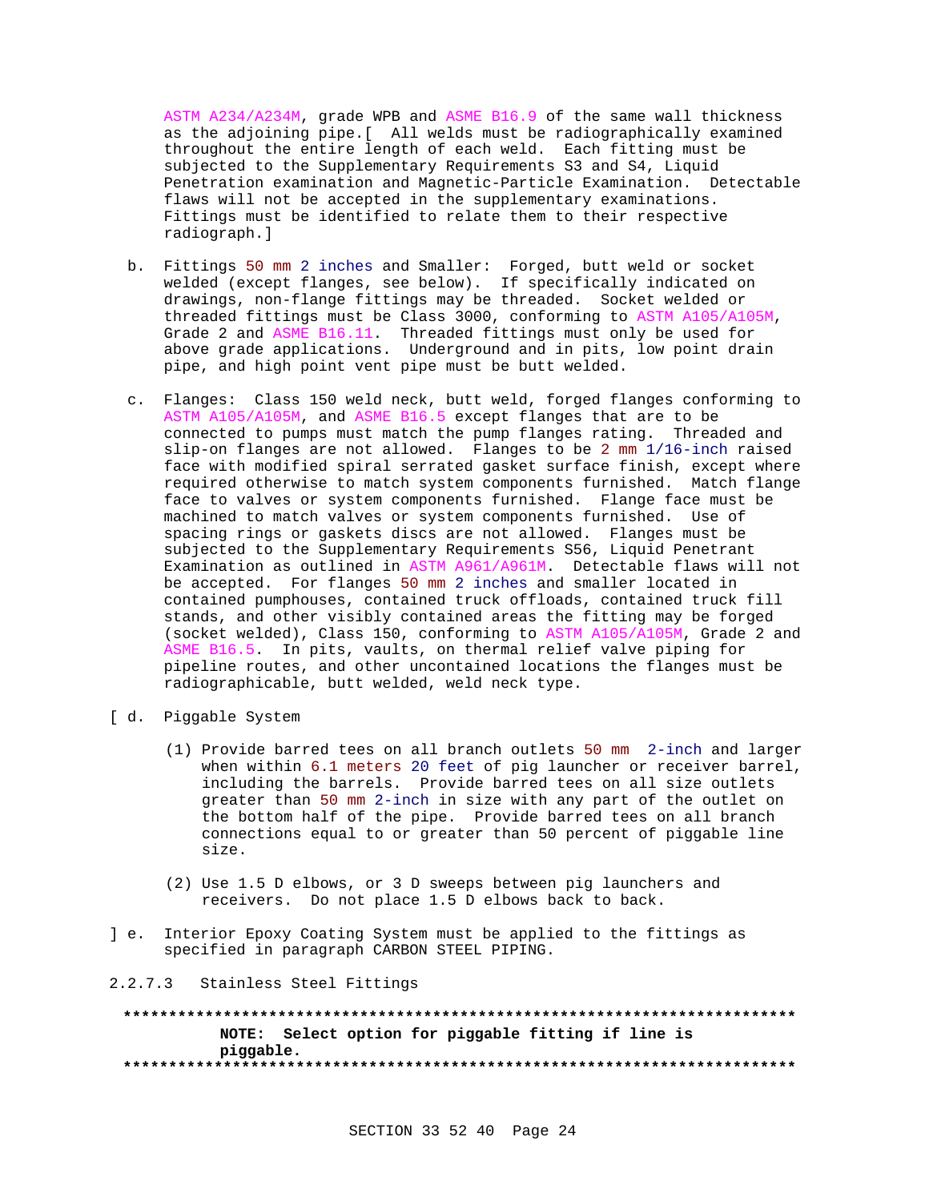ASTM A234/A234M, grade WPB and ASME B16.9 of the same wall thickness as the adjoining pipe.[ All welds must be radiographically examined throughout the entire length of each weld. Each fitting must be subjected to the Supplementary Requirements S3 and S4, Liquid Penetration examination and Magnetic-Particle Examination. Detectable flaws will not be accepted in the supplementary examinations. Fittings must be identified to relate them to their respective radiograph.]

b. Fittings 50 mm 2 inches and Smaller: Forged, butt weld or socket welded (except flanges, see below). If specifically indicated on drawings, non-flange fittings may be threaded. Socket welded or threaded fittings must be Class 3000, conforming to ASTM A105/A105M, Grade 2 and ASME B16.11. Threaded fittings must only be used for above grade applications. Underground and in pits, low point drain pipe, and high point vent pipe must be butt welded.

c. Flanges: Class 150 weld neck, butt weld, forged flanges conforming to ASTM A105/A105M, and ASME B16.5 except flanges that are to be connected to pumps must match the pump flanges rating. Threaded and slip-on flanges are not allowed. Flanges to be 2 mm 1/16-inch raised face with modified spiral serrated gasket surface finish, except where required otherwise to match system components furnished. Match flange face to valves or system components furnished. Flange face must be machined to match valves or system components furnished. Use of spacing rings or gaskets discs are not allowed. Flanges must be subjected to the Supplementary Requirements S56, Liquid Penetrant Examination as outlined in ASTM A961/A961M. Detectable flaws will not be accepted. For flanges 50 mm 2 inches and smaller located in contained pumphouses, contained truck offloads, contained truck fill stands, and other visibly contained areas the fitting may be forged (socket welded), Class 150, conforming to ASTM A105/A105M, Grade 2 and ASME B16.5. In pits, vaults, on thermal relief valve piping for pipeline routes, and other uncontained locations the flanges must be radiographicable, butt welded, weld neck type.

[ d. Piggable System

(1) Provide barred tees on all branch outlets 50 mm 2-inch and larger when within 6.1 meters 20 feet of pig launcher or receiver barrel, including the barrels. Provide barred tees on all size outlets greater than 50 mm 2-inch in size with any part of the outlet on the bottom half of the pipe. Provide barred tees on all branch connections equal to or greater than 50 percent of piggable line size.

(2) Use 1.5 D elbows, or 3 D sweeps between pig launchers and receivers. Do not place 1.5 D elbows back to back.

] e. Interior Epoxy Coating System must be applied to the fittings as specified in paragraph CARBON STEEL PIPING.

2.2.7.3 Stainless Steel Fittings

**************************************************************************

**NOTE: Select option for piggable fitting if line is piggable.**

**************************************************************************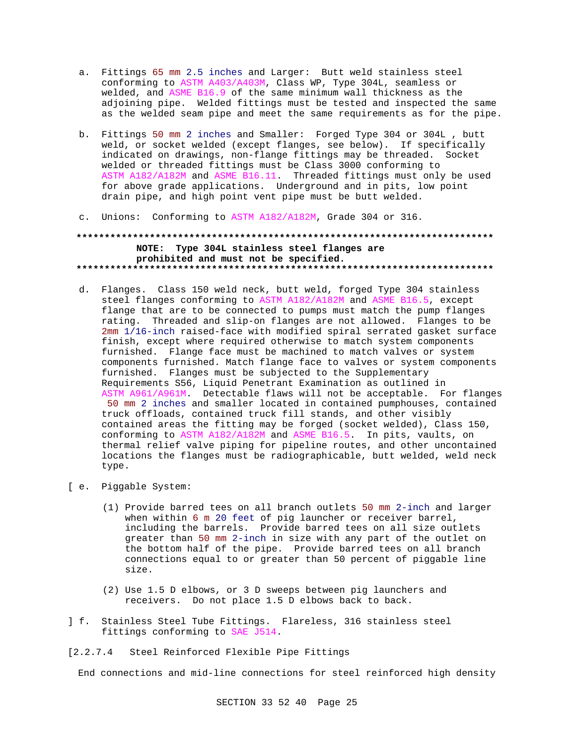a. Fittings 65 mm 2.5 inches and Larger: Butt weld stainless steel conforming to ASTM A403/A403M, Class WP, Type 304L, seamless or welded, and ASME B16.9 of the same minimum wall thickness as the adjoining pipe. Welded fittings must be tested and inspected the same as the welded seam pipe and meet the same requirements as for the pipe.

b. Fittings 50 mm 2 inches and Smaller: Forged Type 304 or 304L , butt weld, or socket welded (except flanges, see below). If specifically indicated on drawings, non-flange fittings may be threaded. Socket welded or threaded fittings must be Class 3000 conforming to ASTM A182/A182M and ASME B16.11. Threaded fittings must only be used for above grade applications. Underground and in pits, low point drain pipe, and high point vent pipe must be butt welded.

c. Unions: Conforming to ASTM A182/A182M, Grade 304 or 316.

**************************************************************************

**NOTE: Type 304L stainless steel flanges are prohibited and must not be specified.**

**************************************************************************

d. Flanges. Class 150 weld neck, butt weld, forged Type 304 stainless steel flanges conforming to ASTM A182/A182M and ASME B16.5, except flange that are to be connected to pumps must match the pump flanges rating. Threaded and slip-on flanges are not allowed. Flanges to be 2mm 1/16-inch raised-face with modified spiral serrated gasket surface finish, except where required otherwise to match system components furnished. Flange face must be machined to match valves or system components furnished. Match flange face to valves or system components furnished. Flanges must be subjected to the Supplementary Requirements S56, Liquid Penetrant Examination as outlined in ASTM A961/A961M. Detectable flaws will not be acceptable. For flanges 50 mm 2 inches and smaller located in contained pumphouses, contained truck offloads, contained truck fill stands, and other visibly contained areas the fitting may be forged (socket welded), Class 150, conforming to ASTM A182/A182M and ASME B16.5. In pits, vaults, on thermal relief valve piping for pipeline routes, and other uncontained locations the flanges must be radiographicable, butt welded, weld neck type.

[ e. Piggable System:

(1) Provide barred tees on all branch outlets 50 mm 2-inch and larger when within 6 m 20 feet of pig launcher or receiver barrel, including the barrels. Provide barred tees on all size outlets greater than 50 mm 2-inch in size with any part of the outlet on the bottom half of the pipe. Provide barred tees on all branch connections equal to or greater than 50 percent of piggable line size.

(2) Use 1.5 D elbows, or 3 D sweeps between pig launchers and receivers. Do not place 1.5 D elbows back to back.

] f. Stainless Steel Tube Fittings. Flareless, 316 stainless steel fittings conforming to SAE J514.

[2.2.7.4 Steel Reinforced Flexible Pipe Fittings

End connections and mid-line connections for steel reinforced high density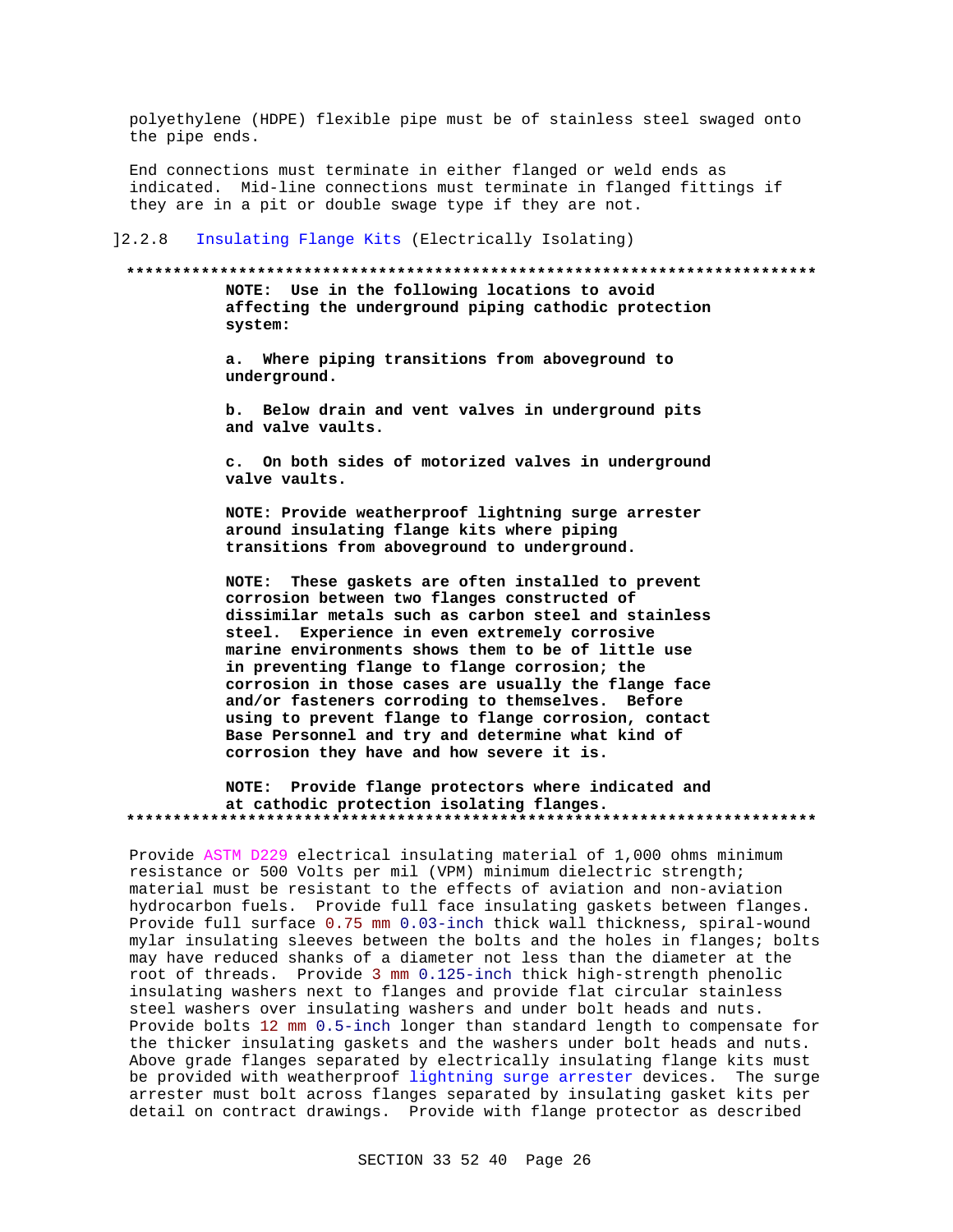polyethylene (HDPE) flexible pipe must be of stainless steel swaged onto the pipe ends.

End connections must terminate in either flanged or weld ends as indicated. Mid-line connections must terminate in flanged fittings if they are in a pit or double swage type if they are not.

]2.2.8 Insulating Flange Kits (Electrically Isolating)

**************************************************************************

**NOTE: Use in the following locations to avoid affecting the underground piping cathodic protection system:**

**a. Where piping transitions from aboveground to underground.**

**b. Below drain and vent valves in underground pits and valve vaults.**

**c. On both sides of motorized valves in underground valve vaults.**

**NOTE: Provide weatherproof lightning surge arrester around insulating flange kits where piping transitions from aboveground to underground.**

**NOTE: These gaskets are often installed to prevent corrosion between two flanges constructed of dissimilar metals such as carbon steel and stainless steel. Experience in even extremely corrosive marine environments shows them to be of little use in preventing flange to flange corrosion; the corrosion in those cases are usually the flange face and/or fasteners corroding to themselves. Before using to prevent flange to flange corrosion, contact Base Personnel and try and determine what kind of corrosion they have and how severe it is.**

**NOTE: Provide flange protectors where indicated and at cathodic protection isolating flanges.**

**************************************************************************

Provide ASTM D229 electrical insulating material of 1,000 ohms minimum resistance or 500 Volts per mil (VPM) minimum dielectric strength; material must be resistant to the effects of aviation and non-aviation hydrocarbon fuels. Provide full face insulating gaskets between flanges. Provide full surface 0.75 mm 0.03-inch thick wall thickness, spiral-wound mylar insulating sleeves between the bolts and the holes in flanges; bolts may have reduced shanks of a diameter not less than the diameter at the root of threads. Provide 3 mm 0.125-inch thick high-strength phenolic insulating washers next to flanges and provide flat circular stainless steel washers over insulating washers and under bolt heads and nuts. Provide bolts 12 mm 0.5-inch longer than standard length to compensate for the thicker insulating gaskets and the washers under bolt heads and nuts. Above grade flanges separated by electrically insulating flange kits must be provided with weatherproof lightning surge arrester devices. The surge arrester must bolt across flanges separated by insulating gasket kits per detail on contract drawings. Provide with flange protector as described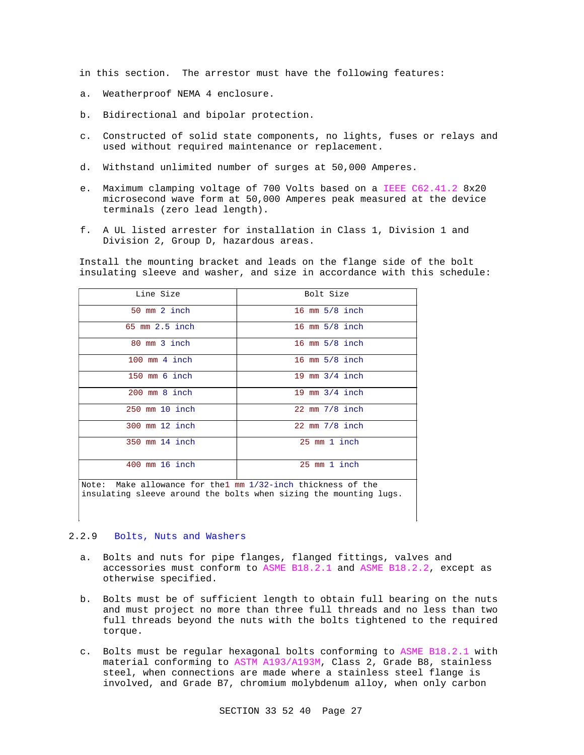in this section. The arrestor must have the following features:

a. Weatherproof NEMA 4 enclosure.

b. Bidirectional and bipolar protection.

c. Constructed of solid state components, no lights, fuses or relays and used without required maintenance or replacement.

d. Withstand unlimited number of surges at 50,000 Amperes.

e. Maximum clamping voltage of 700 Volts based on a IEEE C62.41.2 8x20 microsecond wave form at 50,000 Amperes peak measured at the device terminals (zero lead length).

f. A UL listed arrester for installation in Class 1, Division 1 and Division 2, Group D, hazardous areas.

Install the mounting bracket and leads on the flange side of the bolt insulating sleeve and washer, and size in accordance with this schedule:

| Line Size | Bolt Size |
| --- | --- |
| 50 mm 2 inch | 16 mm 5/8 inch |
| 65 mm 2.5 inch | 16 mm 5/8 inch |
| 80 mm 3 inch | 16 mm 5/8 inch |
| 100 mm 4 inch | 16 mm 5/8 inch |
| 150 mm 6 inch | 19 mm 3/4 inch |
| 200 mm 8 inch | 19 mm 3/4 inch |
| 250 mm 10 inch | 22 mm 7/8 inch |
| 300 mm 12 inch | 22 mm 7/8 inch |
| 350 mm 14 inch | 25 mm 1 inch |
| 400 mm 16 inch | 25 mm 1 inch |

Note: Make allowance for the 1 mm 1/32-inch thickness of the insulating sleeve around the bolts when sizing the mounting lugs.

### 2.2.9 Bolts, Nuts and Washers

a. Bolts and nuts for pipe flanges, flanged fittings, valves and accessories must conform to ASME B18.2.1 and ASME B18.2.2, except as otherwise specified.

b. Bolts must be of sufficient length to obtain full bearing on the nuts and must project no more than three full threads and no less than two full threads beyond the nuts with the bolts tightened to the required torque.

c. Bolts must be regular hexagonal bolts conforming to ASME B18.2.1 with material conforming to ASTM A193/A193M, Class 2, Grade B8, stainless steel, when connections are made where a stainless steel flange is involved, and Grade B7, chromium molybdenum alloy, when only carbon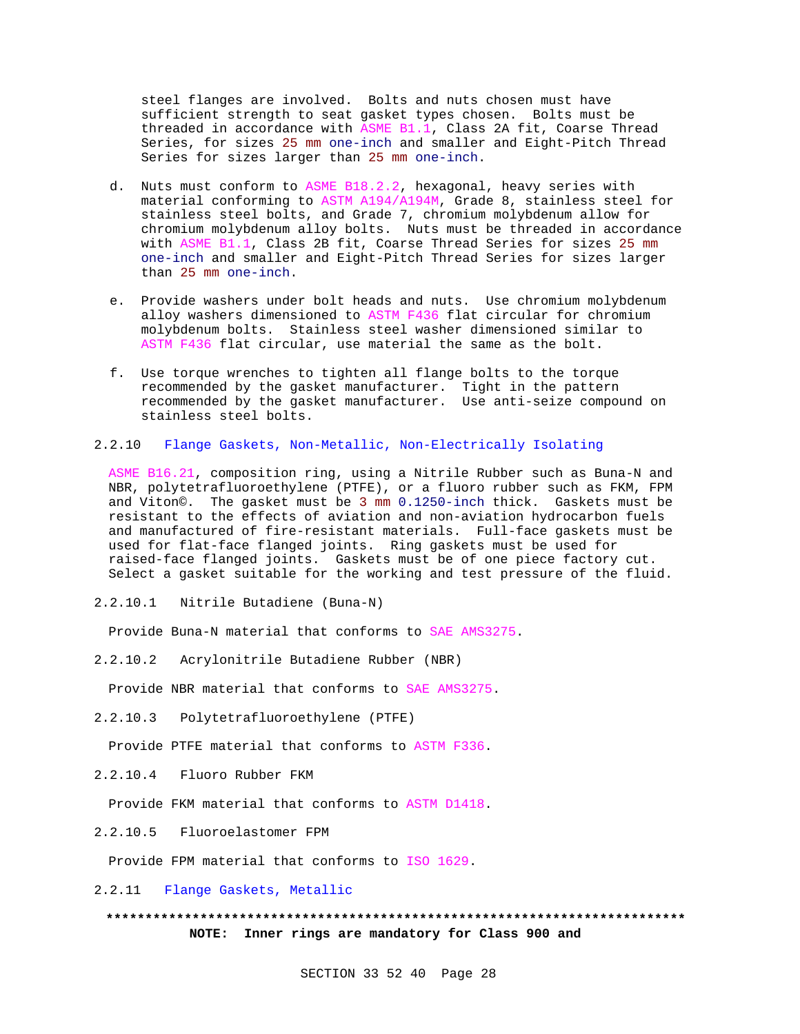steel flanges are involved. Bolts and nuts chosen must have sufficient strength to seat gasket types chosen. Bolts must be threaded in accordance with ASME B1.1, Class 2A fit, Coarse Thread Series, for sizes 25 mm one-inch and smaller and Eight-Pitch Thread Series for sizes larger than 25 mm one-inch.

d. Nuts must conform to ASME B18.2.2, hexagonal, heavy series with material conforming to ASTM A194/A194M, Grade 8, stainless steel for stainless steel bolts, and Grade 7, chromium molybdenum allow for chromium molybdenum alloy bolts. Nuts must be threaded in accordance with ASME B1.1, Class 2B fit, Coarse Thread Series for sizes 25 mm one-inch and smaller and Eight-Pitch Thread Series for sizes larger than 25 mm one-inch.

e. Provide washers under bolt heads and nuts. Use chromium molybdenum alloy washers dimensioned to ASTM F436 flat circular for chromium molybdenum bolts. Stainless steel washer dimensioned similar to ASTM F436 flat circular, use material the same as the bolt.

f. Use torque wrenches to tighten all flange bolts to the torque recommended by the gasket manufacturer. Tight in the pattern recommended by the gasket manufacturer. Use anti-seize compound on stainless steel bolts.

## 2.2.10 Flange Gaskets, Non-Metallic, Non-Electrically Isolating

ASME B16.21, composition ring, using a Nitrile Rubber such as Buna-N and NBR, polytetrafluoroethylene (PTFE), or a fluoro rubber such as FKM, FPM and Viton©. The gasket must be 3 mm 0.1250-inch thick. Gaskets must be resistant to the effects of aviation and non-aviation hydrocarbon fuels and manufactured of fire-resistant materials. Full-face gaskets must be used for flat-face flanged joints. Ring gaskets must be used for raised-face flanged joints. Gaskets must be of one piece factory cut. Select a gasket suitable for the working and test pressure of the fluid.

### 2.2.10.1 Nitrile Butadiene (Buna-N)

Provide Buna-N material that conforms to SAE AMS3275.

### 2.2.10.2 Acrylonitrile Butadiene Rubber (NBR)

Provide NBR material that conforms to SAE AMS3275.

### 2.2.10.3 Polytetrafluoroethylene (PTFE)

Provide PTFE material that conforms to ASTM F336.

### 2.2.10.4 Fluoro Rubber FKM

Provide FKM material that conforms to ASTM D1418.

### 2.2.10.5 Fluoroelastomer FPM

Provide FPM material that conforms to ISO 1629.

## 2.2.11 Flange Gaskets, Metallic

**************************************************************************

**NOTE: Inner rings are mandatory for Class 900 and**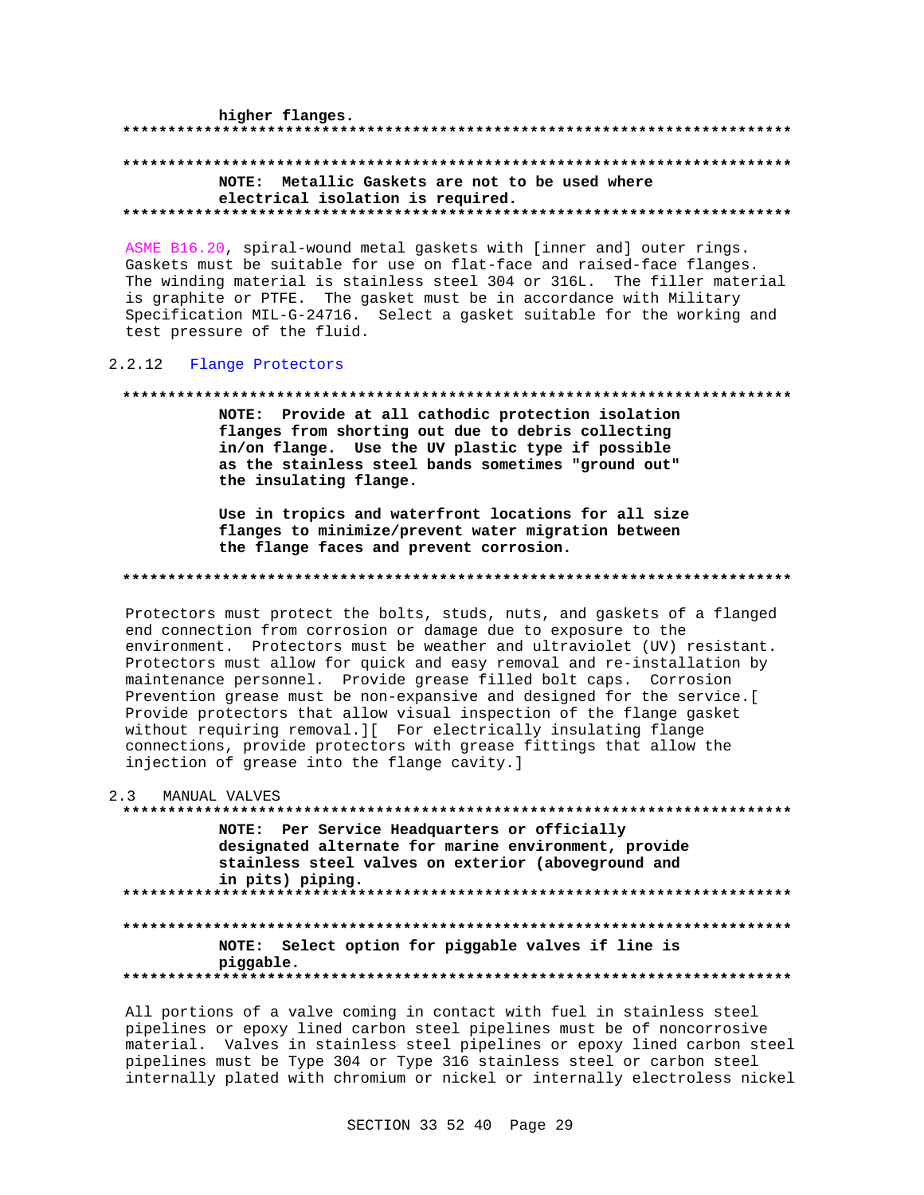higher flanges.

**************************************************************************

**************************************************************************

**NOTE: Metallic Gaskets are not to be used where electrical isolation is required.**

**************************************************************************

ASME B16.20, spiral-wound metal gaskets with [inner and] outer rings. Gaskets must be suitable for use on flat-face and raised-face flanges. The winding material is stainless steel 304 or 316L. The filler material is graphite or PTFE. The gasket must be in accordance with Military Specification MIL-G-24716. Select a gasket suitable for the working and test pressure of the fluid.

### 2.2.12 Flange Protectors

**************************************************************************

**NOTE: Provide at all cathodic protection isolation flanges from shorting out due to debris collecting in/on flange. Use the UV plastic type if possible as the stainless steel bands sometimes "ground out" the insulating flange.**

**Use in tropics and waterfront locations for all size flanges to minimize/prevent water migration between the flange faces and prevent corrosion.**

**************************************************************************

Protectors must protect the bolts, studs, nuts, and gaskets of a flanged end connection from corrosion or damage due to exposure to the environment. Protectors must be weather and ultraviolet (UV) resistant. Protectors must allow for quick and easy removal and re-installation by maintenance personnel. Provide grease filled bolt caps. Corrosion Prevention grease must be non-expansive and designed for the service.[ Provide protectors that allow visual inspection of the flange gasket without requiring removal.][ For electrically insulating flange connections, provide protectors with grease fittings that allow the injection of grease into the flange cavity.]

## 2.3 MANUAL VALVES

**************************************************************************

**NOTE: Per Service Headquarters or officially designated alternate for marine environment, provide stainless steel valves on exterior (aboveground and in pits) piping.**

**************************************************************************

**************************************************************************

**NOTE: Select option for piggable valves if line is piggable.**

**************************************************************************

All portions of a valve coming in contact with fuel in stainless steel pipelines or epoxy lined carbon steel pipelines must be of noncorrosive material. Valves in stainless steel pipelines or epoxy lined carbon steel pipelines must be Type 304 or Type 316 stainless steel or carbon steel internally plated with chromium or nickel or internally electroless nickel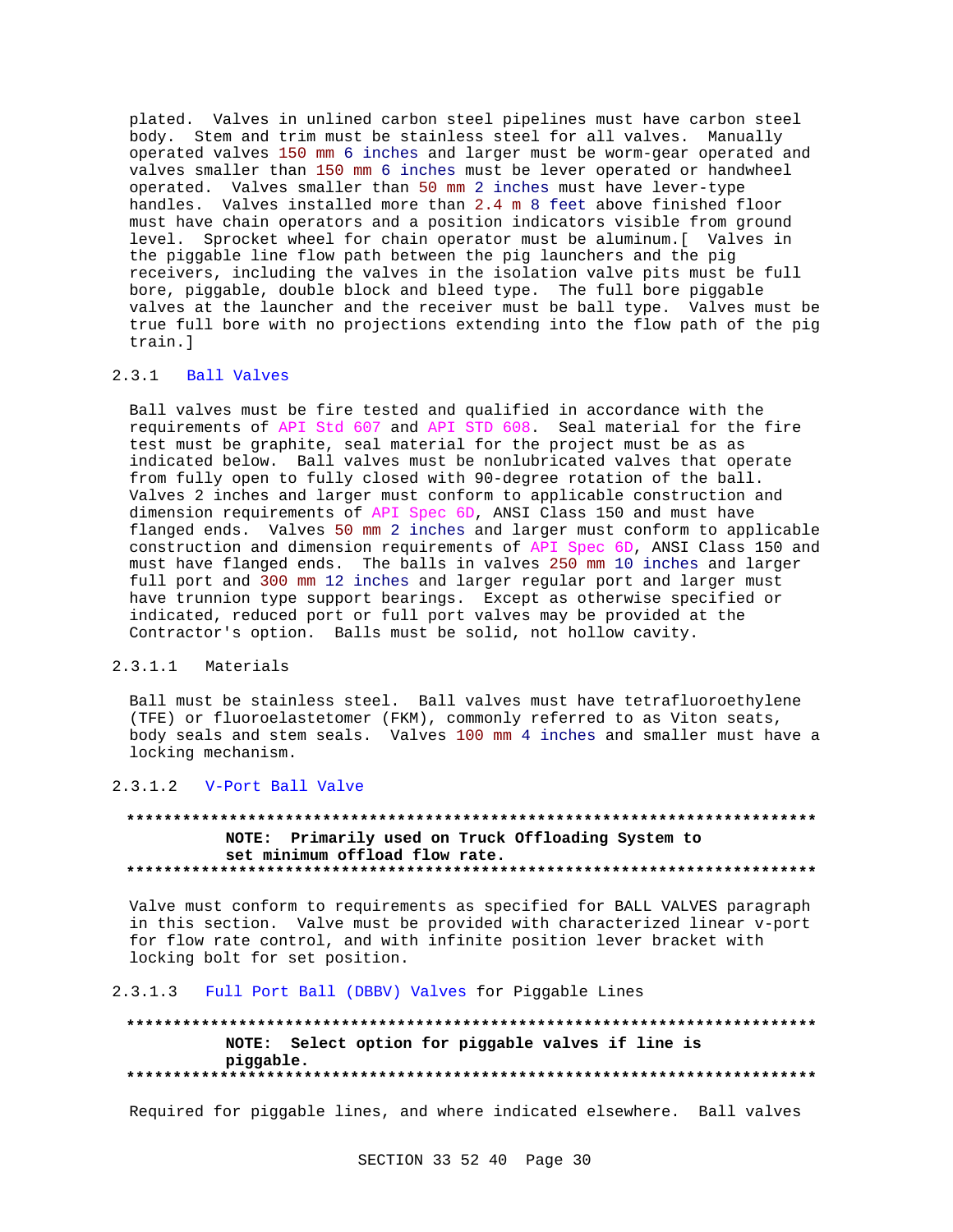plated. Valves in unlined carbon steel pipelines must have carbon steel body. Stem and trim must be stainless steel for all valves. Manually operated valves 150 mm 6 inches and larger must be worm-gear operated and valves smaller than 150 mm 6 inches must be lever operated or handwheel operated. Valves smaller than 50 mm 2 inches must have lever-type handles. Valves installed more than 2.4 m 8 feet above finished floor must have chain operators and a position indicators visible from ground level. Sprocket wheel for chain operator must be aluminum.[ Valves in the piggable line flow path between the pig launchers and the pig receivers, including the valves in the isolation valve pits must be full bore, piggable, double block and bleed type. The full bore piggable valves at the launcher and the receiver must be ball type. Valves must be true full bore with no projections extending into the flow path of the pig train.]

## 2.3.1 Ball Valves

Ball valves must be fire tested and qualified in accordance with the requirements of API Std 607 and API STD 608. Seal material for the fire test must be graphite, seal material for the project must be as as indicated below. Ball valves must be nonlubricated valves that operate from fully open to fully closed with 90-degree rotation of the ball. Valves 2 inches and larger must conform to applicable construction and dimension requirements of API Spec 6D, ANSI Class 150 and must have flanged ends. Valves 50 mm 2 inches and larger must conform to applicable construction and dimension requirements of API Spec 6D, ANSI Class 150 and must have flanged ends. The balls in valves 250 mm 10 inches and larger full port and 300 mm 12 inches and larger regular port and larger must have trunnion type support bearings. Except as otherwise specified or indicated, reduced port or full port valves may be provided at the Contractor's option. Balls must be solid, not hollow cavity.

### 2.3.1.1 Materials

Ball must be stainless steel. Ball valves must have tetrafluoroethylene (TFE) or fluoroelastetomer (FKM), commonly referred to as Viton seats, body seals and stem seals. Valves 100 mm 4 inches and smaller must have a locking mechanism.

### 2.3.1.2 V-Port Ball Valve

**************************************************************************

**NOTE: Primarily used on Truck Offloading System to set minimum offload flow rate.**

**************************************************************************

Valve must conform to requirements as specified for BALL VALVES paragraph in this section. Valve must be provided with characterized linear v-port for flow rate control, and with infinite position lever bracket with locking bolt for set position.

### 2.3.1.3 Full Port Ball (DBBV) Valves for Piggable Lines

**************************************************************************

**NOTE: Select option for piggable valves if line is piggable.**

**************************************************************************

Required for piggable lines, and where indicated elsewhere. Ball valves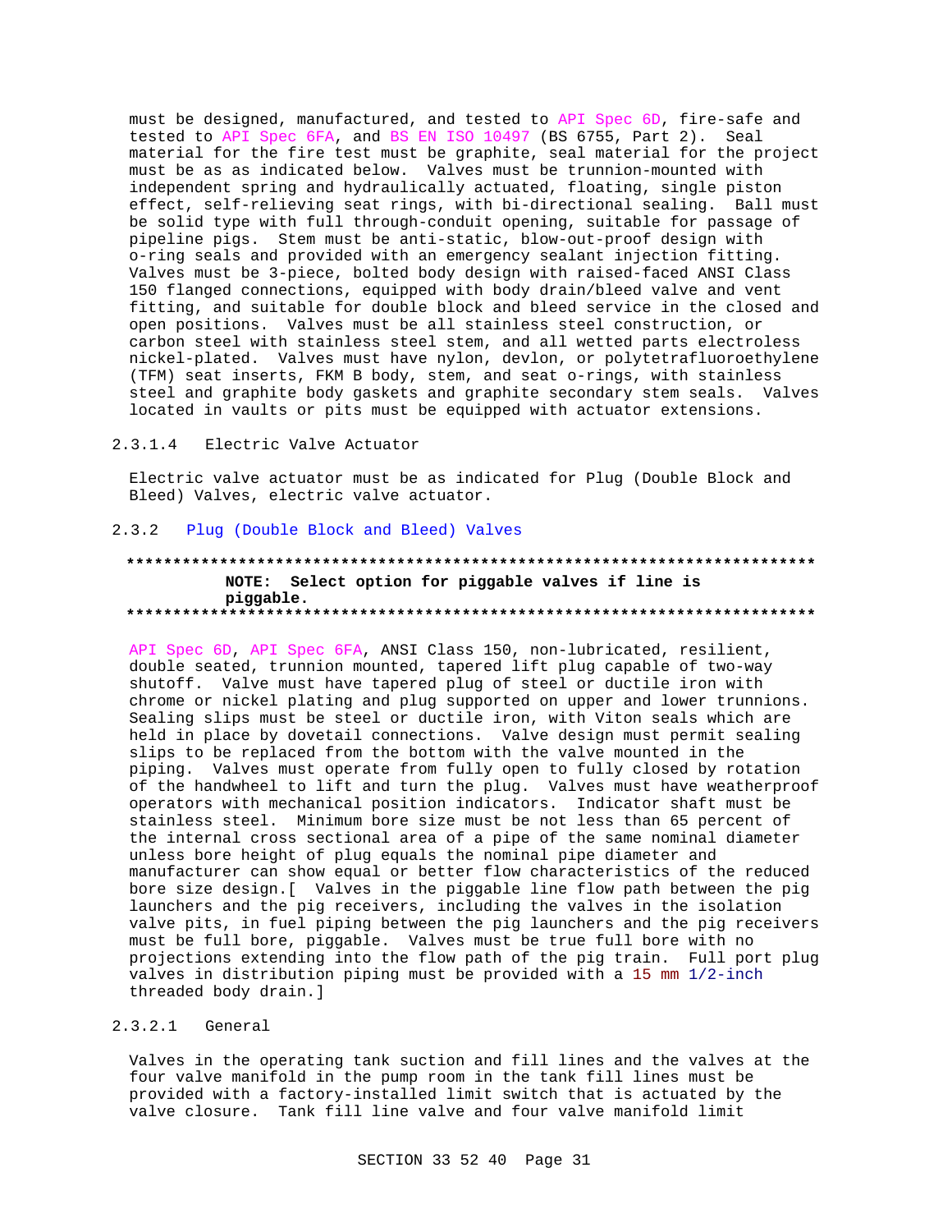must be designed, manufactured, and tested to API Spec 6D, fire-safe and tested to API Spec 6FA, and BS EN ISO 10497 (BS 6755, Part 2). Seal material for the fire test must be graphite, seal material for the project must be as as indicated below. Valves must be trunnion-mounted with independent spring and hydraulically actuated, floating, single piston effect, self-relieving seat rings, with bi-directional sealing. Ball must be solid type with full through-conduit opening, suitable for passage of pipeline pigs. Stem must be anti-static, blow-out-proof design with o-ring seals and provided with an emergency sealant injection fitting. Valves must be 3-piece, bolted body design with raised-faced ANSI Class 150 flanged connections, equipped with body drain/bleed valve and vent fitting, and suitable for double block and bleed service in the closed and open positions. Valves must be all stainless steel construction, or carbon steel with stainless steel stem, and all wetted parts electroless nickel-plated. Valves must have nylon, devlon, or polytetrafluoroethylene (TFM) seat inserts, FKM B body, stem, and seat o-rings, with stainless steel and graphite body gaskets and graphite secondary stem seals. Valves located in vaults or pits must be equipped with actuator extensions.

#### 2.3.1.4 Electric Valve Actuator

Electric valve actuator must be as indicated for Plug (Double Block and Bleed) Valves, electric valve actuator.

### 2.3.2 Plug (Double Block and Bleed) Valves

**************************************************************************
**NOTE: Select option for piggable valves if line is piggable.**
**************************************************************************

API Spec 6D, API Spec 6FA, ANSI Class 150, non-lubricated, resilient, double seated, trunnion mounted, tapered lift plug capable of two-way shutoff. Valve must have tapered plug of steel or ductile iron with chrome or nickel plating and plug supported on upper and lower trunnions. Sealing slips must be steel or ductile iron, with Viton seals which are held in place by dovetail connections. Valve design must permit sealing slips to be replaced from the bottom with the valve mounted in the piping. Valves must operate from fully open to fully closed by rotation of the handwheel to lift and turn the plug. Valves must have weatherproof operators with mechanical position indicators. Indicator shaft must be stainless steel. Minimum bore size must be not less than 65 percent of the internal cross sectional area of a pipe of the same nominal diameter unless bore height of plug equals the nominal pipe diameter and manufacturer can show equal or better flow characteristics of the reduced bore size design.[ Valves in the piggable line flow path between the pig launchers and the pig receivers, including the valves in the isolation valve pits, in fuel piping between the pig launchers and the pig receivers must be full bore, piggable. Valves must be true full bore with no projections extending into the flow path of the pig train. Full port plug valves in distribution piping must be provided with a 15 mm 1/2-inch threaded body drain.]

#### 2.3.2.1 General

Valves in the operating tank suction and fill lines and the valves at the four valve manifold in the pump room in the tank fill lines must be provided with a factory-installed limit switch that is actuated by the valve closure. Tank fill line valve and four valve manifold limit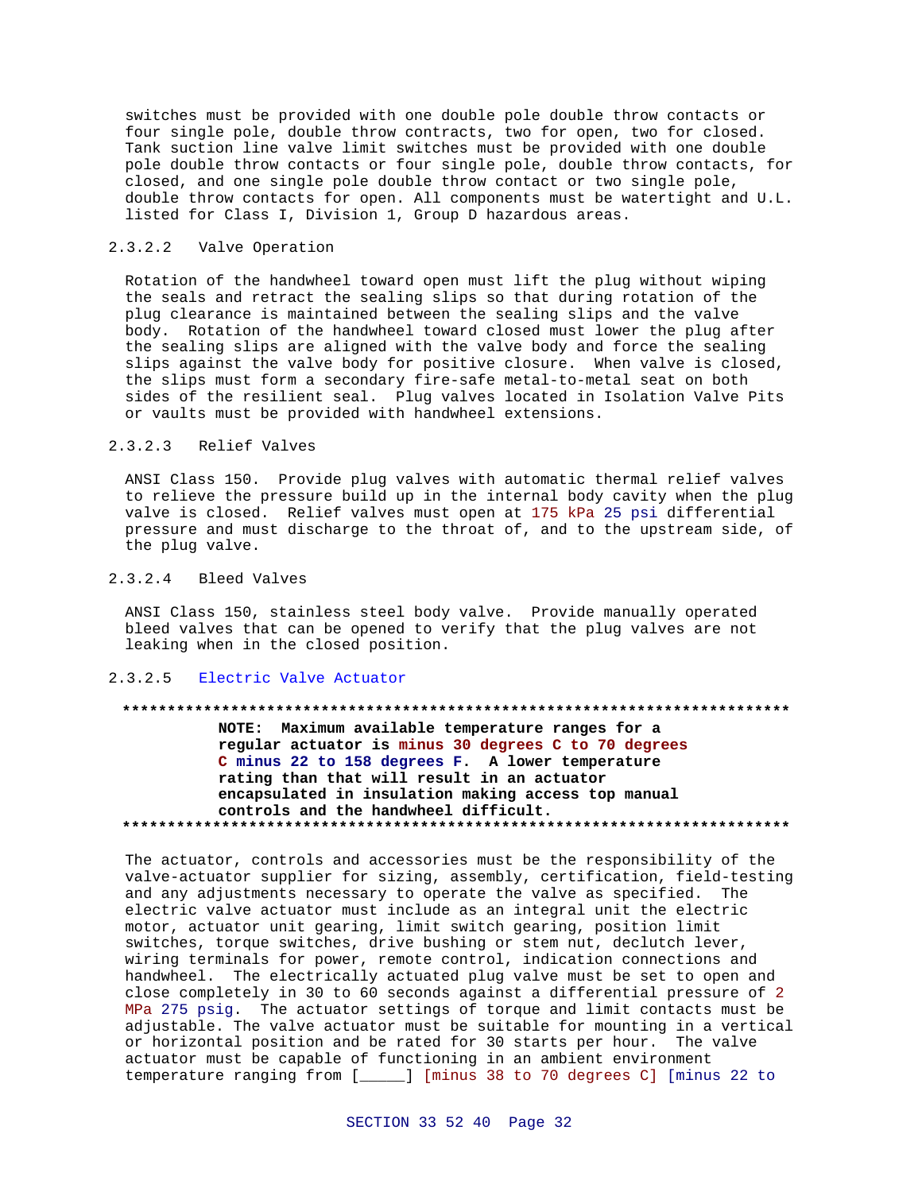switches must be provided with one double pole double throw contacts or four single pole, double throw contracts, two for open, two for closed. Tank suction line valve limit switches must be provided with one double pole double throw contacts or four single pole, double throw contacts, for closed, and one single pole double throw contact or two single pole, double throw contacts for open. All components must be watertight and U.L. listed for Class I, Division 1, Group D hazardous areas.

#### 2.3.2.2 Valve Operation

Rotation of the handwheel toward open must lift the plug without wiping the seals and retract the sealing slips so that during rotation of the plug clearance is maintained between the sealing slips and the valve body. Rotation of the handwheel toward closed must lower the plug after the sealing slips are aligned with the valve body and force the sealing slips against the valve body for positive closure. When valve is closed, the slips must form a secondary fire-safe metal-to-metal seat on both sides of the resilient seal. Plug valves located in Isolation Valve Pits or vaults must be provided with handwheel extensions.

#### 2.3.2.3 Relief Valves

ANSI Class 150. Provide plug valves with automatic thermal relief valves to relieve the pressure build up in the internal body cavity when the plug valve is closed. Relief valves must open at 175 kPa 25 psi differential pressure and must discharge to the throat of, and to the upstream side, of the plug valve.

#### 2.3.2.4 Bleed Valves

ANSI Class 150, stainless steel body valve. Provide manually operated bleed valves that can be opened to verify that the plug valves are not leaking when in the closed position.

#### 2.3.2.5 Electric Valve Actuator

**************************************************************************

**NOTE: Maximum available temperature ranges for a regular actuator is minus 30 degrees C to 70 degrees C minus 22 to 158 degrees F. A lower temperature rating than that will result in an actuator encapsulated in insulation making access top manual controls and the handwheel difficult.**

**************************************************************************

The actuator, controls and accessories must be the responsibility of the valve-actuator supplier for sizing, assembly, certification, field-testing and any adjustments necessary to operate the valve as specified. The electric valve actuator must include as an integral unit the electric motor, actuator unit gearing, limit switch gearing, position limit switches, torque switches, drive bushing or stem nut, declutch lever, wiring terminals for power, remote control, indication connections and handwheel. The electrically actuated plug valve must be set to open and close completely in 30 to 60 seconds against a differential pressure of 2 MPa 275 psig. The actuator settings of torque and limit contacts must be adjustable. The valve actuator must be suitable for mounting in a vertical or horizontal position and be rated for 30 starts per hour. The valve actuator must be capable of functioning in an ambient environment temperature ranging from [_____] [minus 38 to 70 degrees C] [minus 22 to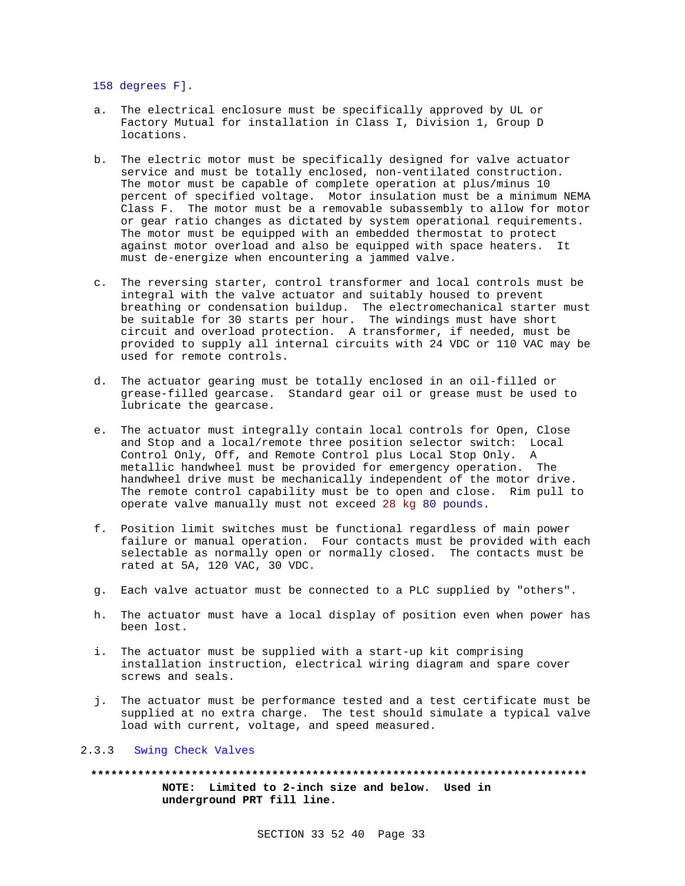158 degrees F].

a. The electrical enclosure must be specifically approved by UL or Factory Mutual for installation in Class I, Division 1, Group D locations.

b. The electric motor must be specifically designed for valve actuator service and must be totally enclosed, non-ventilated construction. The motor must be capable of complete operation at plus/minus 10 percent of specified voltage. Motor insulation must be a minimum NEMA Class F. The motor must be a removable subassembly to allow for motor or gear ratio changes as dictated by system operational requirements. The motor must be equipped with an embedded thermostat to protect against motor overload and also be equipped with space heaters. It must de-energize when encountering a jammed valve.

c. The reversing starter, control transformer and local controls must be integral with the valve actuator and suitably housed to prevent breathing or condensation buildup. The electromechanical starter must be suitable for 30 starts per hour. The windings must have short circuit and overload protection. A transformer, if needed, must be provided to supply all internal circuits with 24 VDC or 110 VAC may be used for remote controls.

d. The actuator gearing must be totally enclosed in an oil-filled or grease-filled gearcase. Standard gear oil or grease must be used to lubricate the gearcase.

e. The actuator must integrally contain local controls for Open, Close and Stop and a local/remote three position selector switch: Local Control Only, Off, and Remote Control plus Local Stop Only. A metallic handwheel must be provided for emergency operation. The handwheel drive must be mechanically independent of the motor drive. The remote control capability must be to open and close. Rim pull to operate valve manually must not exceed 28 kg 80 pounds.

f. Position limit switches must be functional regardless of main power failure or manual operation. Four contacts must be provided with each selectable as normally open or normally closed. The contacts must be rated at 5A, 120 VAC, 30 VDC.

g. Each valve actuator must be connected to a PLC supplied by "others".

h. The actuator must have a local display of position even when power has been lost.

i. The actuator must be supplied with a start-up kit comprising installation instruction, electrical wiring diagram and spare cover screws and seals.

j. The actuator must be performance tested and a test certificate must be supplied at no extra charge. The test should simulate a typical valve load with current, voltage, and speed measured.

### 2.3.3 Swing Check Valves

**************************************************************************

**NOTE: Limited to 2-inch size and below. Used in underground PRT fill line.**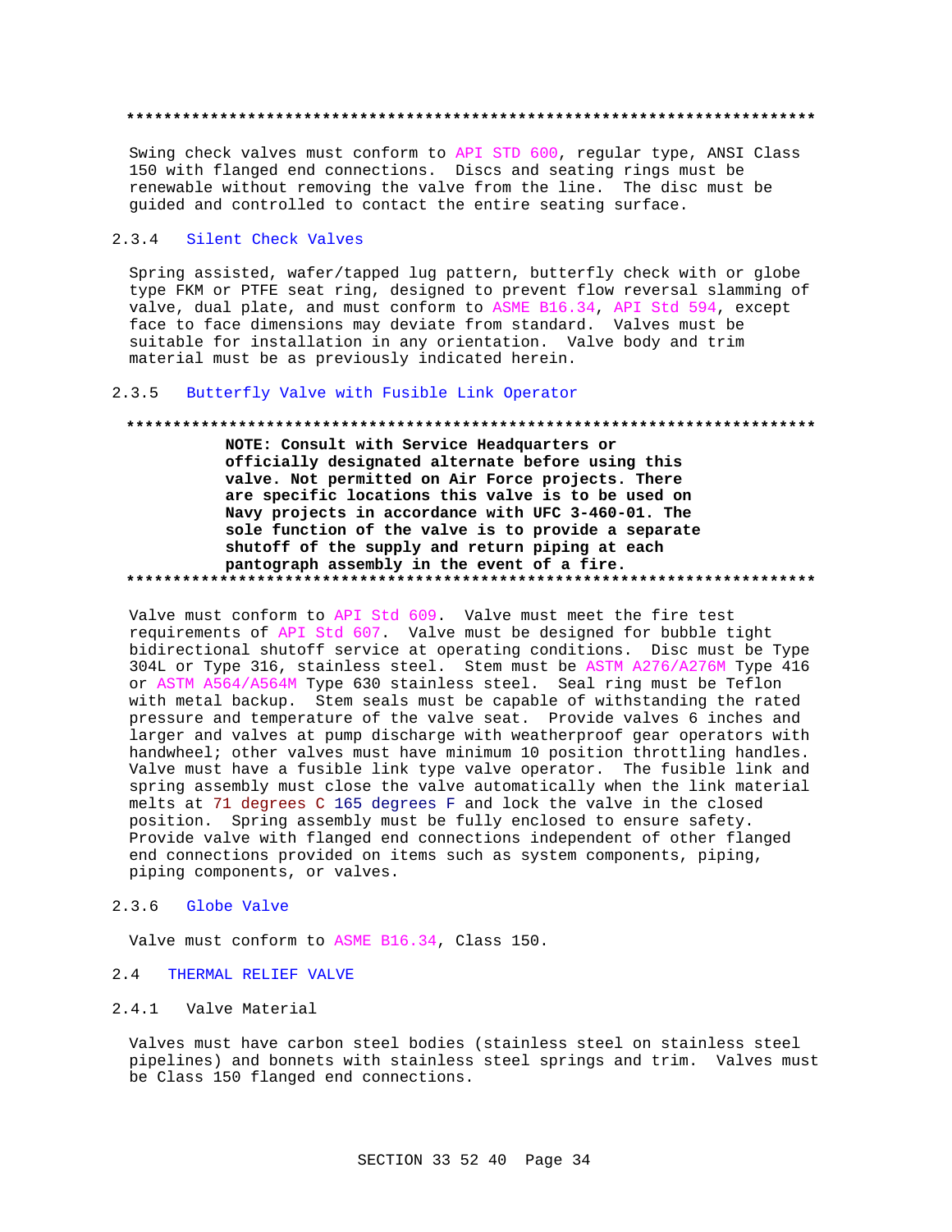**************************************************************************

Swing check valves must conform to API STD 600, regular type, ANSI Class 150 with flanged end connections. Discs and seating rings must be renewable without removing the valve from the line. The disc must be guided and controlled to contact the entire seating surface.

#### 2.3.4 Silent Check Valves

Spring assisted, wafer/tapped lug pattern, butterfly check with or globe type FKM or PTFE seat ring, designed to prevent flow reversal slamming of valve, dual plate, and must conform to ASME B16.34, API Std 594, except face to face dimensions may deviate from standard. Valves must be suitable for installation in any orientation. Valve body and trim material must be as previously indicated herein.

#### 2.3.5 Butterfly Valve with Fusible Link Operator

**************************************************************************

**NOTE: Consult with Service Headquarters or officially designated alternate before using this valve. Not permitted on Air Force projects. There are specific locations this valve is to be used on Navy projects in accordance with UFC 3-460-01. The sole function of the valve is to provide a separate shutoff of the supply and return piping at each pantograph assembly in the event of a fire.**

**************************************************************************

Valve must conform to API Std 609. Valve must meet the fire test requirements of API Std 607. Valve must be designed for bubble tight bidirectional shutoff service at operating conditions. Disc must be Type 304L or Type 316, stainless steel. Stem must be ASTM A276/A276M Type 416 or ASTM A564/A564M Type 630 stainless steel. Seal ring must be Teflon with metal backup. Stem seals must be capable of withstanding the rated pressure and temperature of the valve seat. Provide valves 6 inches and larger and valves at pump discharge with weatherproof gear operators with handwheel; other valves must have minimum 10 position throttling handles. Valve must have a fusible link type valve operator. The fusible link and spring assembly must close the valve automatically when the link material melts at 71 degrees C 165 degrees F and lock the valve in the closed position. Spring assembly must be fully enclosed to ensure safety. Provide valve with flanged end connections independent of other flanged end connections provided on items such as system components, piping, piping components, or valves.

#### 2.3.6 Globe Valve

Valve must conform to ASME B16.34, Class 150.

### 2.4 THERMAL RELIEF VALVE

#### 2.4.1 Valve Material

Valves must have carbon steel bodies (stainless steel on stainless steel pipelines) and bonnets with stainless steel springs and trim. Valves must be Class 150 flanged end connections.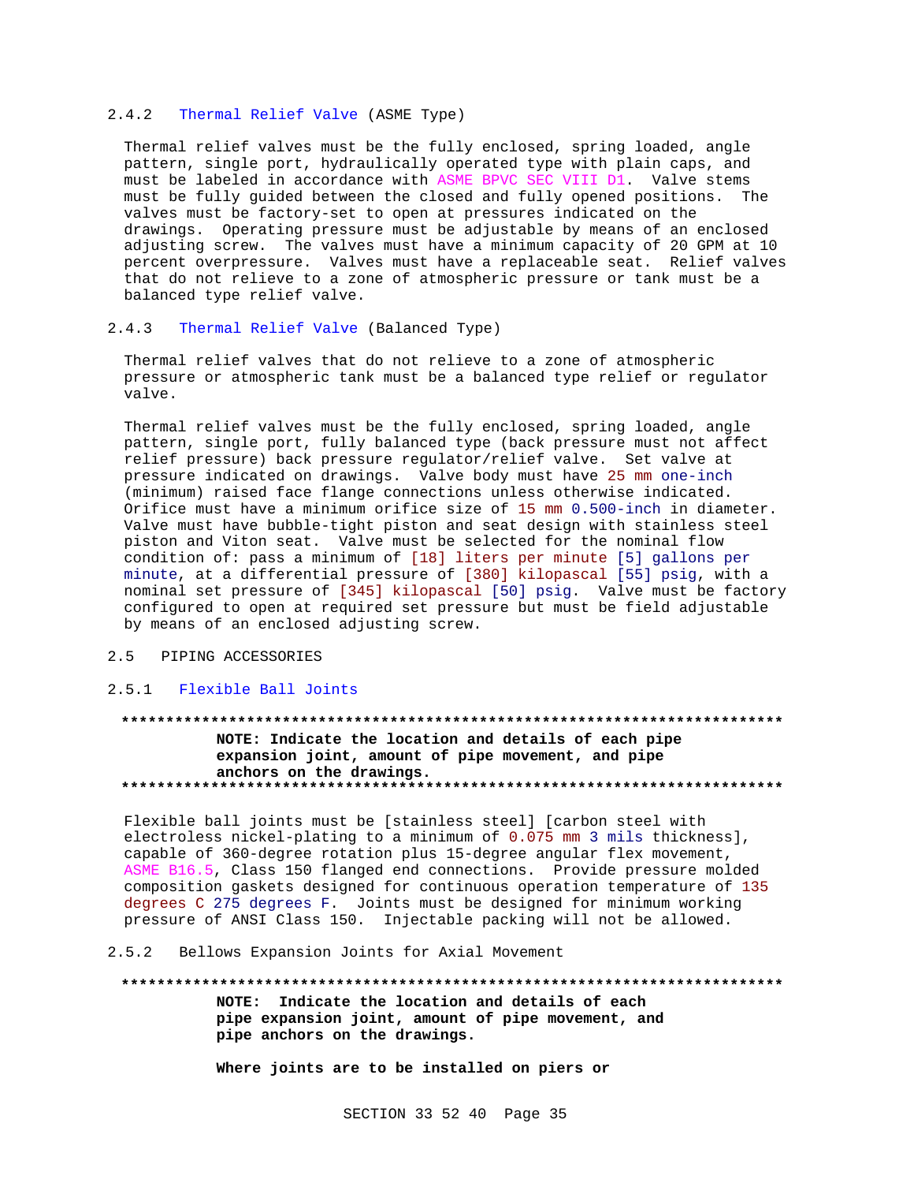### 2.4.2 Thermal Relief Valve (ASME Type)

Thermal relief valves must be the fully enclosed, spring loaded, angle pattern, single port, hydraulically operated type with plain caps, and must be labeled in accordance with ASME BPVC SEC VIII D1. Valve stems must be fully guided between the closed and fully opened positions. The valves must be factory-set to open at pressures indicated on the drawings. Operating pressure must be adjustable by means of an enclosed adjusting screw. The valves must have a minimum capacity of 20 GPM at 10 percent overpressure. Valves must have a replaceable seat. Relief valves that do not relieve to a zone of atmospheric pressure or tank must be a balanced type relief valve.

### 2.4.3 Thermal Relief Valve (Balanced Type)

Thermal relief valves that do not relieve to a zone of atmospheric pressure or atmospheric tank must be a balanced type relief or regulator valve.

Thermal relief valves must be the fully enclosed, spring loaded, angle pattern, single port, fully balanced type (back pressure must not affect relief pressure) back pressure regulator/relief valve. Set valve at pressure indicated on drawings. Valve body must have 25 mm one-inch (minimum) raised face flange connections unless otherwise indicated. Orifice must have a minimum orifice size of 15 mm 0.500-inch in diameter. Valve must have bubble-tight piston and seat design with stainless steel piston and Viton seat. Valve must be selected for the nominal flow condition of: pass a minimum of [18] liters per minute [5] gallons per minute, at a differential pressure of [380] kilopascal [55] psig, with a nominal set pressure of [345] kilopascal [50] psig. Valve must be factory configured to open at required set pressure but must be field adjustable by means of an enclosed adjusting screw.

## 2.5 PIPING ACCESSORIES

### 2.5.1 Flexible Ball Joints

**************************************************************************

**NOTE: Indicate the location and details of each pipe expansion joint, amount of pipe movement, and pipe anchors on the drawings.**

**************************************************************************

Flexible ball joints must be [stainless steel] [carbon steel with electroless nickel-plating to a minimum of 0.075 mm 3 mils thickness], capable of 360-degree rotation plus 15-degree angular flex movement, ASME B16.5, Class 150 flanged end connections. Provide pressure molded composition gaskets designed for continuous operation temperature of 135 degrees C 275 degrees F. Joints must be designed for minimum working pressure of ANSI Class 150. Injectable packing will not be allowed.

### 2.5.2 Bellows Expansion Joints for Axial Movement

**************************************************************************

**NOTE: Indicate the location and details of each pipe expansion joint, amount of pipe movement, and pipe anchors on the drawings.**

**Where joints are to be installed on piers or**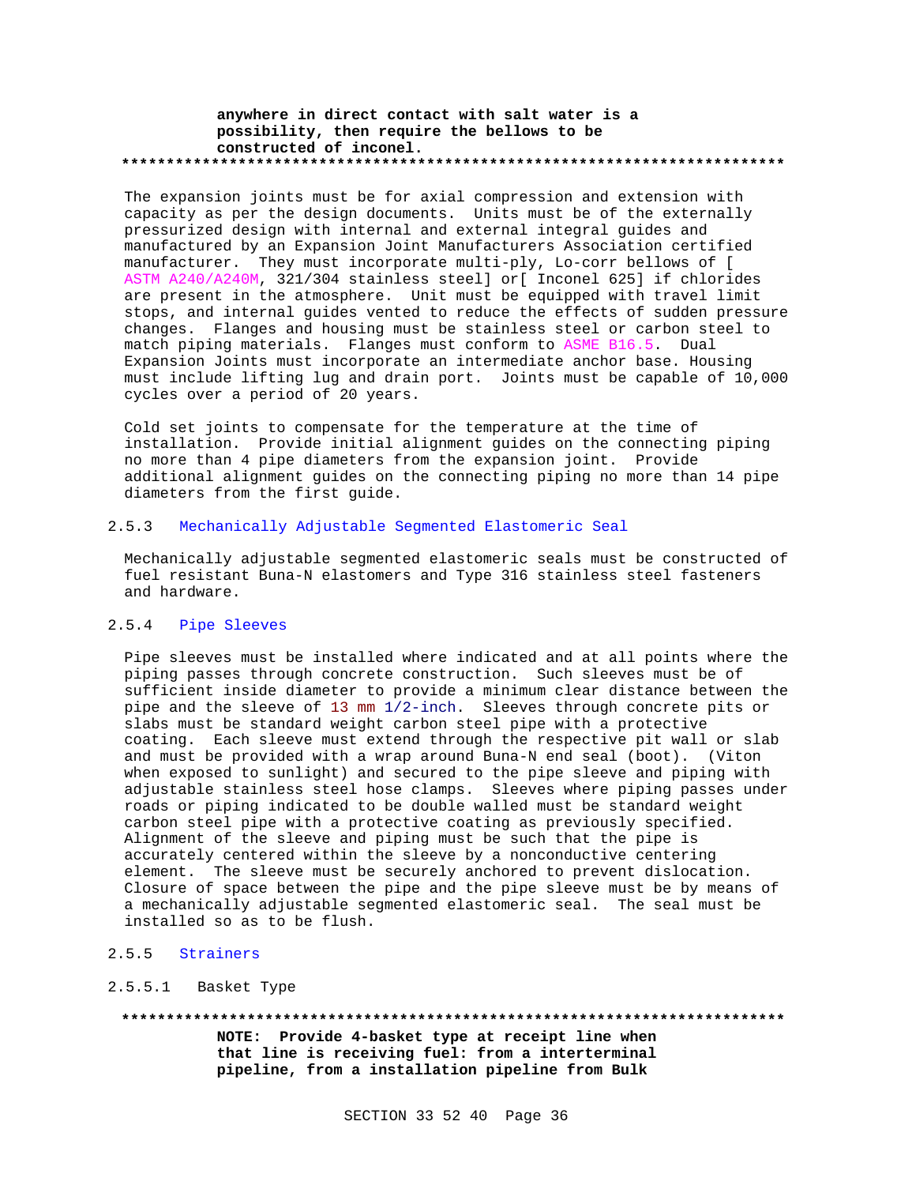**anywhere in direct contact with salt water is a possibility, then require the bellows to be constructed of inconel.**

**************************************************************************

The expansion joints must be for axial compression and extension with capacity as per the design documents. Units must be of the externally pressurized design with internal and external integral guides and manufactured by an Expansion Joint Manufacturers Association certified manufacturer. They must incorporate multi-ply, Lo-corr bellows of [ ASTM A240/A240M, 321/304 stainless steel] or[ Inconel 625] if chlorides are present in the atmosphere. Unit must be equipped with travel limit stops, and internal guides vented to reduce the effects of sudden pressure changes. Flanges and housing must be stainless steel or carbon steel to match piping materials. Flanges must conform to ASME B16.5. Dual Expansion Joints must incorporate an intermediate anchor base. Housing must include lifting lug and drain port. Joints must be capable of 10,000 cycles over a period of 20 years.

Cold set joints to compensate for the temperature at the time of installation. Provide initial alignment guides on the connecting piping no more than 4 pipe diameters from the expansion joint. Provide additional alignment guides on the connecting piping no more than 14 pipe diameters from the first guide.

## 2.5.3 Mechanically Adjustable Segmented Elastomeric Seal

Mechanically adjustable segmented elastomeric seals must be constructed of fuel resistant Buna-N elastomers and Type 316 stainless steel fasteners and hardware.

## 2.5.4 Pipe Sleeves

Pipe sleeves must be installed where indicated and at all points where the piping passes through concrete construction. Such sleeves must be of sufficient inside diameter to provide a minimum clear distance between the pipe and the sleeve of 13 mm 1/2-inch. Sleeves through concrete pits or slabs must be standard weight carbon steel pipe with a protective coating. Each sleeve must extend through the respective pit wall or slab and must be provided with a wrap around Buna-N end seal (boot). (Viton when exposed to sunlight) and secured to the pipe sleeve and piping with adjustable stainless steel hose clamps. Sleeves where piping passes under roads or piping indicated to be double walled must be standard weight carbon steel pipe with a protective coating as previously specified. Alignment of the sleeve and piping must be such that the pipe is accurately centered within the sleeve by a nonconductive centering element. The sleeve must be securely anchored to prevent dislocation. Closure of space between the pipe and the pipe sleeve must be by means of a mechanically adjustable segmented elastomeric seal. The seal must be installed so as to be flush.

## 2.5.5 Strainers

### 2.5.5.1 Basket Type

**************************************************************************

**NOTE: Provide 4-basket type at receipt line when that line is receiving fuel: from a interterminal pipeline, from a installation pipeline from Bulk**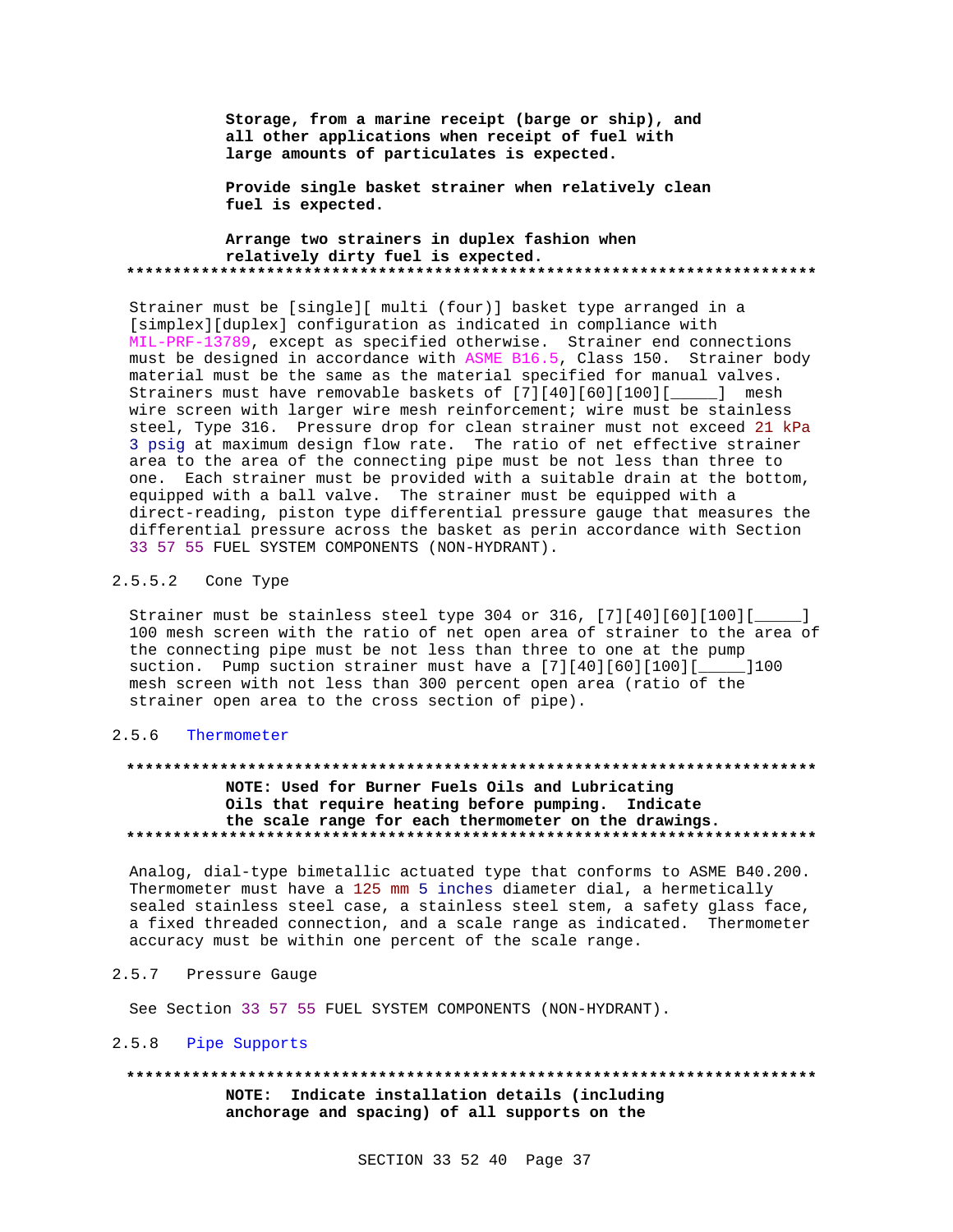**Storage, from a marine receipt (barge or ship), and all other applications when receipt of fuel with large amounts of particulates is expected.**

**Provide single basket strainer when relatively clean fuel is expected.**

**Arrange two strainers in duplex fashion when relatively dirty fuel is expected.**
**************************************************************************

Strainer must be [single][ multi (four)] basket type arranged in a [simplex][duplex] configuration as indicated in compliance with MIL-PRF-13789, except as specified otherwise. Strainer end connections must be designed in accordance with ASME B16.5, Class 150. Strainer body material must be the same as the material specified for manual valves. Strainers must have removable baskets of [7][40][60][100][_____] mesh wire screen with larger wire mesh reinforcement; wire must be stainless steel, Type 316. Pressure drop for clean strainer must not exceed 21 kPa 3 psig at maximum design flow rate. The ratio of net effective strainer area to the area of the connecting pipe must be not less than three to one. Each strainer must be provided with a suitable drain at the bottom, equipped with a ball valve. The strainer must be equipped with a direct-reading, piston type differential pressure gauge that measures the differential pressure across the basket as perin accordance with Section 33 57 55 FUEL SYSTEM COMPONENTS (NON-HYDRANT).

#### 2.5.5.2 Cone Type

Strainer must be stainless steel type 304 or 316, [7][40][60][100][_____] 100 mesh screen with the ratio of net open area of strainer to the area of the connecting pipe must be not less than three to one at the pump suction. Pump suction strainer must have a [7][40][60][100][_____]100 mesh screen with not less than 300 percent open area (ratio of the strainer open area to the cross section of pipe).

### 2.5.6 Thermometer

**************************************************************************
**NOTE: Used for Burner Fuels Oils and Lubricating Oils that require heating before pumping. Indicate the scale range for each thermometer on the drawings.**
**************************************************************************

Analog, dial-type bimetallic actuated type that conforms to ASME B40.200. Thermometer must have a 125 mm 5 inches diameter dial, a hermetically sealed stainless steel case, a stainless steel stem, a safety glass face, a fixed threaded connection, and a scale range as indicated. Thermometer accuracy must be within one percent of the scale range.

### 2.5.7 Pressure Gauge

See Section 33 57 55 FUEL SYSTEM COMPONENTS (NON-HYDRANT).

### 2.5.8 Pipe Supports

**************************************************************************
**NOTE: Indicate installation details (including anchorage and spacing) of all supports on the**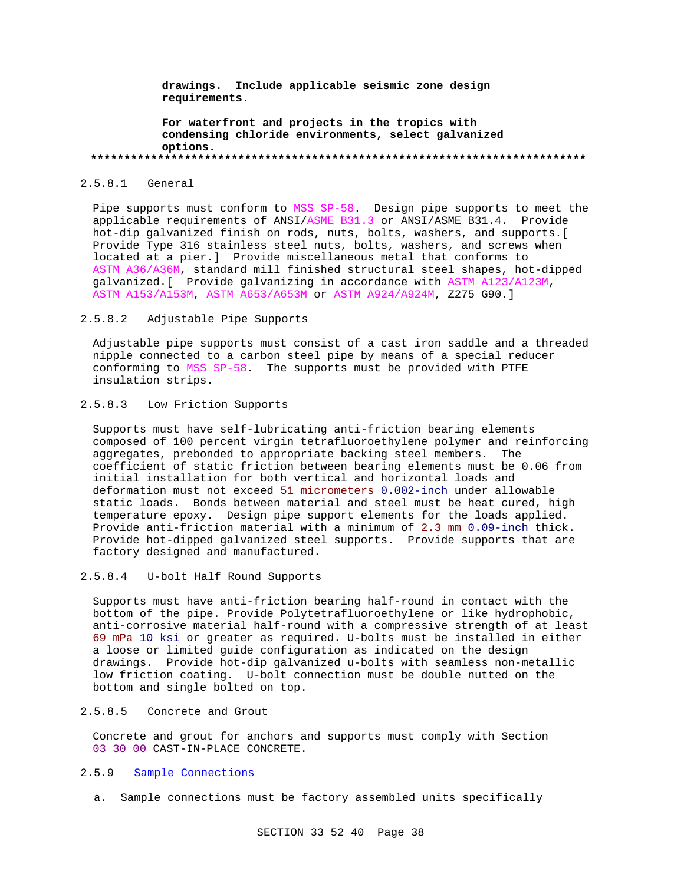**drawings. Include applicable seismic zone design requirements.**

**For waterfront and projects in the tropics with condensing chloride environments, select galvanized options.**

**************************************************************************

2.5.8.1 General

Pipe supports must conform to MSS SP-58. Design pipe supports to meet the applicable requirements of ANSI/ASME B31.3 or ANSI/ASME B31.4. Provide hot-dip galvanized finish on rods, nuts, bolts, washers, and supports.[ Provide Type 316 stainless steel nuts, bolts, washers, and screws when located at a pier.] Provide miscellaneous metal that conforms to ASTM A36/A36M, standard mill finished structural steel shapes, hot-dipped galvanized.[ Provide galvanizing in accordance with ASTM A123/A123M, ASTM A153/A153M, ASTM A653/A653M or ASTM A924/A924M, Z275 G90.]

2.5.8.2 Adjustable Pipe Supports

Adjustable pipe supports must consist of a cast iron saddle and a threaded nipple connected to a carbon steel pipe by means of a special reducer conforming to MSS SP-58. The supports must be provided with PTFE insulation strips.

2.5.8.3 Low Friction Supports

Supports must have self-lubricating anti-friction bearing elements composed of 100 percent virgin tetrafluoroethylene polymer and reinforcing aggregates, prebonded to appropriate backing steel members. The coefficient of static friction between bearing elements must be 0.06 from initial installation for both vertical and horizontal loads and deformation must not exceed 51 micrometers 0.002-inch under allowable static loads. Bonds between material and steel must be heat cured, high temperature epoxy. Design pipe support elements for the loads applied. Provide anti-friction material with a minimum of 2.3 mm 0.09-inch thick. Provide hot-dipped galvanized steel supports. Provide supports that are factory designed and manufactured.

2.5.8.4 U-bolt Half Round Supports

Supports must have anti-friction bearing half-round in contact with the bottom of the pipe. Provide Polytetrafluoroethylene or like hydrophobic, anti-corrosive material half-round with a compressive strength of at least 69 mPa 10 ksi or greater as required. U-bolts must be installed in either a loose or limited guide configuration as indicated on the design drawings. Provide hot-dip galvanized u-bolts with seamless non-metallic low friction coating. U-bolt connection must be double nutted on the bottom and single bolted on top.

2.5.8.5 Concrete and Grout

Concrete and grout for anchors and supports must comply with Section 03 30 00 CAST-IN-PLACE CONCRETE.

2.5.9 Sample Connections

a. Sample connections must be factory assembled units specifically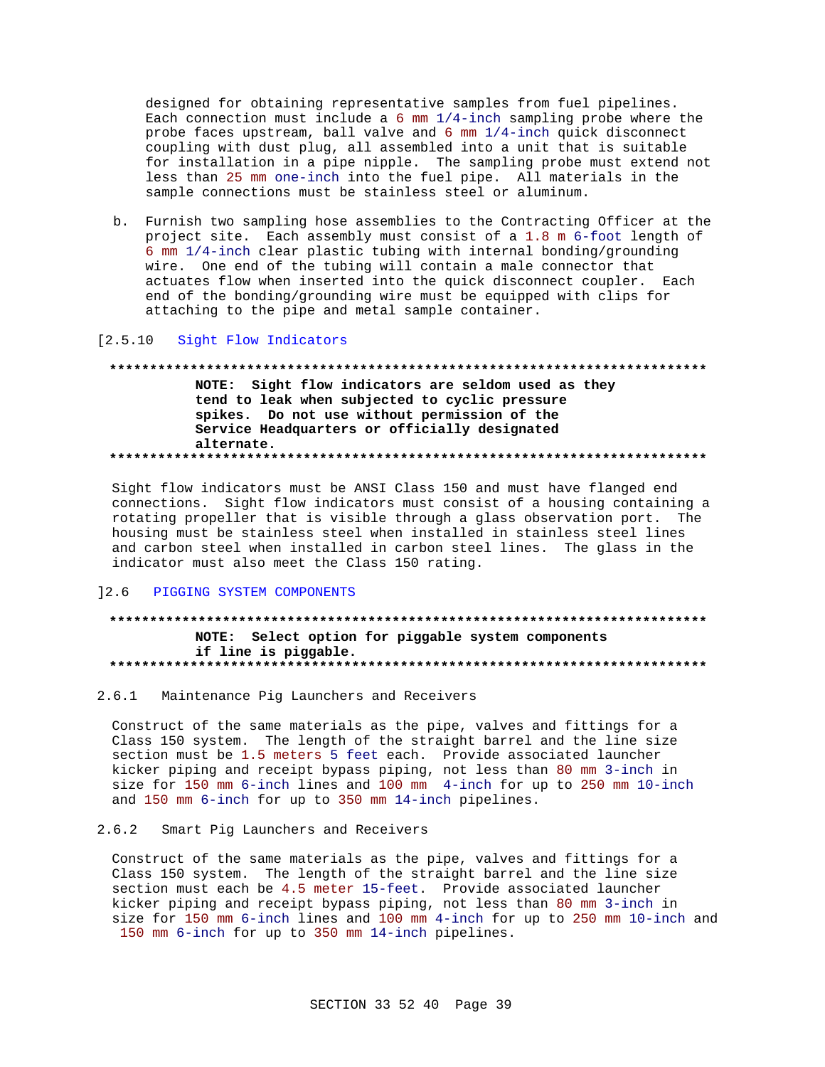designed for obtaining representative samples from fuel pipelines. Each connection must include a 6 mm 1/4-inch sampling probe where the probe faces upstream, ball valve and 6 mm 1/4-inch quick disconnect coupling with dust plug, all assembled into a unit that is suitable for installation in a pipe nipple. The sampling probe must extend not less than 25 mm one-inch into the fuel pipe. All materials in the sample connections must be stainless steel or aluminum.

b. Furnish two sampling hose assemblies to the Contracting Officer at the project site. Each assembly must consist of a 1.8 m 6-foot length of 6 mm 1/4-inch clear plastic tubing with internal bonding/grounding wire. One end of the tubing will contain a male connector that actuates flow when inserted into the quick disconnect coupler. Each end of the bonding/grounding wire must be equipped with clips for attaching to the pipe and metal sample container.

### [2.5.10 Sight Flow Indicators

**************************************************************************

**NOTE: Sight flow indicators are seldom used as they tend to leak when subjected to cyclic pressure spikes. Do not use without permission of the Service Headquarters or officially designated alternate.**

**************************************************************************

Sight flow indicators must be ANSI Class 150 and must have flanged end connections. Sight flow indicators must consist of a housing containing a rotating propeller that is visible through a glass observation port. The housing must be stainless steel when installed in stainless steel lines and carbon steel when installed in carbon steel lines. The glass in the indicator must also meet the Class 150 rating.

## ]2.6 PIGGING SYSTEM COMPONENTS

**************************************************************************

**NOTE: Select option for piggable system components if line is piggable.**

**************************************************************************

### 2.6.1 Maintenance Pig Launchers and Receivers

Construct of the same materials as the pipe, valves and fittings for a Class 150 system. The length of the straight barrel and the line size section must be 1.5 meters 5 feet each. Provide associated launcher kicker piping and receipt bypass piping, not less than 80 mm 3-inch in size for 150 mm 6-inch lines and 100 mm 4-inch for up to 250 mm 10-inch and 150 mm 6-inch for up to 350 mm 14-inch pipelines.

### 2.6.2 Smart Pig Launchers and Receivers

Construct of the same materials as the pipe, valves and fittings for a Class 150 system. The length of the straight barrel and the line size section must each be 4.5 meter 15-feet. Provide associated launcher kicker piping and receipt bypass piping, not less than 80 mm 3-inch in size for 150 mm 6-inch lines and 100 mm 4-inch for up to 250 mm 10-inch and 150 mm 6-inch for up to 350 mm 14-inch pipelines.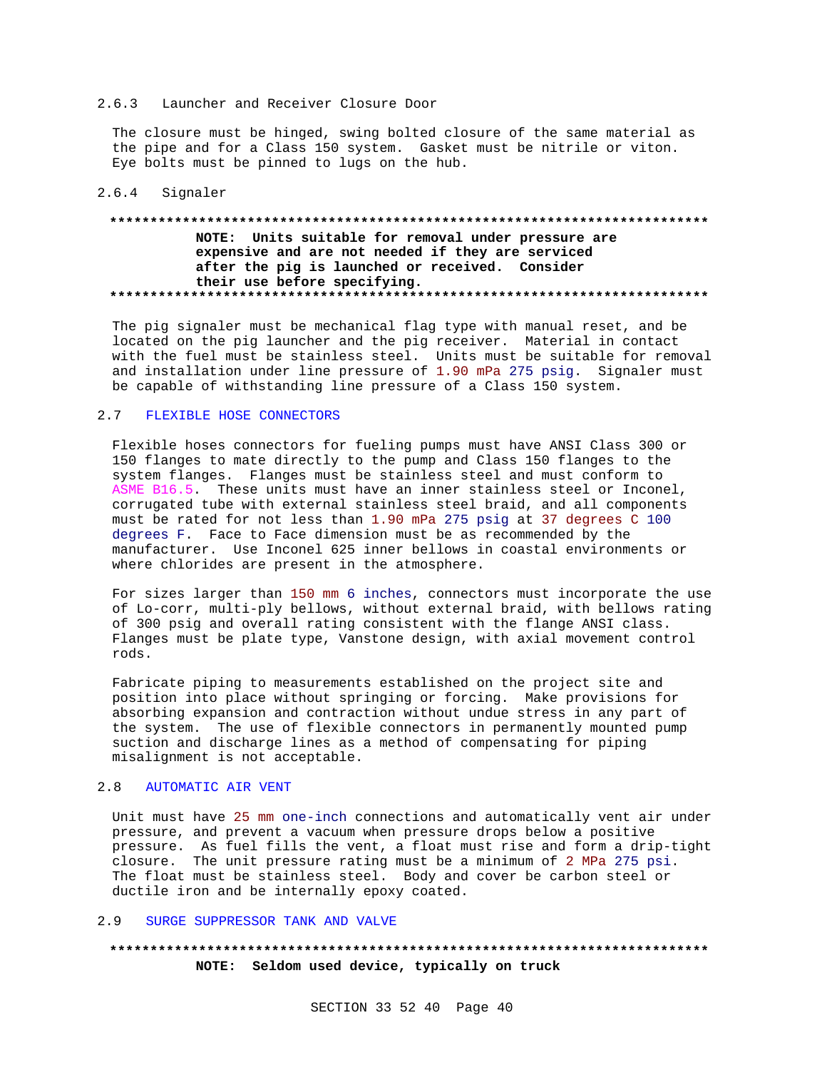### 2.6.3 Launcher and Receiver Closure Door

The closure must be hinged, swing bolted closure of the same material as the pipe and for a Class 150 system. Gasket must be nitrile or viton. Eye bolts must be pinned to lugs on the hub.

### 2.6.4 Signaler

**************************************************************************

**NOTE: Units suitable for removal under pressure are expensive and are not needed if they are serviced after the pig is launched or received. Consider their use before specifying.**

**************************************************************************

The pig signaler must be mechanical flag type with manual reset, and be located on the pig launcher and the pig receiver. Material in contact with the fuel must be stainless steel. Units must be suitable for removal and installation under line pressure of 1.90 mPa 275 psig. Signaler must be capable of withstanding line pressure of a Class 150 system.

## 2.7 FLEXIBLE HOSE CONNECTORS

Flexible hoses connectors for fueling pumps must have ANSI Class 300 or 150 flanges to mate directly to the pump and Class 150 flanges to the system flanges. Flanges must be stainless steel and must conform to ASME B16.5. These units must have an inner stainless steel or Inconel, corrugated tube with external stainless steel braid, and all components must be rated for not less than 1.90 mPa 275 psig at 37 degrees C 100 degrees F. Face to Face dimension must be as recommended by the manufacturer. Use Inconel 625 inner bellows in coastal environments or where chlorides are present in the atmosphere.

For sizes larger than 150 mm 6 inches, connectors must incorporate the use of Lo-corr, multi-ply bellows, without external braid, with bellows rating of 300 psig and overall rating consistent with the flange ANSI class. Flanges must be plate type, Vanstone design, with axial movement control rods.

Fabricate piping to measurements established on the project site and position into place without springing or forcing. Make provisions for absorbing expansion and contraction without undue stress in any part of the system. The use of flexible connectors in permanently mounted pump suction and discharge lines as a method of compensating for piping misalignment is not acceptable.

## 2.8 AUTOMATIC AIR VENT

Unit must have 25 mm one-inch connections and automatically vent air under pressure, and prevent a vacuum when pressure drops below a positive pressure. As fuel fills the vent, a float must rise and form a drip-tight closure. The unit pressure rating must be a minimum of 2 MPa 275 psi. The float must be stainless steel. Body and cover be carbon steel or ductile iron and be internally epoxy coated.

## 2.9 SURGE SUPPRESSOR TANK AND VALVE

**************************************************************************

**NOTE: Seldom used device, typically on truck**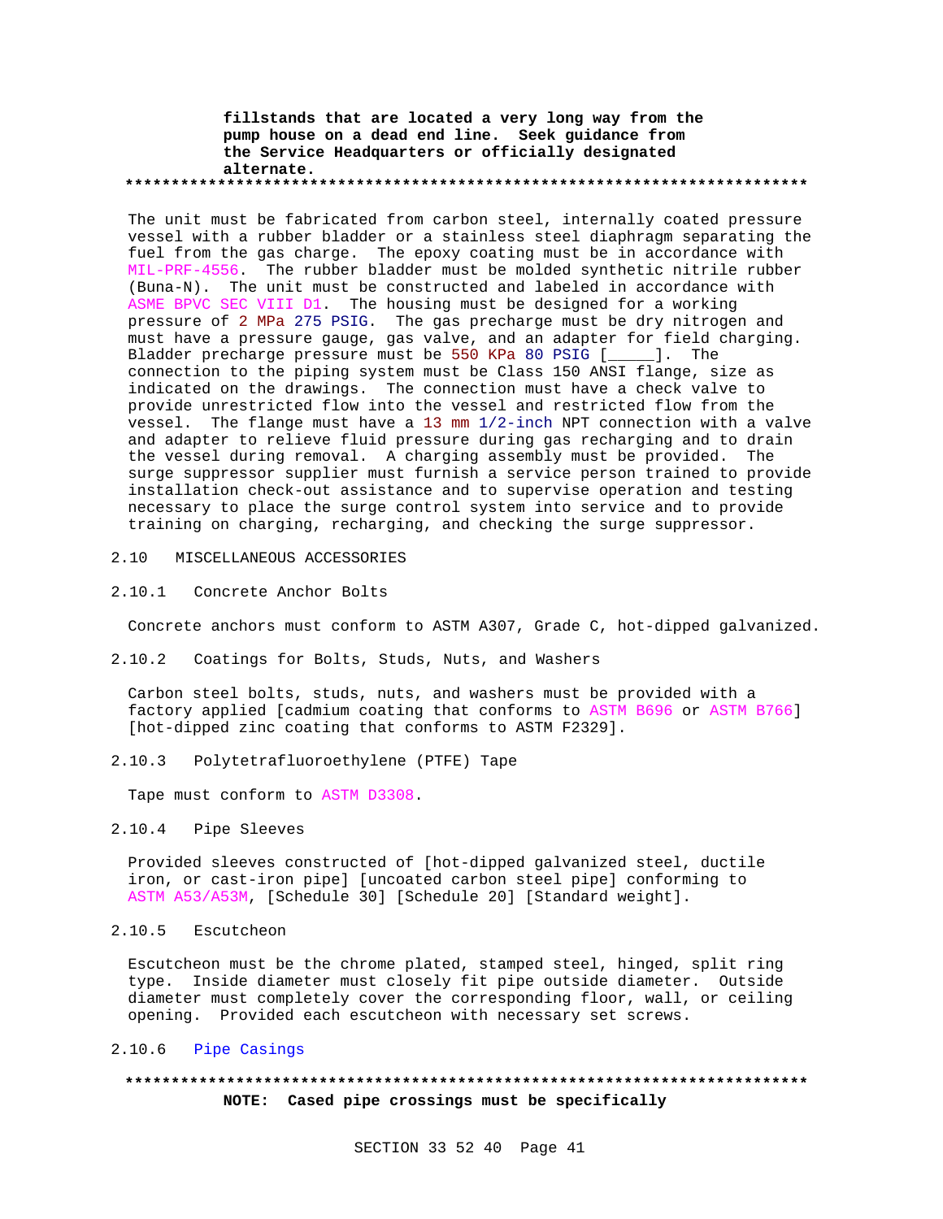**fillstands that are located a very long way from the pump house on a dead end line. Seek guidance from the Service Headquarters or officially designated alternate.**

**************************************************************************

The unit must be fabricated from carbon steel, internally coated pressure vessel with a rubber bladder or a stainless steel diaphragm separating the fuel from the gas charge. The epoxy coating must be in accordance with MIL-PRF-4556. The rubber bladder must be molded synthetic nitrile rubber (Buna-N). The unit must be constructed and labeled in accordance with ASME BPVC SEC VIII D1. The housing must be designed for a working pressure of 2 MPa 275 PSIG. The gas precharge must be dry nitrogen and must have a pressure gauge, gas valve, and an adapter for field charging. Bladder precharge pressure must be 550 KPa 80 PSIG [_____]. The connection to the piping system must be Class 150 ANSI flange, size as indicated on the drawings. The connection must have a check valve to provide unrestricted flow into the vessel and restricted flow from the vessel. The flange must have a 13 mm 1/2-inch NPT connection with a valve and adapter to relieve fluid pressure during gas recharging and to drain the vessel during removal. A charging assembly must be provided. The surge suppressor supplier must furnish a service person trained to provide installation check-out assistance and to supervise operation and testing necessary to place the surge control system into service and to provide training on charging, recharging, and checking the surge suppressor.

## 2.10 MISCELLANEOUS ACCESSORIES

### 2.10.1 Concrete Anchor Bolts

Concrete anchors must conform to ASTM A307, Grade C, hot-dipped galvanized.

### 2.10.2 Coatings for Bolts, Studs, Nuts, and Washers

Carbon steel bolts, studs, nuts, and washers must be provided with a factory applied [cadmium coating that conforms to ASTM B696 or ASTM B766] [hot-dipped zinc coating that conforms to ASTM F2329].

### 2.10.3 Polytetrafluoroethylene (PTFE) Tape

Tape must conform to ASTM D3308.

### 2.10.4 Pipe Sleeves

Provided sleeves constructed of [hot-dipped galvanized steel, ductile iron, or cast-iron pipe] [uncoated carbon steel pipe] conforming to ASTM A53/A53M, [Schedule 30] [Schedule 20] [Standard weight].

### 2.10.5 Escutcheon

Escutcheon must be the chrome plated, stamped steel, hinged, split ring type. Inside diameter must closely fit pipe outside diameter. Outside diameter must completely cover the corresponding floor, wall, or ceiling opening. Provided each escutcheon with necessary set screws.

### 2.10.6 Pipe Casings

**************************************************************************

**NOTE: Cased pipe crossings must be specifically**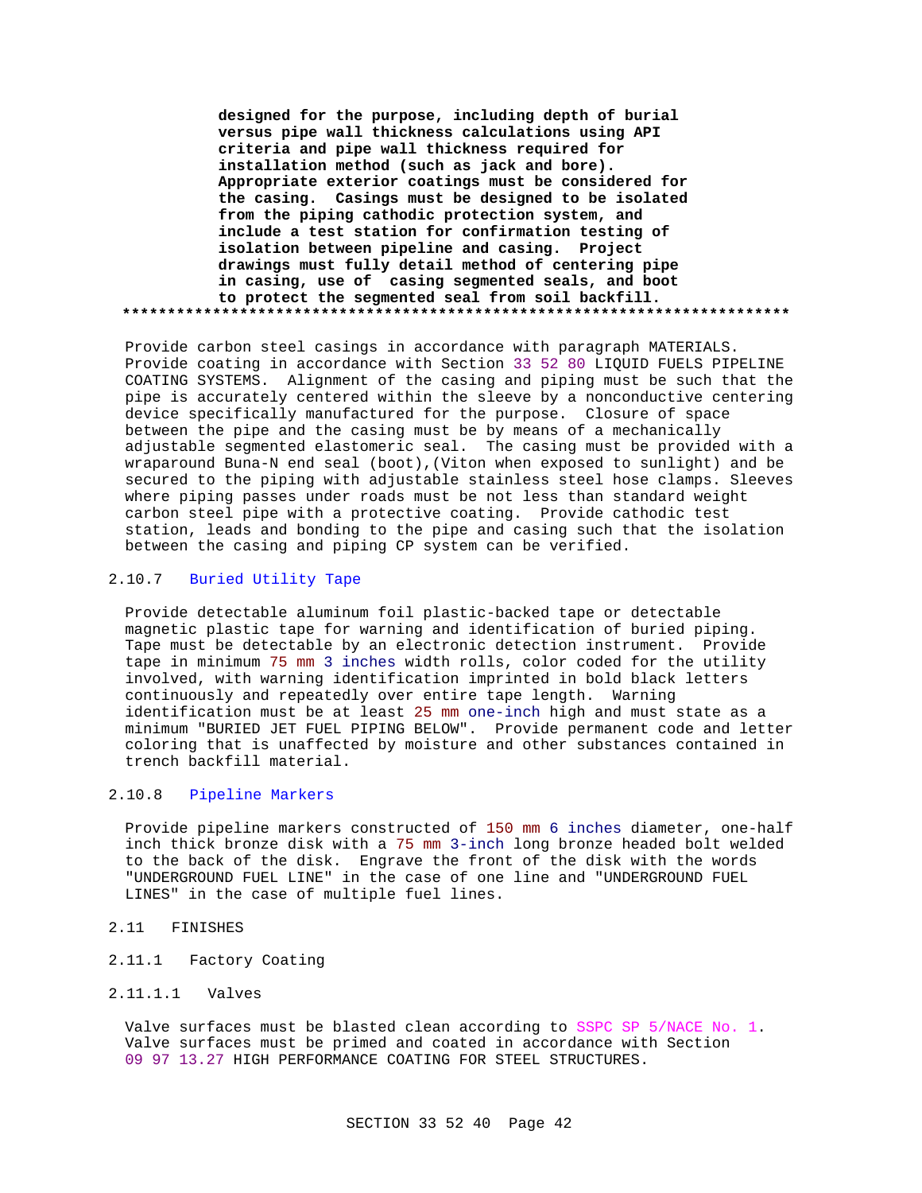**designed for the purpose, including depth of burial versus pipe wall thickness calculations using API criteria and pipe wall thickness required for installation method (such as jack and bore). Appropriate exterior coatings must be considered for the casing. Casings must be designed to be isolated from the piping cathodic protection system, and include a test station for confirmation testing of isolation between pipeline and casing. Project drawings must fully detail method of centering pipe in casing, use of casing segmented seals, and boot to protect the segmented seal from soil backfill.**
**************************************************************************

Provide carbon steel casings in accordance with paragraph MATERIALS. Provide coating in accordance with Section 33 52 80 LIQUID FUELS PIPELINE COATING SYSTEMS. Alignment of the casing and piping must be such that the pipe is accurately centered within the sleeve by a nonconductive centering device specifically manufactured for the purpose. Closure of space between the pipe and the casing must be by means of a mechanically adjustable segmented elastomeric seal. The casing must be provided with a wraparound Buna-N end seal (boot),(Viton when exposed to sunlight) and be secured to the piping with adjustable stainless steel hose clamps. Sleeves where piping passes under roads must be not less than standard weight carbon steel pipe with a protective coating. Provide cathodic test station, leads and bonding to the pipe and casing such that the isolation between the casing and piping CP system can be verified.

#### 2.10.7 Buried Utility Tape

Provide detectable aluminum foil plastic-backed tape or detectable magnetic plastic tape for warning and identification of buried piping. Tape must be detectable by an electronic detection instrument. Provide tape in minimum 75 mm 3 inches width rolls, color coded for the utility involved, with warning identification imprinted in bold black letters continuously and repeatedly over entire tape length. Warning identification must be at least 25 mm one-inch high and must state as a minimum "BURIED JET FUEL PIPING BELOW". Provide permanent code and letter coloring that is unaffected by moisture and other substances contained in trench backfill material.

#### 2.10.8 Pipeline Markers

Provide pipeline markers constructed of 150 mm 6 inches diameter, one-half inch thick bronze disk with a 75 mm 3-inch long bronze headed bolt welded to the back of the disk. Engrave the front of the disk with the words "UNDERGROUND FUEL LINE" in the case of one line and "UNDERGROUND FUEL LINES" in the case of multiple fuel lines.

## 2.11 FINISHES

### 2.11.1 Factory Coating

#### 2.11.1.1 Valves

Valve surfaces must be blasted clean according to SSPC SP 5/NACE No. 1. Valve surfaces must be primed and coated in accordance with Section 09 97 13.27 HIGH PERFORMANCE COATING FOR STEEL STRUCTURES.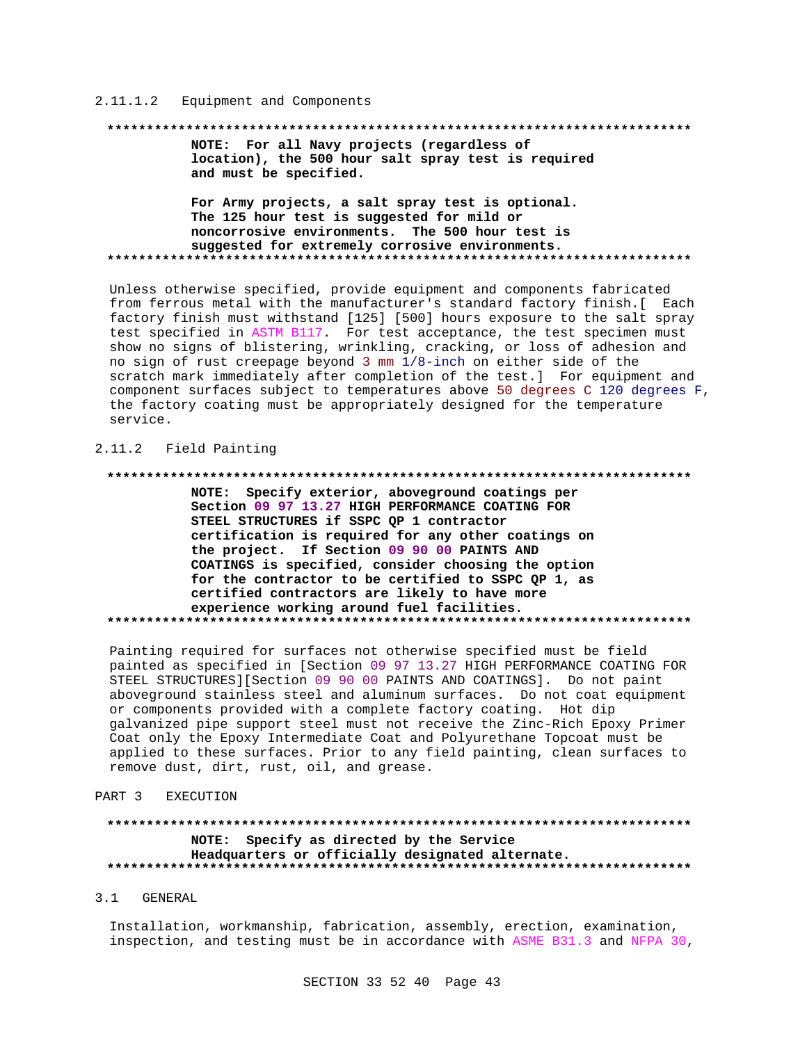#### 2.11.1.2 Equipment and Components

**************************************************************************

**NOTE: For all Navy projects (regardless of location), the 500 hour salt spray test is required and must be specified.**

**For Army projects, a salt spray test is optional. The 125 hour test is suggested for mild or noncorrosive environments. The 500 hour test is suggested for extremely corrosive environments.**

**************************************************************************

Unless otherwise specified, provide equipment and components fabricated from ferrous metal with the manufacturer's standard factory finish.[ Each factory finish must withstand [125] [500] hours exposure to the salt spray test specified in ASTM B117. For test acceptance, the test specimen must show no signs of blistering, wrinkling, cracking, or loss of adhesion and no sign of rust creepage beyond 3 mm 1/8-inch on either side of the scratch mark immediately after completion of the test.] For equipment and component surfaces subject to temperatures above 50 degrees C 120 degrees F, the factory coating must be appropriately designed for the temperature service.

### 2.11.2 Field Painting

**************************************************************************

**NOTE: Specify exterior, aboveground coatings per Section 09 97 13.27 HIGH PERFORMANCE COATING FOR STEEL STRUCTURES if SSPC QP 1 contractor certification is required for any other coatings on the project. If Section 09 90 00 PAINTS AND COATINGS is specified, consider choosing the option for the contractor to be certified to SSPC QP 1, as certified contractors are likely to have more experience working around fuel facilities.**

**************************************************************************

Painting required for surfaces not otherwise specified must be field painted as specified in [Section 09 97 13.27 HIGH PERFORMANCE COATING FOR STEEL STRUCTURES][Section 09 90 00 PAINTS AND COATINGS]. Do not paint aboveground stainless steel and aluminum surfaces. Do not coat equipment or components provided with a complete factory coating. Hot dip galvanized pipe support steel must not receive the Zinc-Rich Epoxy Primer Coat only the Epoxy Intermediate Coat and Polyurethane Topcoat must be applied to these surfaces. Prior to any field painting, clean surfaces to remove dust, dirt, rust, oil, and grease.

# PART 3 EXECUTION

**************************************************************************

**NOTE: Specify as directed by the Service Headquarters or officially designated alternate.**

**************************************************************************

## 3.1 GENERAL

Installation, workmanship, fabrication, assembly, erection, examination, inspection, and testing must be in accordance with ASME B31.3 and NFPA 30,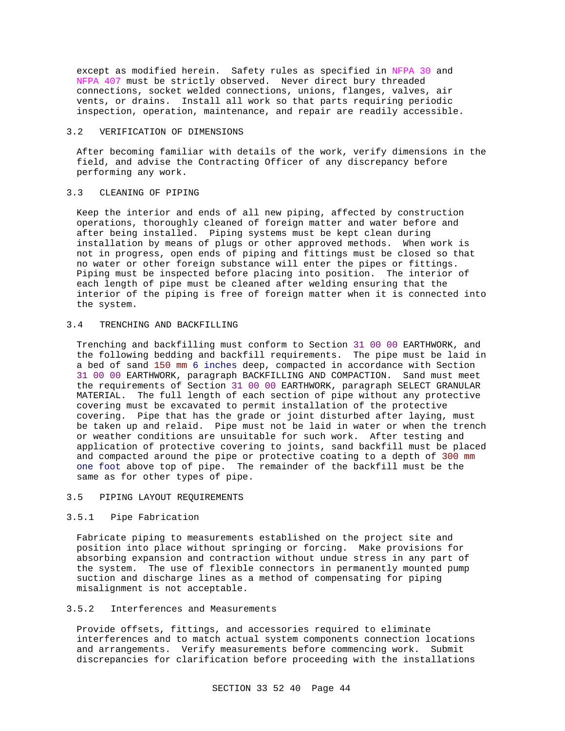except as modified herein. Safety rules as specified in NFPA 30 and NFPA 407 must be strictly observed. Never direct bury threaded connections, socket welded connections, unions, flanges, valves, air vents, or drains. Install all work so that parts requiring periodic inspection, operation, maintenance, and repair are readily accessible.

## 3.2 VERIFICATION OF DIMENSIONS

After becoming familiar with details of the work, verify dimensions in the field, and advise the Contracting Officer of any discrepancy before performing any work.

## 3.3 CLEANING OF PIPING

Keep the interior and ends of all new piping, affected by construction operations, thoroughly cleaned of foreign matter and water before and after being installed. Piping systems must be kept clean during installation by means of plugs or other approved methods. When work is not in progress, open ends of piping and fittings must be closed so that no water or other foreign substance will enter the pipes or fittings. Piping must be inspected before placing into position. The interior of each length of pipe must be cleaned after welding ensuring that the interior of the piping is free of foreign matter when it is connected into the system.

## 3.4 TRENCHING AND BACKFILLING

Trenching and backfilling must conform to Section 31 00 00 EARTHWORK, and the following bedding and backfill requirements. The pipe must be laid in a bed of sand 150 mm 6 inches deep, compacted in accordance with Section 31 00 00 EARTHWORK, paragraph BACKFILLING AND COMPACTION. Sand must meet the requirements of Section 31 00 00 EARTHWORK, paragraph SELECT GRANULAR MATERIAL. The full length of each section of pipe without any protective covering must be excavated to permit installation of the protective covering. Pipe that has the grade or joint disturbed after laying, must be taken up and relaid. Pipe must not be laid in water or when the trench or weather conditions are unsuitable for such work. After testing and application of protective covering to joints, sand backfill must be placed and compacted around the pipe or protective coating to a depth of 300 mm one foot above top of pipe. The remainder of the backfill must be the same as for other types of pipe.

## 3.5 PIPING LAYOUT REQUIREMENTS

### 3.5.1 Pipe Fabrication

Fabricate piping to measurements established on the project site and position into place without springing or forcing. Make provisions for absorbing expansion and contraction without undue stress in any part of the system. The use of flexible connectors in permanently mounted pump suction and discharge lines as a method of compensating for piping misalignment is not acceptable.

### 3.5.2 Interferences and Measurements

Provide offsets, fittings, and accessories required to eliminate interferences and to match actual system components connection locations and arrangements. Verify measurements before commencing work. Submit discrepancies for clarification before proceeding with the installations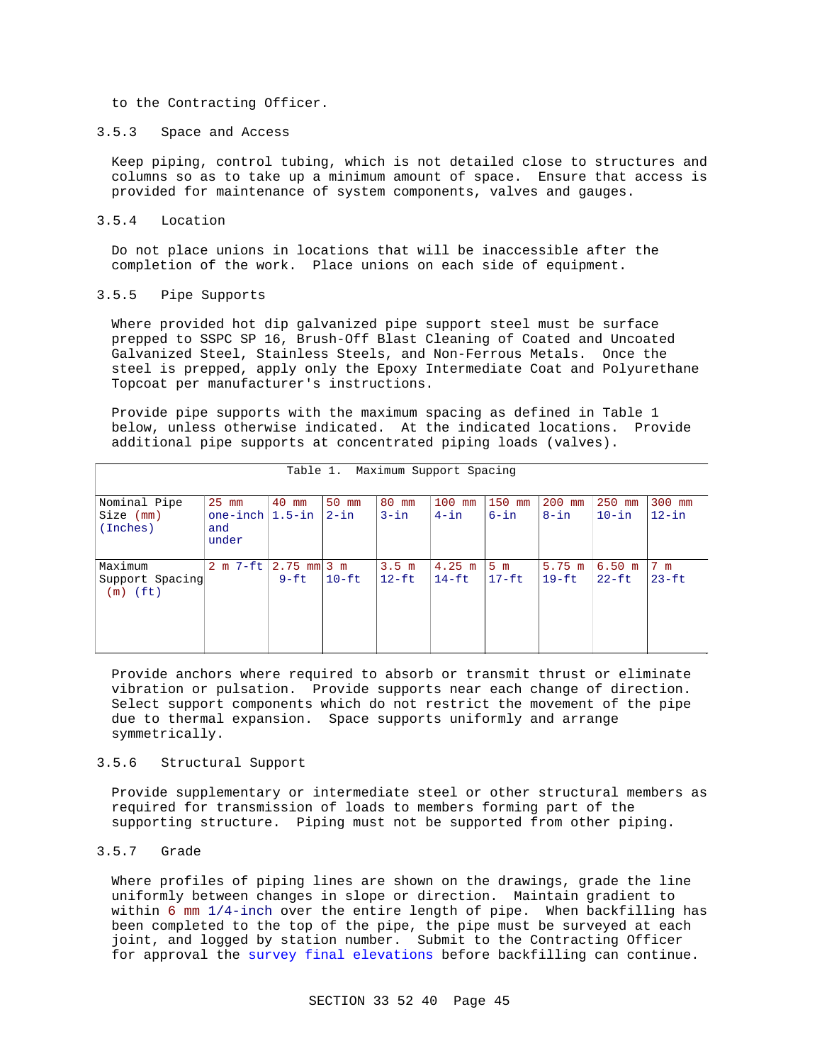to the Contracting Officer.

### 3.5.3 Space and Access

Keep piping, control tubing, which is not detailed close to structures and columns so as to take up a minimum amount of space. Ensure that access is provided for maintenance of system components, valves and gauges.

### 3.5.4 Location

Do not place unions in locations that will be inaccessible after the completion of the work. Place unions on each side of equipment.

### 3.5.5 Pipe Supports

Where provided hot dip galvanized pipe support steel must be surface prepped to SSPC SP 16, Brush-Off Blast Cleaning of Coated and Uncoated Galvanized Steel, Stainless Steels, and Non-Ferrous Metals. Once the steel is prepped, apply only the Epoxy Intermediate Coat and Polyurethane Topcoat per manufacturer's instructions.

Provide pipe supports with the maximum spacing as defined in Table 1 below, unless otherwise indicated. At the indicated locations. Provide additional pipe supports at concentrated piping loads (valves).

Table 1. Maximum Support Spacing

| Nominal Pipe Size (mm) (Inches) | 25 mm one-inch and under | 40 mm 1.5-in | 50 mm 2-in | 80 mm 3-in | 100 mm 4-in | 150 mm 6-in | 200 mm 8-in | 250 mm 10-in | 300 mm 12-in |
|---|---|---|---|---|---|---|---|---|---|
| Maximum Support Spacing (m) (ft) | 2 m 7-ft | 2.75 mm 9-ft | 3 m 10-ft | 3.5 m 12-ft | 4.25 m 14-ft | 5 m 17-ft | 5.75 m 19-ft | 6.50 m 22-ft | 7 m 23-ft |

Provide anchors where required to absorb or transmit thrust or eliminate vibration or pulsation. Provide supports near each change of direction. Select support components which do not restrict the movement of the pipe due to thermal expansion. Space supports uniformly and arrange symmetrically.

### 3.5.6 Structural Support

Provide supplementary or intermediate steel or other structural members as required for transmission of loads to members forming part of the supporting structure. Piping must not be supported from other piping.

### 3.5.7 Grade

Where profiles of piping lines are shown on the drawings, grade the line uniformly between changes in slope or direction. Maintain gradient to within 6 mm 1/4-inch over the entire length of pipe. When backfilling has been completed to the top of the pipe, the pipe must be surveyed at each joint, and logged by station number. Submit to the Contracting Officer for approval the survey final elevations before backfilling can continue.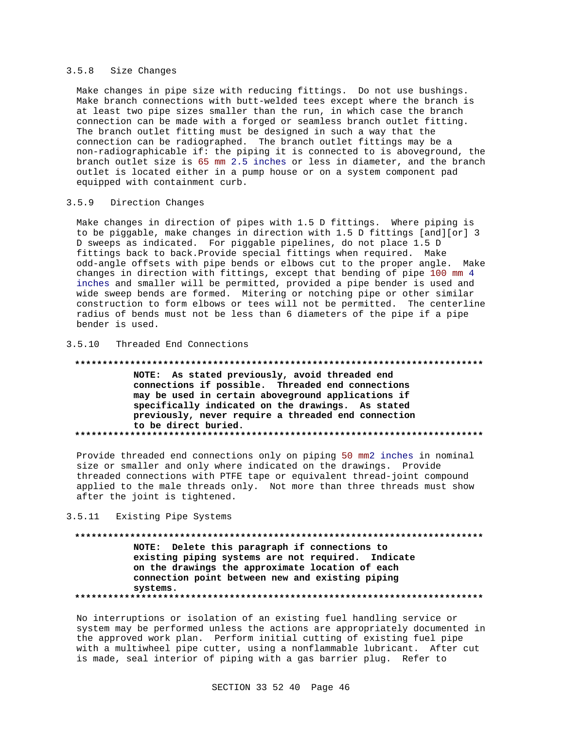### 3.5.8 Size Changes

Make changes in pipe size with reducing fittings. Do not use bushings. Make branch connections with butt-welded tees except where the branch is at least two pipe sizes smaller than the run, in which case the branch connection can be made with a forged or seamless branch outlet fitting. The branch outlet fitting must be designed in such a way that the connection can be radiographed. The branch outlet fittings may be a non-radiographicable if: the piping it is connected to is aboveground, the branch outlet size is 65 mm 2.5 inches or less in diameter, and the branch outlet is located either in a pump house or on a system component pad equipped with containment curb.

### 3.5.9 Direction Changes

Make changes in direction of pipes with 1.5 D fittings. Where piping is to be piggable, make changes in direction with 1.5 D fittings [and][or] 3 D sweeps as indicated. For piggable pipelines, do not place 1.5 D fittings back to back.Provide special fittings when required. Make odd-angle offsets with pipe bends or elbows cut to the proper angle. Make changes in direction with fittings, except that bending of pipe 100 mm 4 inches and smaller will be permitted, provided a pipe bender is used and wide sweep bends are formed. Mitering or notching pipe or other similar construction to form elbows or tees will not be permitted. The centerline radius of bends must not be less than 6 diameters of the pipe if a pipe bender is used.

### 3.5.10 Threaded End Connections

**************************************************************************

**NOTE: As stated previously, avoid threaded end connections if possible. Threaded end connections may be used in certain aboveground applications if specifically indicated on the drawings. As stated previously, never require a threaded end connection to be direct buried.**

**************************************************************************

Provide threaded end connections only on piping 50 mm2 inches in nominal size or smaller and only where indicated on the drawings. Provide threaded connections with PTFE tape or equivalent thread-joint compound applied to the male threads only. Not more than three threads must show after the joint is tightened.

### 3.5.11 Existing Pipe Systems

**************************************************************************

**NOTE: Delete this paragraph if connections to existing piping systems are not required. Indicate on the drawings the approximate location of each connection point between new and existing piping systems.**

**************************************************************************

No interruptions or isolation of an existing fuel handling service or system may be performed unless the actions are appropriately documented in the approved work plan. Perform initial cutting of existing fuel pipe with a multiwheel pipe cutter, using a nonflammable lubricant. After cut is made, seal interior of piping with a gas barrier plug. Refer to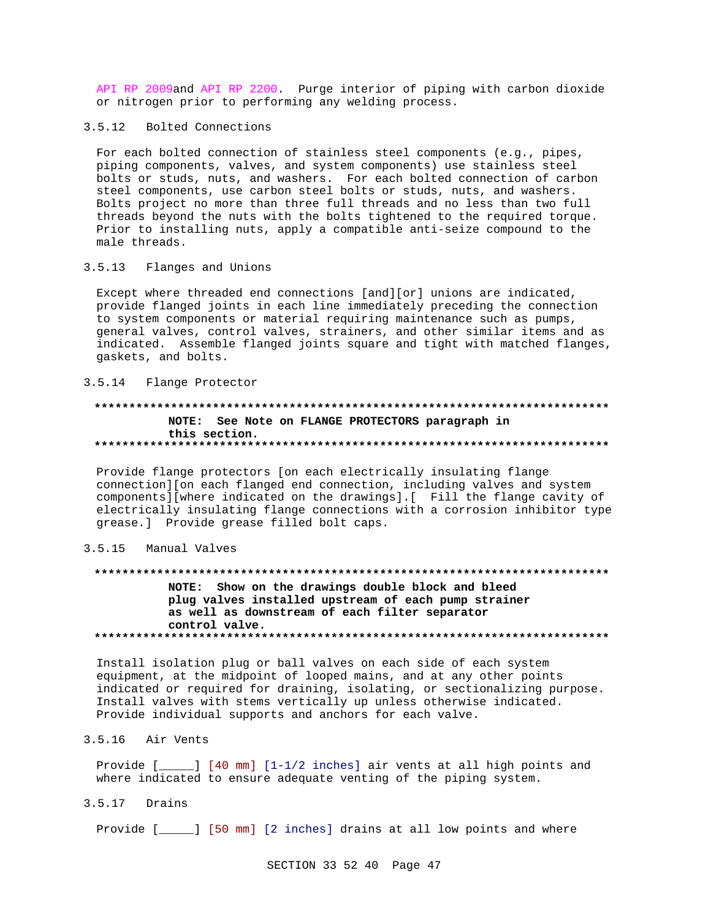API RP 2009and API RP 2200. Purge interior of piping with carbon dioxide or nitrogen prior to performing any welding process.

### 3.5.12 Bolted Connections

For each bolted connection of stainless steel components (e.g., pipes, piping components, valves, and system components) use stainless steel bolts or studs, nuts, and washers. For each bolted connection of carbon steel components, use carbon steel bolts or studs, nuts, and washers. Bolts project no more than three full threads and no less than two full threads beyond the nuts with the bolts tightened to the required torque. Prior to installing nuts, apply a compatible anti-seize compound to the male threads.

### 3.5.13 Flanges and Unions

Except where threaded end connections [and][or] unions are indicated, provide flanged joints in each line immediately preceding the connection to system components or material requiring maintenance such as pumps, general valves, control valves, strainers, and other similar items and as indicated. Assemble flanged joints square and tight with matched flanges, gaskets, and bolts.

### 3.5.14 Flange Protector

**NOTE: See Note on FLANGE PROTECTORS paragraph in this section.**

Provide flange protectors [on each electrically insulating flange connection][on each flanged end connection, including valves and system components][where indicated on the drawings].[ Fill the flange cavity of electrically insulating flange connections with a corrosion inhibitor type grease.] Provide grease filled bolt caps.

### 3.5.15 Manual Valves

**NOTE: Show on the drawings double block and bleed plug valves installed upstream of each pump strainer as well as downstream of each filter separator control valve.**

Install isolation plug or ball valves on each side of each system equipment, at the midpoint of looped mains, and at any other points indicated or required for draining, isolating, or sectionalizing purpose. Install valves with stems vertically up unless otherwise indicated. Provide individual supports and anchors for each valve.

### 3.5.16 Air Vents

Provide [_____] [40 mm] [1-1/2 inches] air vents at all high points and where indicated to ensure adequate venting of the piping system.

### 3.5.17 Drains

Provide [_____] [50 mm] [2 inches] drains at all low points and where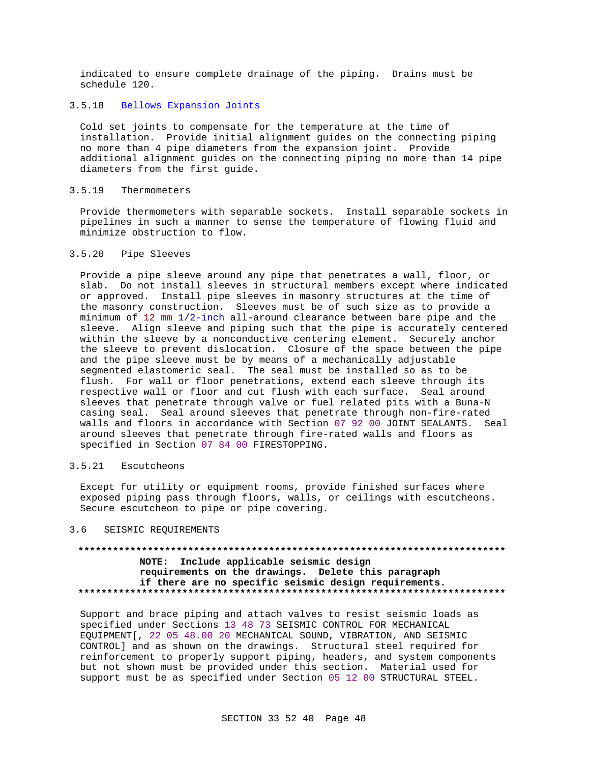indicated to ensure complete drainage of the piping. Drains must be schedule 120.

#### 3.5.18 Bellows Expansion Joints

Cold set joints to compensate for the temperature at the time of installation. Provide initial alignment guides on the connecting piping no more than 4 pipe diameters from the expansion joint. Provide additional alignment guides on the connecting piping no more than 14 pipe diameters from the first guide.

#### 3.5.19 Thermometers

Provide thermometers with separable sockets. Install separable sockets in pipelines in such a manner to sense the temperature of flowing fluid and minimize obstruction to flow.

#### 3.5.20 Pipe Sleeves

Provide a pipe sleeve around any pipe that penetrates a wall, floor, or slab. Do not install sleeves in structural members except where indicated or approved. Install pipe sleeves in masonry structures at the time of the masonry construction. Sleeves must be of such size as to provide a minimum of 12 mm 1/2-inch all-around clearance between bare pipe and the sleeve. Align sleeve and piping such that the pipe is accurately centered within the sleeve by a nonconductive centering element. Securely anchor the sleeve to prevent dislocation. Closure of the space between the pipe and the pipe sleeve must be by means of a mechanically adjustable segmented elastomeric seal. The seal must be installed so as to be flush. For wall or floor penetrations, extend each sleeve through its respective wall or floor and cut flush with each surface. Seal around sleeves that penetrate through valve or fuel related pits with a Buna-N casing seal. Seal around sleeves that penetrate through non-fire-rated walls and floors in accordance with Section 07 92 00 JOINT SEALANTS. Seal around sleeves that penetrate through fire-rated walls and floors as specified in Section 07 84 00 FIRESTOPPING.

#### 3.5.21 Escutcheons

Except for utility or equipment rooms, provide finished surfaces where exposed piping pass through floors, walls, or ceilings with escutcheons. Secure escutcheon to pipe or pipe covering.

### 3.6 SEISMIC REQUIREMENTS

**************************************************************************

**NOTE: Include applicable seismic design requirements on the drawings. Delete this paragraph if there are no specific seismic design requirements.**

**************************************************************************

Support and brace piping and attach valves to resist seismic loads as specified under Sections 13 48 73 SEISMIC CONTROL FOR MECHANICAL EQUIPMENT[, 22 05 48.00 20 MECHANICAL SOUND, VIBRATION, AND SEISMIC CONTROL] and as shown on the drawings. Structural steel required for reinforcement to properly support piping, headers, and system components but not shown must be provided under this section. Material used for support must be as specified under Section 05 12 00 STRUCTURAL STEEL.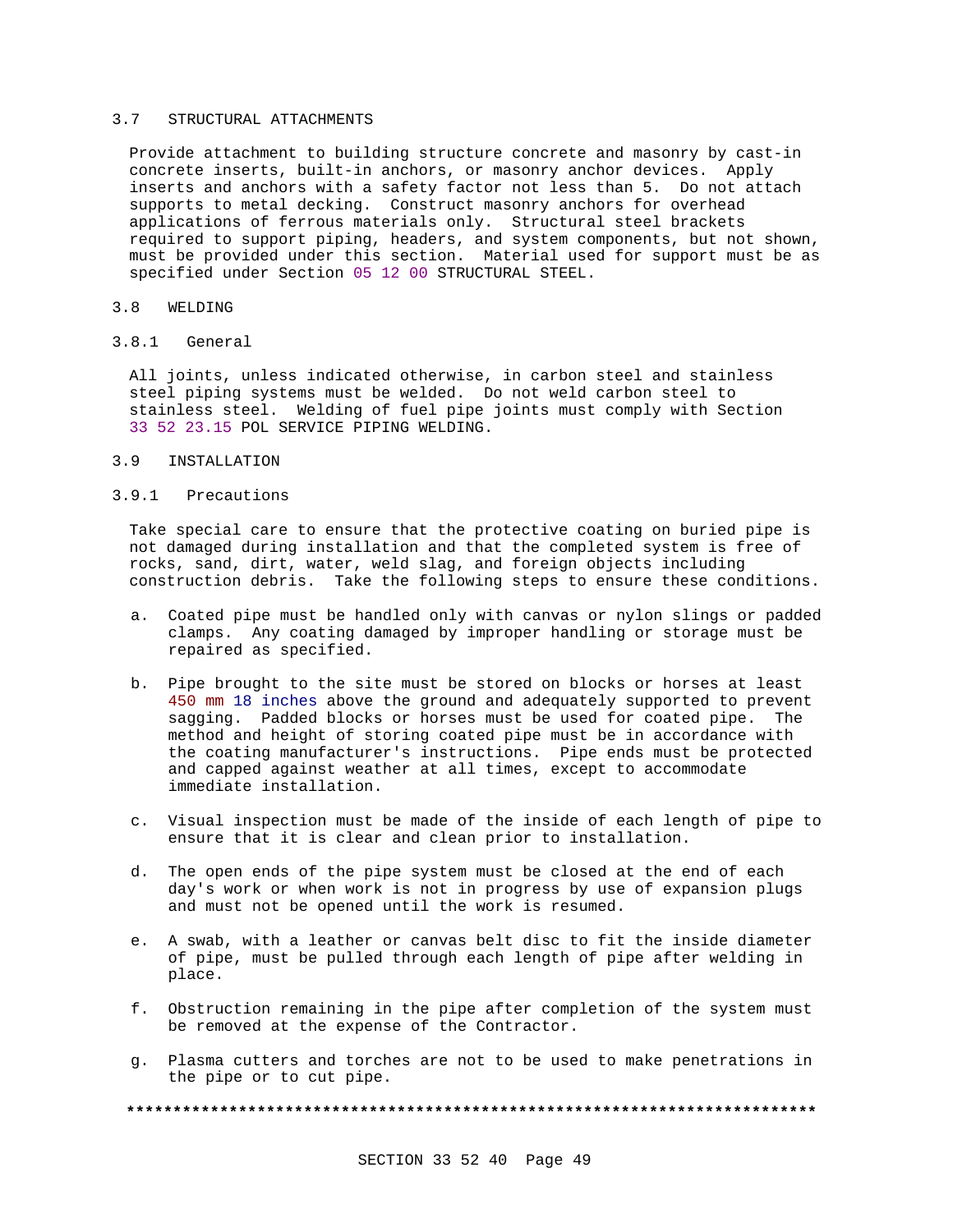## 3.7 STRUCTURAL ATTACHMENTS

Provide attachment to building structure concrete and masonry by cast-in concrete inserts, built-in anchors, or masonry anchor devices. Apply inserts and anchors with a safety factor not less than 5. Do not attach supports to metal decking. Construct masonry anchors for overhead applications of ferrous materials only. Structural steel brackets required to support piping, headers, and system components, but not shown, must be provided under this section. Material used for support must be as specified under Section 05 12 00 STRUCTURAL STEEL.

## 3.8 WELDING

### 3.8.1 General

All joints, unless indicated otherwise, in carbon steel and stainless steel piping systems must be welded. Do not weld carbon steel to stainless steel. Welding of fuel pipe joints must comply with Section 33 52 23.15 POL SERVICE PIPING WELDING.

## 3.9 INSTALLATION

### 3.9.1 Precautions

Take special care to ensure that the protective coating on buried pipe is not damaged during installation and that the completed system is free of rocks, sand, dirt, water, weld slag, and foreign objects including construction debris. Take the following steps to ensure these conditions.

a. Coated pipe must be handled only with canvas or nylon slings or padded clamps. Any coating damaged by improper handling or storage must be repaired as specified.

b. Pipe brought to the site must be stored on blocks or horses at least 450 mm 18 inches above the ground and adequately supported to prevent sagging. Padded blocks or horses must be used for coated pipe. The method and height of storing coated pipe must be in accordance with the coating manufacturer's instructions. Pipe ends must be protected and capped against weather at all times, except to accommodate immediate installation.

c. Visual inspection must be made of the inside of each length of pipe to ensure that it is clear and clean prior to installation.

d. The open ends of the pipe system must be closed at the end of each day's work or when work is not in progress by use of expansion plugs and must not be opened until the work is resumed.

e. A swab, with a leather or canvas belt disc to fit the inside diameter of pipe, must be pulled through each length of pipe after welding in place.

f. Obstruction remaining in the pipe after completion of the system must be removed at the expense of the Contractor.

g. Plasma cutters and torches are not to be used to make penetrations in the pipe or to cut pipe.

**************************************************************************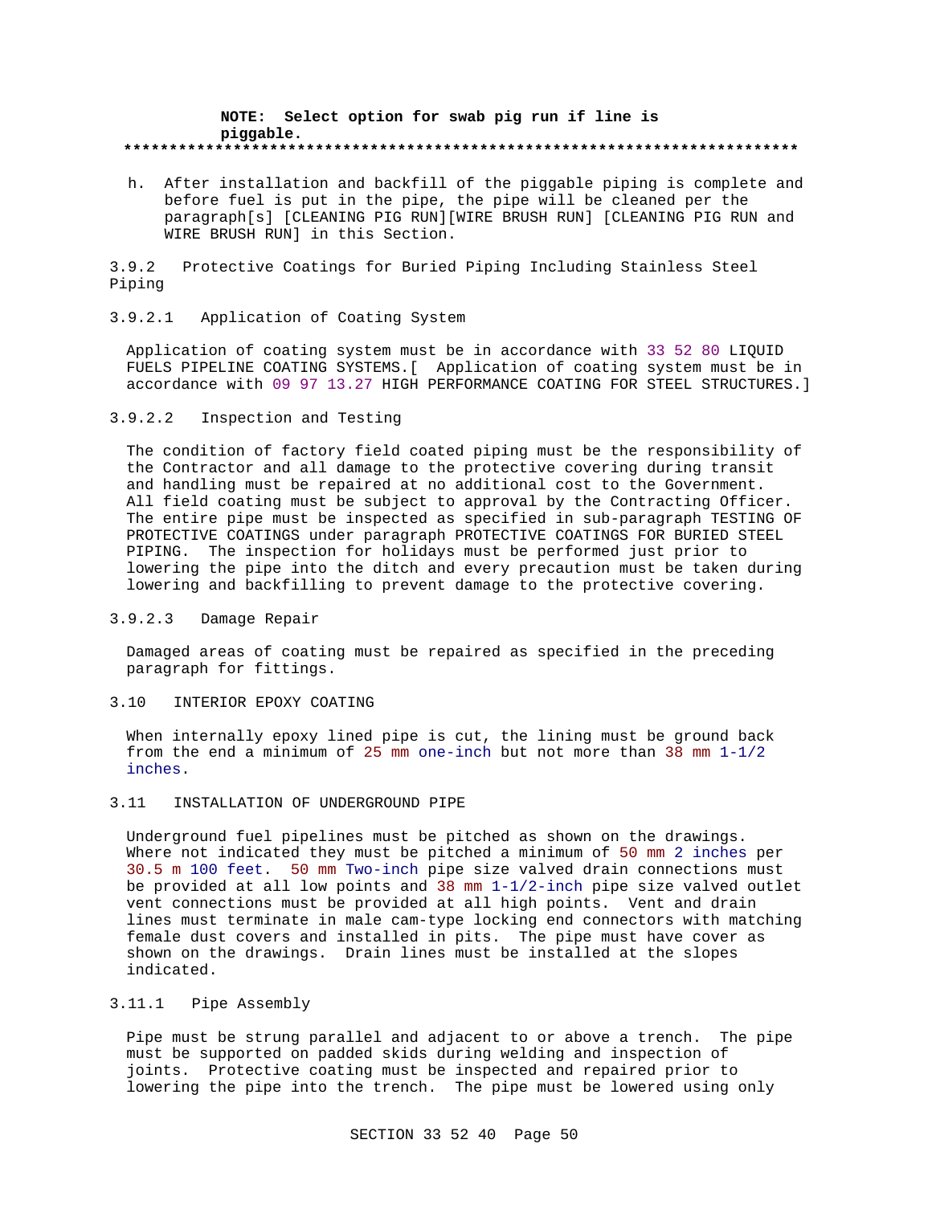**NOTE: Select option for swab pig run if line is piggable.**

**************************************************************************

h. After installation and backfill of the piggable piping is complete and before fuel is put in the pipe, the pipe will be cleaned per the paragraph[s] [CLEANING PIG RUN][WIRE BRUSH RUN] [CLEANING PIG RUN and WIRE BRUSH RUN] in this Section.

### 3.9.2 Protective Coatings for Buried Piping Including Stainless Steel Piping

#### 3.9.2.1 Application of Coating System

Application of coating system must be in accordance with 33 52 80 LIQUID FUELS PIPELINE COATING SYSTEMS.[ Application of coating system must be in accordance with 09 97 13.27 HIGH PERFORMANCE COATING FOR STEEL STRUCTURES.]

#### 3.9.2.2 Inspection and Testing

The condition of factory field coated piping must be the responsibility of the Contractor and all damage to the protective covering during transit and handling must be repaired at no additional cost to the Government. All field coating must be subject to approval by the Contracting Officer. The entire pipe must be inspected as specified in sub-paragraph TESTING OF PROTECTIVE COATINGS under paragraph PROTECTIVE COATINGS FOR BURIED STEEL PIPING. The inspection for holidays must be performed just prior to lowering the pipe into the ditch and every precaution must be taken during lowering and backfilling to prevent damage to the protective covering.

#### 3.9.2.3 Damage Repair

Damaged areas of coating must be repaired as specified in the preceding paragraph for fittings.

## 3.10 INTERIOR EPOXY COATING

When internally epoxy lined pipe is cut, the lining must be ground back from the end a minimum of 25 mm one-inch but not more than 38 mm 1-1/2 inches.

## 3.11 INSTALLATION OF UNDERGROUND PIPE

Underground fuel pipelines must be pitched as shown on the drawings. Where not indicated they must be pitched a minimum of 50 mm 2 inches per 30.5 m 100 feet. 50 mm Two-inch pipe size valved drain connections must be provided at all low points and 38 mm 1-1/2-inch pipe size valved outlet vent connections must be provided at all high points. Vent and drain lines must terminate in male cam-type locking end connectors with matching female dust covers and installed in pits. The pipe must have cover as shown on the drawings. Drain lines must be installed at the slopes indicated.

### 3.11.1 Pipe Assembly

Pipe must be strung parallel and adjacent to or above a trench. The pipe must be supported on padded skids during welding and inspection of joints. Protective coating must be inspected and repaired prior to lowering the pipe into the trench. The pipe must be lowered using only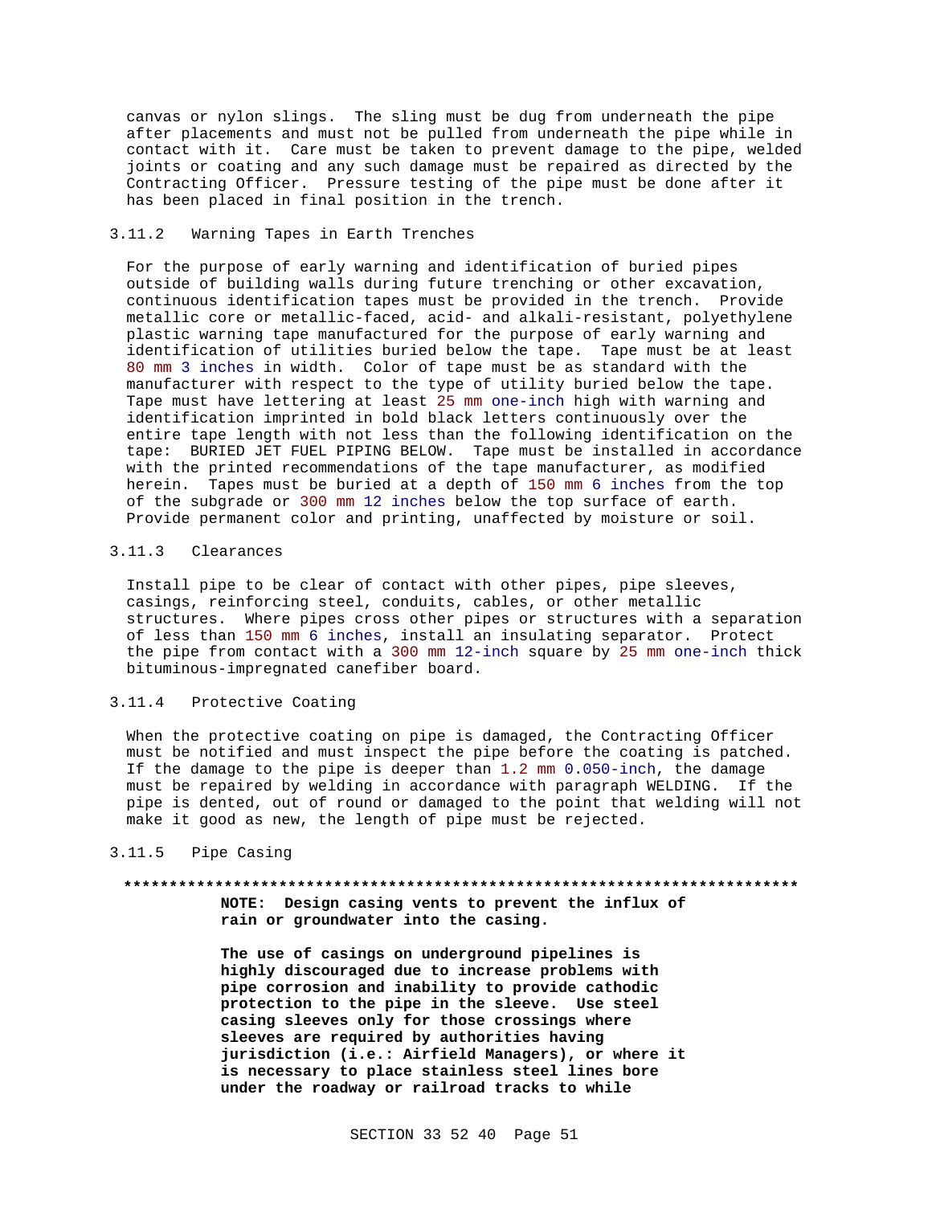canvas or nylon slings. The sling must be dug from underneath the pipe after placements and must not be pulled from underneath the pipe while in contact with it. Care must be taken to prevent damage to the pipe, welded joints or coating and any such damage must be repaired as directed by the Contracting Officer. Pressure testing of the pipe must be done after it has been placed in final position in the trench.

### 3.11.2 Warning Tapes in Earth Trenches

For the purpose of early warning and identification of buried pipes outside of building walls during future trenching or other excavation, continuous identification tapes must be provided in the trench. Provide metallic core or metallic-faced, acid- and alkali-resistant, polyethylene plastic warning tape manufactured for the purpose of early warning and identification of utilities buried below the tape. Tape must be at least 80 mm 3 inches in width. Color of tape must be as standard with the manufacturer with respect to the type of utility buried below the tape. Tape must have lettering at least 25 mm one-inch high with warning and identification imprinted in bold black letters continuously over the entire tape length with not less than the following identification on the tape: BURIED JET FUEL PIPING BELOW. Tape must be installed in accordance with the printed recommendations of the tape manufacturer, as modified herein. Tapes must be buried at a depth of 150 mm 6 inches from the top of the subgrade or 300 mm 12 inches below the top surface of earth. Provide permanent color and printing, unaffected by moisture or soil.

### 3.11.3 Clearances

Install pipe to be clear of contact with other pipes, pipe sleeves, casings, reinforcing steel, conduits, cables, or other metallic structures. Where pipes cross other pipes or structures with a separation of less than 150 mm 6 inches, install an insulating separator. Protect the pipe from contact with a 300 mm 12-inch square by 25 mm one-inch thick bituminous-impregnated canefiber board.

### 3.11.4 Protective Coating

When the protective coating on pipe is damaged, the Contracting Officer must be notified and must inspect the pipe before the coating is patched. If the damage to the pipe is deeper than 1.2 mm 0.050-inch, the damage must be repaired by welding in accordance with paragraph WELDING. If the pipe is dented, out of round or damaged to the point that welding will not make it good as new, the length of pipe must be rejected.

### 3.11.5 Pipe Casing

**************************************************************************

**NOTE: Design casing vents to prevent the influx of rain or groundwater into the casing.**

**The use of casings on underground pipelines is highly discouraged due to increase problems with pipe corrosion and inability to provide cathodic protection to the pipe in the sleeve. Use steel casing sleeves only for those crossings where sleeves are required by authorities having jurisdiction (i.e.: Airfield Managers), or where it is necessary to place stainless steel lines bore under the roadway or railroad tracks to while**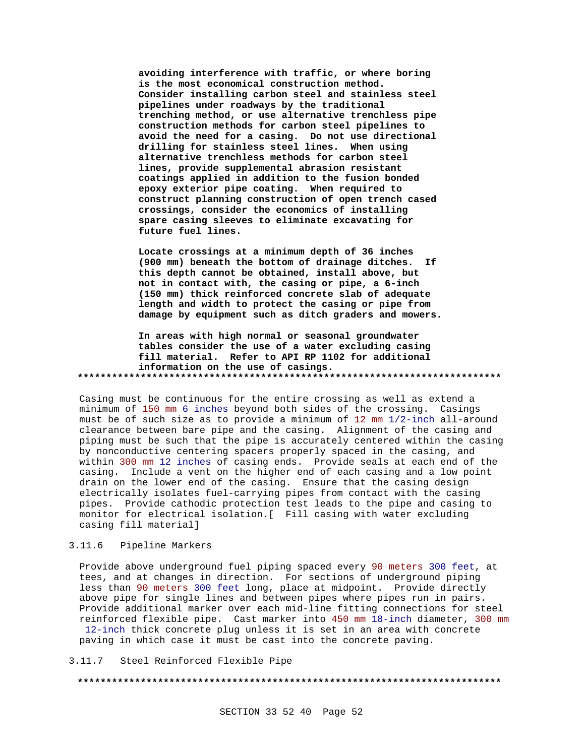**avoiding interference with traffic, or where boring is the most economical construction method. Consider installing carbon steel and stainless steel pipelines under roadways by the traditional trenching method, or use alternative trenchless pipe construction methods for carbon steel pipelines to avoid the need for a casing. Do not use directional drilling for stainless steel lines. When using alternative trenchless methods for carbon steel lines, provide supplemental abrasion resistant coatings applied in addition to the fusion bonded epoxy exterior pipe coating. When required to construct planning construction of open trench cased crossings, consider the economics of installing spare casing sleeves to eliminate excavating for future fuel lines.**

**Locate crossings at a minimum depth of 36 inches (900 mm) beneath the bottom of drainage ditches. If this depth cannot be obtained, install above, but not in contact with, the casing or pipe, a 6-inch (150 mm) thick reinforced concrete slab of adequate length and width to protect the casing or pipe from damage by equipment such as ditch graders and mowers.**

**In areas with high normal or seasonal groundwater tables consider the use of a water excluding casing fill material. Refer to API RP 1102 for additional information on the use of casings.**

**************************************************************************

Casing must be continuous for the entire crossing as well as extend a minimum of 150 mm 6 inches beyond both sides of the crossing. Casings must be of such size as to provide a minimum of 12 mm 1/2-inch all-around clearance between bare pipe and the casing. Alignment of the casing and piping must be such that the pipe is accurately centered within the casing by nonconductive centering spacers properly spaced in the casing, and within 300 mm 12 inches of casing ends. Provide seals at each end of the casing. Include a vent on the higher end of each casing and a low point drain on the lower end of the casing. Ensure that the casing design electrically isolates fuel-carrying pipes from contact with the casing pipes. Provide cathodic protection test leads to the pipe and casing to monitor for electrical isolation.[ Fill casing with water excluding casing fill material]

## 3.11.6 Pipeline Markers

Provide above underground fuel piping spaced every 90 meters 300 feet, at tees, and at changes in direction. For sections of underground piping less than 90 meters 300 feet long, place at midpoint. Provide directly above pipe for single lines and between pipes where pipes run in pairs. Provide additional marker over each mid-line fitting connections for steel reinforced flexible pipe. Cast marker into 450 mm 18-inch diameter, 300 mm 12-inch thick concrete plug unless it is set in an area with concrete paving in which case it must be cast into the concrete paving.

## 3.11.7 Steel Reinforced Flexible Pipe

**************************************************************************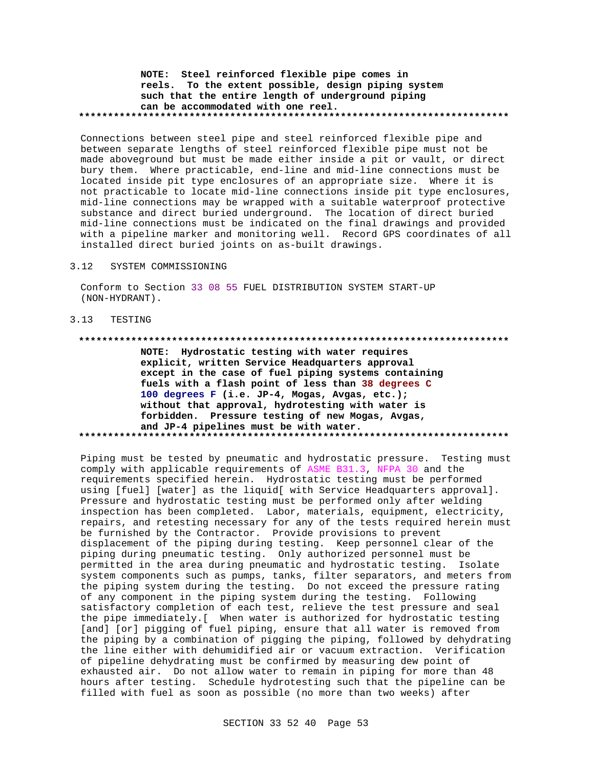**NOTE: Steel reinforced flexible pipe comes in reels. To the extent possible, design piping system such that the entire length of underground piping can be accommodated with one reel.**

**************************************************************************

Connections between steel pipe and steel reinforced flexible pipe and between separate lengths of steel reinforced flexible pipe must not be made aboveground but must be made either inside a pit or vault, or direct bury them. Where practicable, end-line and mid-line connections must be located inside pit type enclosures of an appropriate size. Where it is not practicable to locate mid-line connections inside pit type enclosures, mid-line connections may be wrapped with a suitable waterproof protective substance and direct buried underground. The location of direct buried mid-line connections must be indicated on the final drawings and provided with a pipeline marker and monitoring well. Record GPS coordinates of all installed direct buried joints on as-built drawings.

## 3.12 SYSTEM COMMISSIONING

Conform to Section 33 08 55 FUEL DISTRIBUTION SYSTEM START-UP (NON-HYDRANT).

## 3.13 TESTING

**************************************************************************

**NOTE: Hydrostatic testing with water requires explicit, written Service Headquarters approval except in the case of fuel piping systems containing fuels with a flash point of less than 38 degrees C 100 degrees F (i.e. JP-4, Mogas, Avgas, etc.); without that approval, hydrotesting with water is forbidden. Pressure testing of new Mogas, Avgas, and JP-4 pipelines must be with water.**

**************************************************************************

Piping must be tested by pneumatic and hydrostatic pressure. Testing must comply with applicable requirements of ASME B31.3, NFPA 30 and the requirements specified herein. Hydrostatic testing must be performed using [fuel] [water] as the liquid[ with Service Headquarters approval]. Pressure and hydrostatic testing must be performed only after welding inspection has been completed. Labor, materials, equipment, electricity, repairs, and retesting necessary for any of the tests required herein must be furnished by the Contractor. Provide provisions to prevent displacement of the piping during testing. Keep personnel clear of the piping during pneumatic testing. Only authorized personnel must be permitted in the area during pneumatic and hydrostatic testing. Isolate system components such as pumps, tanks, filter separators, and meters from the piping system during the testing. Do not exceed the pressure rating of any component in the piping system during the testing. Following satisfactory completion of each test, relieve the test pressure and seal the pipe immediately.[ When water is authorized for hydrostatic testing [and] [or] pigging of fuel piping, ensure that all water is removed from the piping by a combination of pigging the piping, followed by dehydrating the line either with dehumidified air or vacuum extraction. Verification of pipeline dehydrating must be confirmed by measuring dew point of exhausted air. Do not allow water to remain in piping for more than 48 hours after testing. Schedule hydrotesting such that the pipeline can be filled with fuel as soon as possible (no more than two weeks) after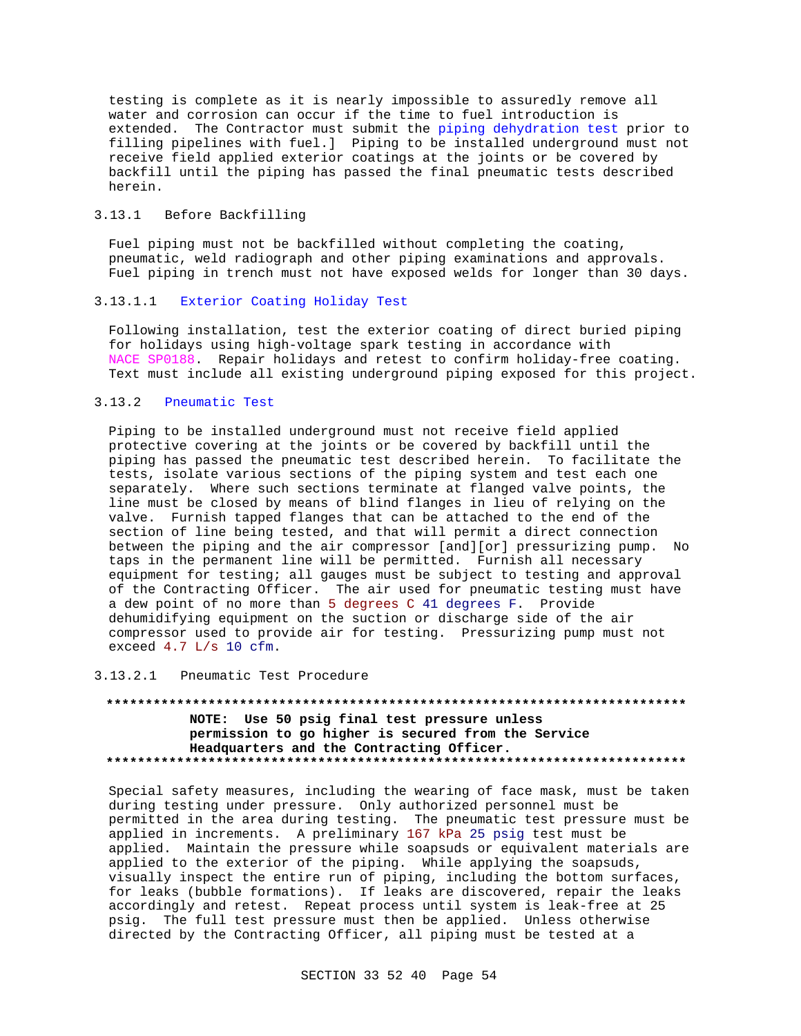testing is complete as it is nearly impossible to assuredly remove all water and corrosion can occur if the time to fuel introduction is extended. The Contractor must submit the piping dehydration test prior to filling pipelines with fuel.] Piping to be installed underground must not receive field applied exterior coatings at the joints or be covered by backfill until the piping has passed the final pneumatic tests described herein.

### 3.13.1 Before Backfilling

Fuel piping must not be backfilled without completing the coating, pneumatic, weld radiograph and other piping examinations and approvals. Fuel piping in trench must not have exposed welds for longer than 30 days.

#### 3.13.1.1 Exterior Coating Holiday Test

Following installation, test the exterior coating of direct buried piping for holidays using high-voltage spark testing in accordance with NACE SP0188. Repair holidays and retest to confirm holiday-free coating. Text must include all existing underground piping exposed for this project.

### 3.13.2 Pneumatic Test

Piping to be installed underground must not receive field applied protective covering at the joints or be covered by backfill until the piping has passed the pneumatic test described herein. To facilitate the tests, isolate various sections of the piping system and test each one separately. Where such sections terminate at flanged valve points, the line must be closed by means of blind flanges in lieu of relying on the valve. Furnish tapped flanges that can be attached to the end of the section of line being tested, and that will permit a direct connection between the piping and the air compressor [and][or] pressurizing pump. No taps in the permanent line will be permitted. Furnish all necessary equipment for testing; all gauges must be subject to testing and approval of the Contracting Officer. The air used for pneumatic testing must have a dew point of no more than 5 degrees C 41 degrees F. Provide dehumidifying equipment on the suction or discharge side of the air compressor used to provide air for testing. Pressurizing pump must not exceed 4.7 L/s 10 cfm.

#### 3.13.2.1 Pneumatic Test Procedure

**************************************************************************
**NOTE: Use 50 psig final test pressure unless permission to go higher is secured from the Service Headquarters and the Contracting Officer.**
**************************************************************************

Special safety measures, including the wearing of face mask, must be taken during testing under pressure. Only authorized personnel must be permitted in the area during testing. The pneumatic test pressure must be applied in increments. A preliminary 167 kPa 25 psig test must be applied. Maintain the pressure while soapsuds or equivalent materials are applied to the exterior of the piping. While applying the soapsuds, visually inspect the entire run of piping, including the bottom surfaces, for leaks (bubble formations). If leaks are discovered, repair the leaks accordingly and retest. Repeat process until system is leak-free at 25 psig. The full test pressure must then be applied. Unless otherwise directed by the Contracting Officer, all piping must be tested at a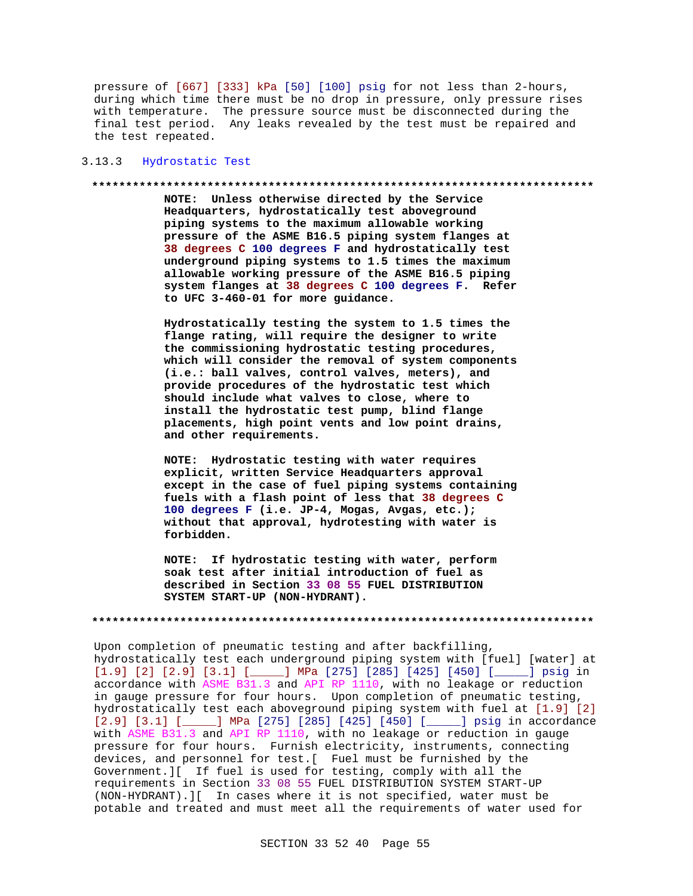pressure of [667] [333] kPa [50] [100] psig for not less than 2-hours, during which time there must be no drop in pressure, only pressure rises with temperature. The pressure source must be disconnected during the final test period. Any leaks revealed by the test must be repaired and the test repeated.

### 3.13.3 Hydrostatic Test

**************************************************************************

**NOTE: Unless otherwise directed by the Service Headquarters, hydrostatically test aboveground piping systems to the maximum allowable working pressure of the ASME B16.5 piping system flanges at 38 degrees C 100 degrees F and hydrostatically test underground piping systems to 1.5 times the maximum allowable working pressure of the ASME B16.5 piping system flanges at 38 degrees C 100 degrees F. Refer to UFC 3-460-01 for more guidance.**

**Hydrostatically testing the system to 1.5 times the flange rating, will require the designer to write the commissioning hydrostatic testing procedures, which will consider the removal of system components (i.e.: ball valves, control valves, meters), and provide procedures of the hydrostatic test which should include what valves to close, where to install the hydrostatic test pump, blind flange placements, high point vents and low point drains, and other requirements.**

**NOTE: Hydrostatic testing with water requires explicit, written Service Headquarters approval except in the case of fuel piping systems containing fuels with a flash point of less that 38 degrees C 100 degrees F (i.e. JP-4, Mogas, Avgas, etc.); without that approval, hydrotesting with water is forbidden.**

**NOTE: If hydrostatic testing with water, perform soak test after initial introduction of fuel as described in Section 33 08 55 FUEL DISTRIBUTION SYSTEM START-UP (NON-HYDRANT).**

**************************************************************************

Upon completion of pneumatic testing and after backfilling, hydrostatically test each underground piping system with [fuel] [water] at [1.9] [2] [2.9] [3.1] [_____] MPa [275] [285] [425] [450] [_____] psig in accordance with ASME B31.3 and API RP 1110, with no leakage or reduction in gauge pressure for four hours. Upon completion of pneumatic testing, hydrostatically test each aboveground piping system with fuel at [1.9] [2] [2.9] [3.1] [_____] MPa [275] [285] [425] [450] [_____] psig in accordance with ASME B31.3 and API RP 1110, with no leakage or reduction in gauge pressure for four hours. Furnish electricity, instruments, connecting devices, and personnel for test.[ Fuel must be furnished by the Government.][ If fuel is used for testing, comply with all the requirements in Section 33 08 55 FUEL DISTRIBUTION SYSTEM START-UP (NON-HYDRANT).][ In cases where it is not specified, water must be potable and treated and must meet all the requirements of water used for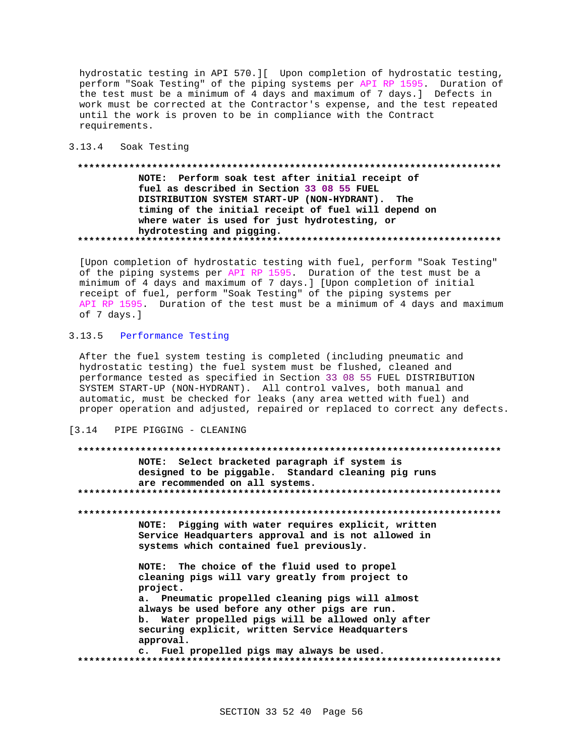hydrostatic testing in API 570.][ Upon completion of hydrostatic testing, perform "Soak Testing" of the piping systems per API RP 1595. Duration of the test must be a minimum of 4 days and maximum of 7 days.] Defects in work must be corrected at the Contractor's expense, and the test repeated until the work is proven to be in compliance with the Contract requirements.

### 3.13.4 Soak Testing

**************************************************************************

**NOTE: Perform soak test after initial receipt of fuel as described in Section 33 08 55 FUEL DISTRIBUTION SYSTEM START-UP (NON-HYDRANT). The timing of the initial receipt of fuel will depend on where water is used for just hydrotesting, or hydrotesting and pigging.**

**************************************************************************

[Upon completion of hydrostatic testing with fuel, perform "Soak Testing" of the piping systems per API RP 1595. Duration of the test must be a minimum of 4 days and maximum of 7 days.] [Upon completion of initial receipt of fuel, perform "Soak Testing" of the piping systems per API RP 1595. Duration of the test must be a minimum of 4 days and maximum of 7 days.]

### 3.13.5 Performance Testing

After the fuel system testing is completed (including pneumatic and hydrostatic testing) the fuel system must be flushed, cleaned and performance tested as specified in Section 33 08 55 FUEL DISTRIBUTION SYSTEM START-UP (NON-HYDRANT). All control valves, both manual and automatic, must be checked for leaks (any area wetted with fuel) and proper operation and adjusted, repaired or replaced to correct any defects.

## [3.14 PIPE PIGGING - CLEANING

**************************************************************************

**NOTE: Select bracketed paragraph if system is designed to be piggable. Standard cleaning pig runs are recommended on all systems.**

**************************************************************************

**************************************************************************

**NOTE: Pigging with water requires explicit, written Service Headquarters approval and is not allowed in systems which contained fuel previously.**

**NOTE: The choice of the fluid used to propel cleaning pigs will vary greatly from project to project.**
**a. Pneumatic propelled cleaning pigs will almost always be used before any other pigs are run.**
**b. Water propelled pigs will be allowed only after securing explicit, written Service Headquarters approval.**
**c. Fuel propelled pigs may always be used.**

**************************************************************************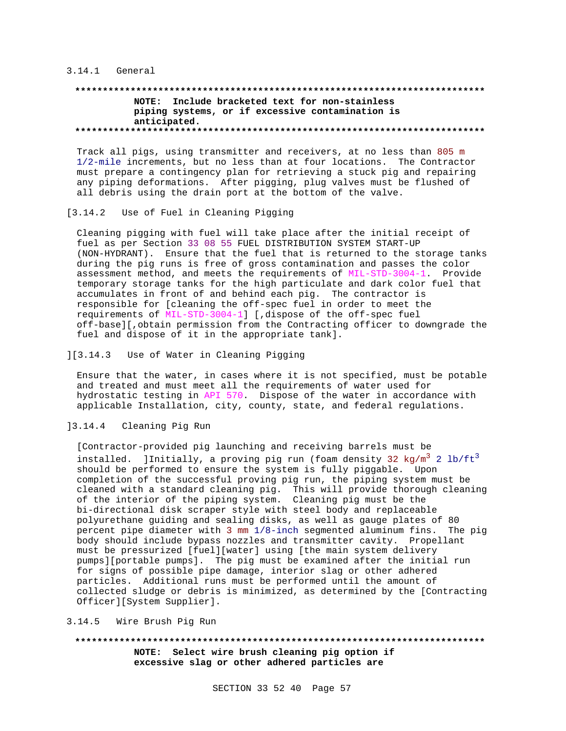### 3.14.1 General

**************************************************************************

**NOTE: Include bracketed text for non-stainless piping systems, or if excessive contamination is anticipated.**

**************************************************************************

Track all pigs, using transmitter and receivers, at no less than 805 m 1/2-mile increments, but no less than at four locations. The Contractor must prepare a contingency plan for retrieving a stuck pig and repairing any piping deformations. After pigging, plug valves must be flushed of all debris using the drain port at the bottom of the valve.

[3.14.2 Use of Fuel in Cleaning Pigging

Cleaning pigging with fuel will take place after the initial receipt of fuel as per Section 33 08 55 FUEL DISTRIBUTION SYSTEM START-UP (NON-HYDRANT). Ensure that the fuel that is returned to the storage tanks during the pig runs is free of gross contamination and passes the color assessment method, and meets the requirements of MIL-STD-3004-1. Provide temporary storage tanks for the high particulate and dark color fuel that accumulates in front of and behind each pig. The contractor is responsible for [cleaning the off-spec fuel in order to meet the requirements of MIL-STD-3004-1] [,dispose of the off-spec fuel off-base][,obtain permission from the Contracting officer to downgrade the fuel and dispose of it in the appropriate tank].

][3.14.3 Use of Water in Cleaning Pigging

Ensure that the water, in cases where it is not specified, must be potable and treated and must meet all the requirements of water used for hydrostatic testing in API 570. Dispose of the water in accordance with applicable Installation, city, county, state, and federal regulations.

]3.14.4 Cleaning Pig Run

[Contractor-provided pig launching and receiving barrels must be installed. ]Initially, a proving pig run (foam density 32 $kg/m^3$ 2 $lb/ft^3$ should be performed to ensure the system is fully piggable. Upon completion of the successful proving pig run, the piping system must be cleaned with a standard cleaning pig. This will provide thorough cleaning of the interior of the piping system. Cleaning pig must be the bi-directional disk scraper style with steel body and replaceable polyurethane guiding and sealing disks, as well as gauge plates of 80 percent pipe diameter with 3 mm 1/8-inch segmented aluminum fins. The pig body should include bypass nozzles and transmitter cavity. Propellant must be pressurized [fuel][water] using [the main system delivery pumps][portable pumps]. The pig must be examined after the initial run for signs of possible pipe damage, interior slag or other adhered particles. Additional runs must be performed until the amount of collected sludge or debris is minimized, as determined by the [Contracting Officer][System Supplier].

### 3.14.5 Wire Brush Pig Run

**************************************************************************

**NOTE: Select wire brush cleaning pig option if excessive slag or other adhered particles are**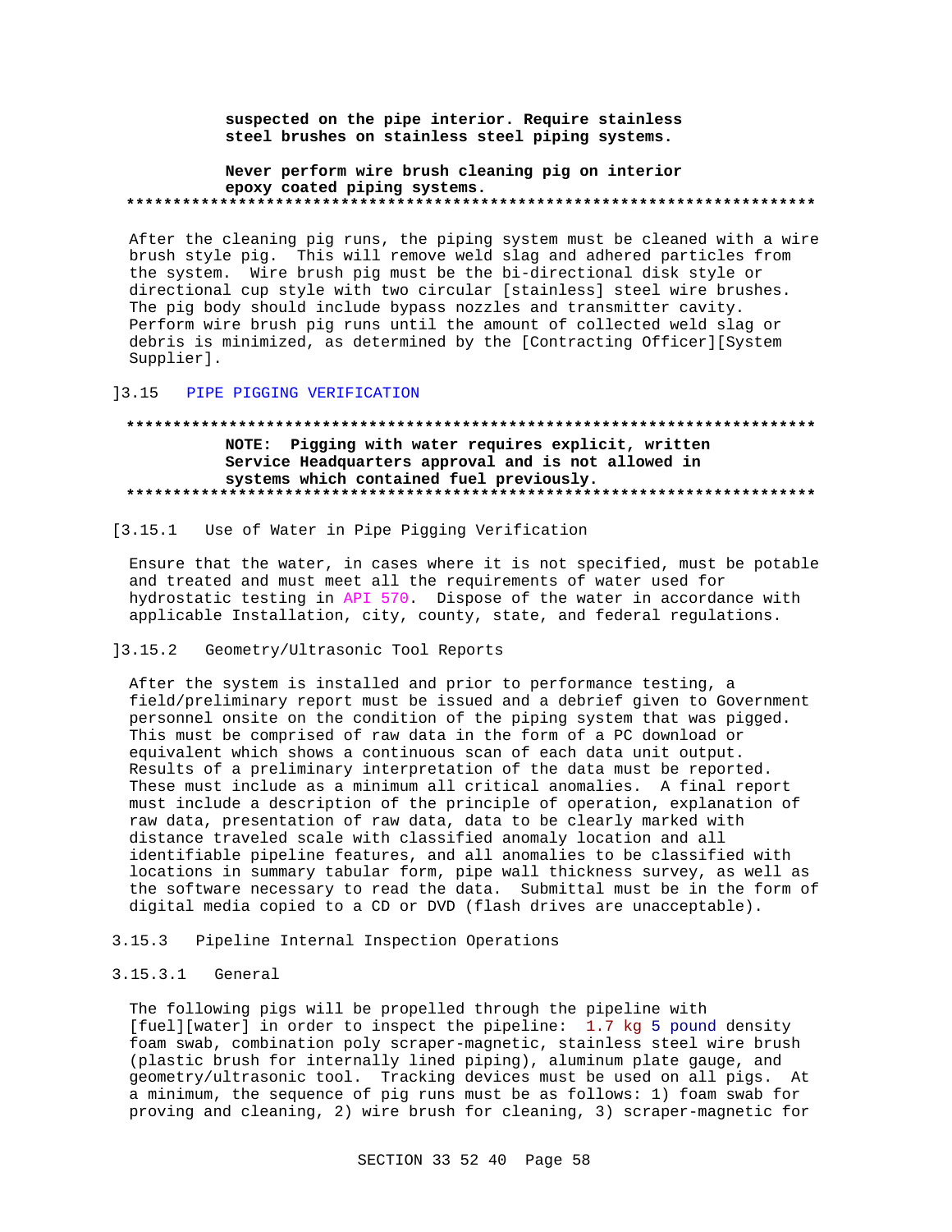**suspected on the pipe interior. Require stainless steel brushes on stainless steel piping systems.**

**Never perform wire brush cleaning pig on interior epoxy coated piping systems.**

**************************************************************************

After the cleaning pig runs, the piping system must be cleaned with a wire brush style pig. This will remove weld slag and adhered particles from the system. Wire brush pig must be the bi-directional disk style or directional cup style with two circular [stainless] steel wire brushes. The pig body should include bypass nozzles and transmitter cavity. Perform wire brush pig runs until the amount of collected weld slag or debris is minimized, as determined by the [Contracting Officer][System Supplier].

]3.15 PIPE PIGGING VERIFICATION

**************************************************************************

**NOTE: Pigging with water requires explicit, written Service Headquarters approval and is not allowed in systems which contained fuel previously.**

**************************************************************************

[3.15.1 Use of Water in Pipe Pigging Verification

Ensure that the water, in cases where it is not specified, must be potable and treated and must meet all the requirements of water used for hydrostatic testing in API 570. Dispose of the water in accordance with applicable Installation, city, county, state, and federal regulations.

]3.15.2 Geometry/Ultrasonic Tool Reports

After the system is installed and prior to performance testing, a field/preliminary report must be issued and a debrief given to Government personnel onsite on the condition of the piping system that was pigged. This must be comprised of raw data in the form of a PC download or equivalent which shows a continuous scan of each data unit output. Results of a preliminary interpretation of the data must be reported. These must include as a minimum all critical anomalies. A final report must include a description of the principle of operation, explanation of raw data, presentation of raw data, data to be clearly marked with distance traveled scale with classified anomaly location and all identifiable pipeline features, and all anomalies to be classified with locations in summary tabular form, pipe wall thickness survey, as well as the software necessary to read the data. Submittal must be in the form of digital media copied to a CD or DVD (flash drives are unacceptable).

3.15.3 Pipeline Internal Inspection Operations

3.15.3.1 General

The following pigs will be propelled through the pipeline with [fuel][water] in order to inspect the pipeline: 1.7 kg 5 pound density foam swab, combination poly scraper-magnetic, stainless steel wire brush (plastic brush for internally lined piping), aluminum plate gauge, and geometry/ultrasonic tool. Tracking devices must be used on all pigs. At a minimum, the sequence of pig runs must be as follows: 1) foam swab for proving and cleaning, 2) wire brush for cleaning, 3) scraper-magnetic for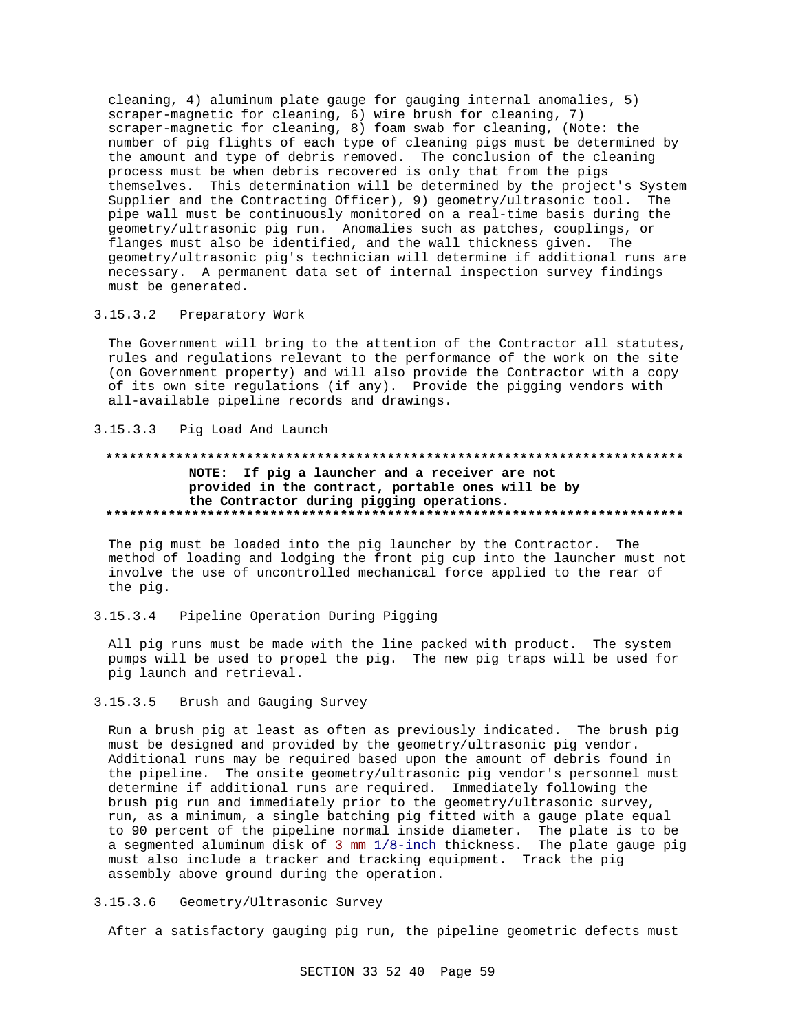cleaning, 4) aluminum plate gauge for gauging internal anomalies, 5) scraper-magnetic for cleaning, 6) wire brush for cleaning, 7) scraper-magnetic for cleaning, 8) foam swab for cleaning, (Note: the number of pig flights of each type of cleaning pigs must be determined by the amount and type of debris removed. The conclusion of the cleaning process must be when debris recovered is only that from the pigs themselves. This determination will be determined by the project's System Supplier and the Contracting Officer), 9) geometry/ultrasonic tool. The pipe wall must be continuously monitored on a real-time basis during the geometry/ultrasonic pig run. Anomalies such as patches, couplings, or flanges must also be identified, and the wall thickness given. The geometry/ultrasonic pig's technician will determine if additional runs are necessary. A permanent data set of internal inspection survey findings must be generated.

#### 3.15.3.2 Preparatory Work

The Government will bring to the attention of the Contractor all statutes, rules and regulations relevant to the performance of the work on the site (on Government property) and will also provide the Contractor with a copy of its own site regulations (if any). Provide the pigging vendors with all-available pipeline records and drawings.

#### 3.15.3.3 Pig Load And Launch

**************************************************************************

**NOTE: If pig a launcher and a receiver are not provided in the contract, portable ones will be by the Contractor during pigging operations.**

**************************************************************************

The pig must be loaded into the pig launcher by the Contractor. The method of loading and lodging the front pig cup into the launcher must not involve the use of uncontrolled mechanical force applied to the rear of the pig.

#### 3.15.3.4 Pipeline Operation During Pigging

All pig runs must be made with the line packed with product. The system pumps will be used to propel the pig. The new pig traps will be used for pig launch and retrieval.

#### 3.15.3.5 Brush and Gauging Survey

Run a brush pig at least as often as previously indicated. The brush pig must be designed and provided by the geometry/ultrasonic pig vendor. Additional runs may be required based upon the amount of debris found in the pipeline. The onsite geometry/ultrasonic pig vendor's personnel must determine if additional runs are required. Immediately following the brush pig run and immediately prior to the geometry/ultrasonic survey, run, as a minimum, a single batching pig fitted with a gauge plate equal to 90 percent of the pipeline normal inside diameter. The plate is to be a segmented aluminum disk of 3 mm 1/8-inch thickness. The plate gauge pig must also include a tracker and tracking equipment. Track the pig assembly above ground during the operation.

#### 3.15.3.6 Geometry/Ultrasonic Survey

After a satisfactory gauging pig run, the pipeline geometric defects must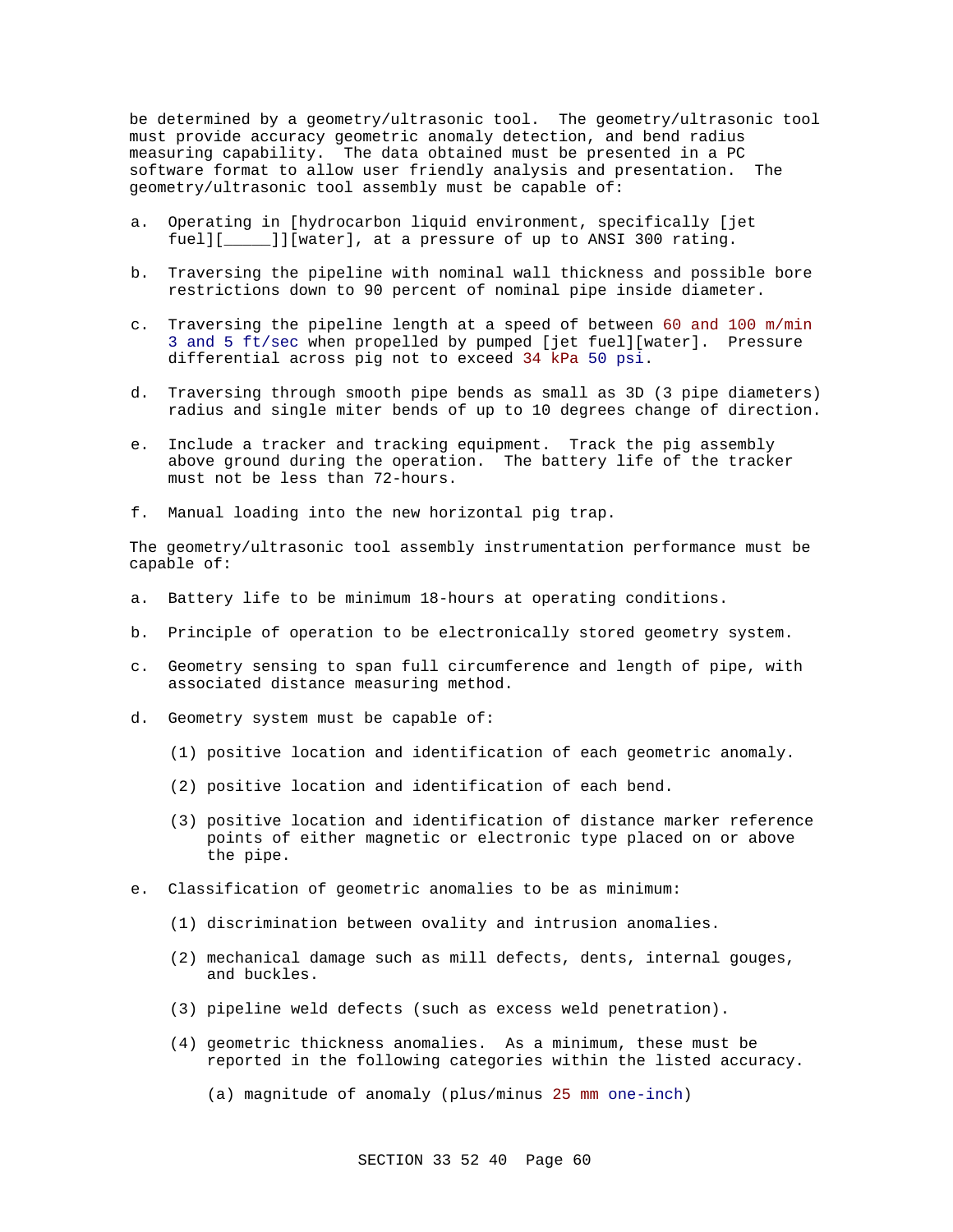be determined by a geometry/ultrasonic tool. The geometry/ultrasonic tool must provide accuracy geometric anomaly detection, and bend radius measuring capability. The data obtained must be presented in a PC software format to allow user friendly analysis and presentation. The geometry/ultrasonic tool assembly must be capable of:

a. Operating in [hydrocarbon liquid environment, specifically [jet fuel][_____]][water], at a pressure of up to ANSI 300 rating.

b. Traversing the pipeline with nominal wall thickness and possible bore restrictions down to 90 percent of nominal pipe inside diameter.

c. Traversing the pipeline length at a speed of between 60 and 100 m/min 3 and 5 ft/sec when propelled by pumped [jet fuel][water]. Pressure differential across pig not to exceed 34 kPa 50 psi.

d. Traversing through smooth pipe bends as small as 3D (3 pipe diameters) radius and single miter bends of up to 10 degrees change of direction.

e. Include a tracker and tracking equipment. Track the pig assembly above ground during the operation. The battery life of the tracker must not be less than 72-hours.

f. Manual loading into the new horizontal pig trap.

The geometry/ultrasonic tool assembly instrumentation performance must be capable of:

a. Battery life to be minimum 18-hours at operating conditions.

b. Principle of operation to be electronically stored geometry system.

c. Geometry sensing to span full circumference and length of pipe, with associated distance measuring method.

d. Geometry system must be capable of:

    (1) positive location and identification of each geometric anomaly.

    (2) positive location and identification of each bend.

    (3) positive location and identification of distance marker reference points of either magnetic or electronic type placed on or above the pipe.

e. Classification of geometric anomalies to be as minimum:

    (1) discrimination between ovality and intrusion anomalies.

    (2) mechanical damage such as mill defects, dents, internal gouges, and buckles.

    (3) pipeline weld defects (such as excess weld penetration).

    (4) geometric thickness anomalies. As a minimum, these must be reported in the following categories within the listed accuracy.

        (a) magnitude of anomaly (plus/minus 25 mm one-inch)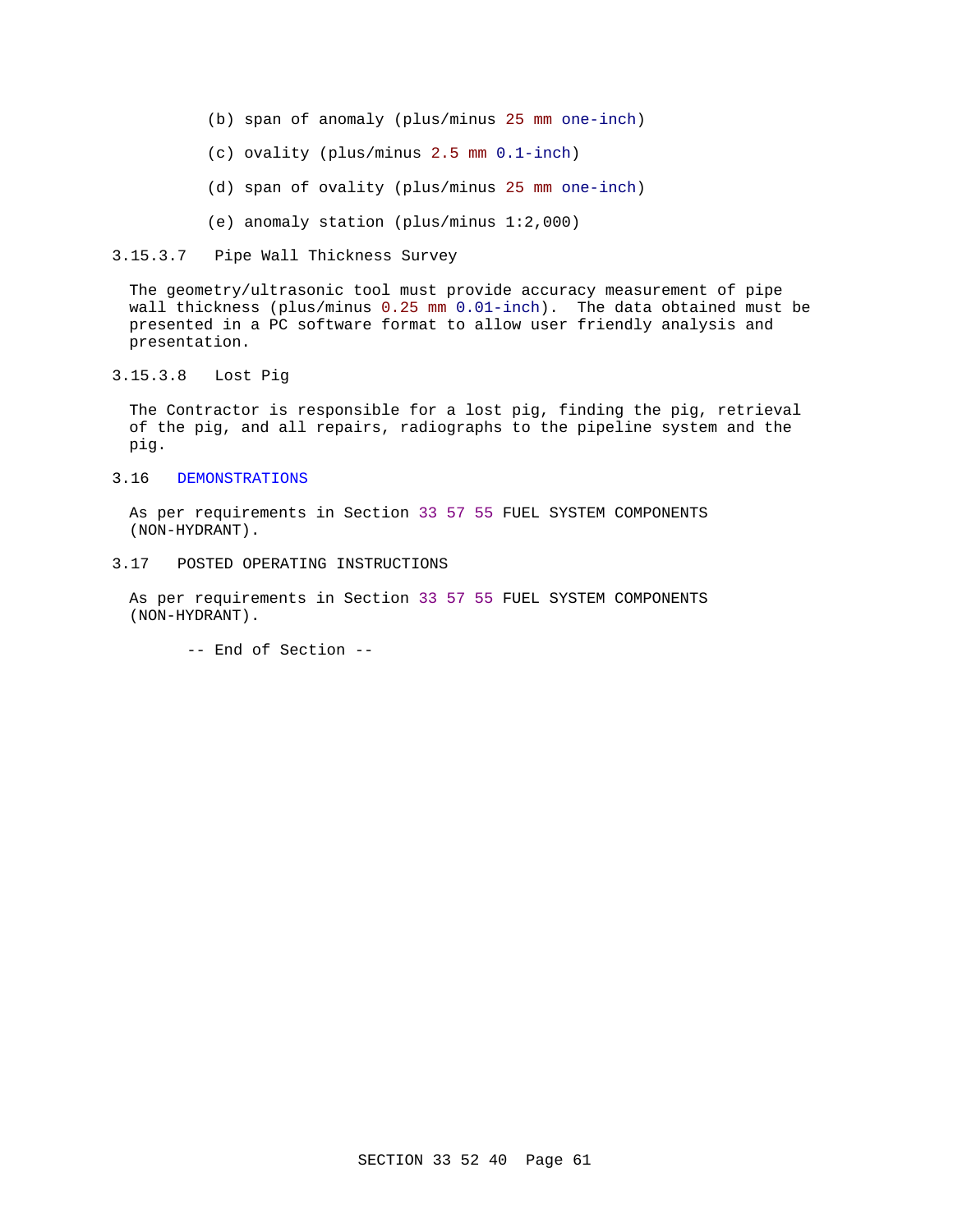(b) span of anomaly (plus/minus 25 mm one-inch)

(c) ovality (plus/minus 2.5 mm 0.1-inch)

(d) span of ovality (plus/minus 25 mm one-inch)

(e) anomaly station (plus/minus 1:2,000)

#### 3.15.3.7 Pipe Wall Thickness Survey

The geometry/ultrasonic tool must provide accuracy measurement of pipe wall thickness (plus/minus 0.25 mm 0.01-inch). The data obtained must be presented in a PC software format to allow user friendly analysis and presentation.

#### 3.15.3.8 Lost Pig

The Contractor is responsible for a lost pig, finding the pig, retrieval of the pig, and all repairs, radiographs to the pipeline system and the pig.

## 3.16 DEMONSTRATIONS

As per requirements in Section 33 57 55 FUEL SYSTEM COMPONENTS (NON-HYDRANT).

## 3.17 POSTED OPERATING INSTRUCTIONS

As per requirements in Section 33 57 55 FUEL SYSTEM COMPONENTS (NON-HYDRANT).

-- End of Section --